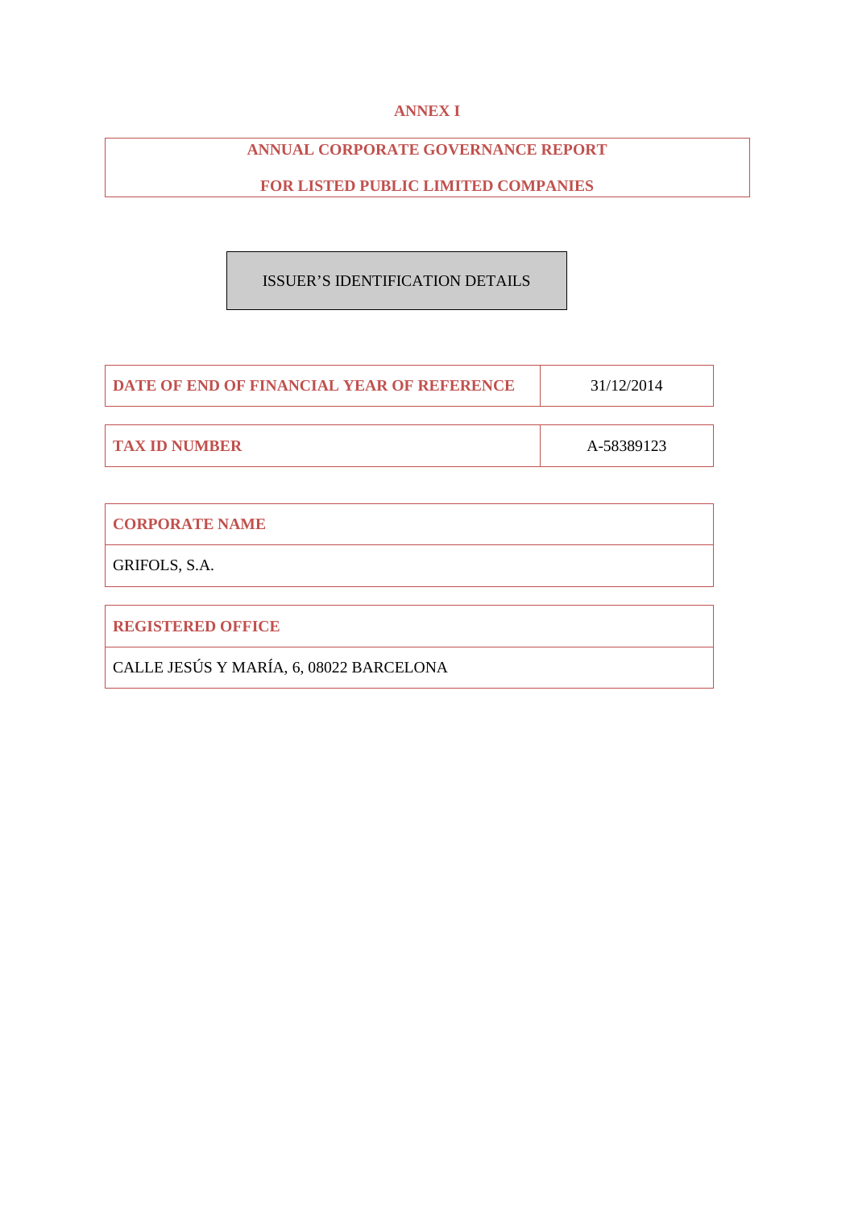# ANNEX I

## ANNUAL CORPORATE GOVERNANCE REPORT

## FOR LISTED PUBLIC LIMITED COMPANIES

### ISSUER'S IDENTIFICATION DETAILS

| DATE OF END OF FINANCIAL YEAR OF REFERENCE | 31/12/2014 |
| --- | --- |

| TAX ID NUMBER | A-58389123 |
| --- | --- |

| CORPORATE NAME |
| --- |
| GRIFOLS, S.A. |

| REGISTERED OFFICE |
| --- |
| CALLE JESÚS Y MARÍA, 6, 08022 BARCELONA |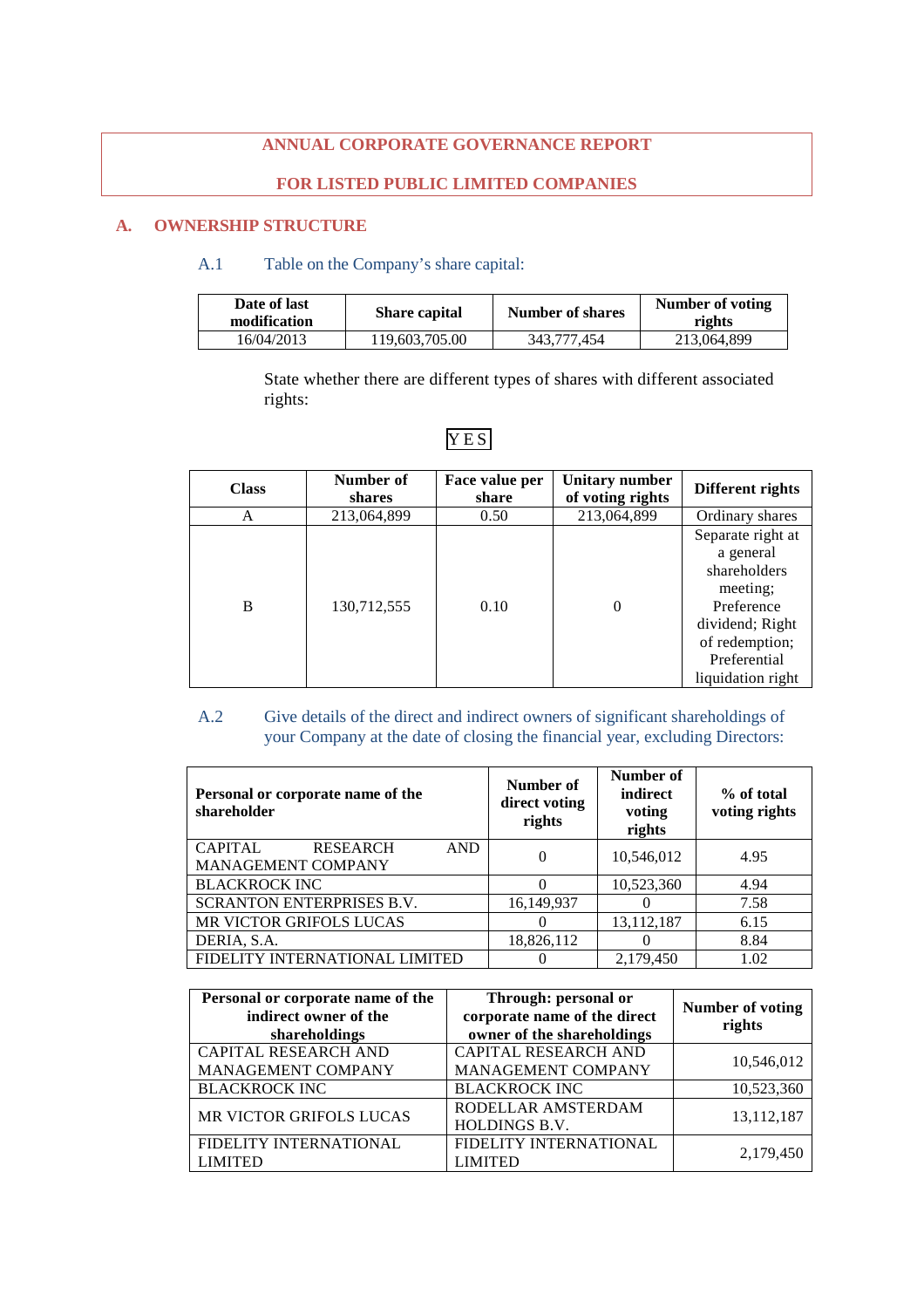# ANNUAL CORPORATE GOVERNANCE REPORT

# FOR LISTED PUBLIC LIMITED COMPANIES

## A. OWNERSHIP STRUCTURE

### A.1 Table on the Company's share capital:

| Date of last modification | Share capital | Number of shares | Number of voting rights |
|---|---|---|---|
| 16/04/2013 | 119,603,705.00 | 343,777,454 | 213,064,899 |

State whether there are different types of shares with different associated rights:

YES

| Class | Number of shares | Face value per share | Unitary number of voting rights | Different rights |
|---|---|---|---|---|
| A | 213,064,899 | 0.50 | 213,064,899 | Ordinary shares |
| B | 130,712,555 | 0.10 | 0 | Separate right at a general shareholders meeting; Preference dividend; Right of redemption; Preferential liquidation right |

### A.2 Give details of the direct and indirect owners of significant shareholdings of your Company at the date of closing the financial year, excluding Directors:

| Personal or corporate name of the shareholder | Number of direct voting rights | Number of indirect voting rights | % of total voting rights |
|---|---|---|---|
| CAPITAL RESEARCH AND MANAGEMENT COMPANY | 0 | 10,546,012 | 4.95 |
| BLACKROCK INC | 0 | 10,523,360 | 4.94 |
| SCRANTON ENTERPRISES B.V. | 16,149,937 | 0 | 7.58 |
| MR VICTOR GRIFOLS LUCAS | 0 | 13,112,187 | 6.15 |
| DERIA, S.A. | 18,826,112 | 0 | 8.84 |
| FIDELITY INTERNATIONAL LIMITED | 0 | 2,179,450 | 1.02 |

| Personal or corporate name of the indirect owner of the shareholdings | Through: personal or corporate name of the direct owner of the shareholdings | Number of voting rights |
|---|---|---|
| CAPITAL RESEARCH AND MANAGEMENT COMPANY | CAPITAL RESEARCH AND MANAGEMENT COMPANY | 10,546,012 |
| BLACKROCK INC | BLACKROCK INC | 10,523,360 |
| MR VICTOR GRIFOLS LUCAS | RODELLAR AMSTERDAM HOLDINGS B.V. | 13,112,187 |
| FIDELITY INTERNATIONAL LIMITED | FIDELITY INTERNATIONAL LIMITED | 2,179,450 |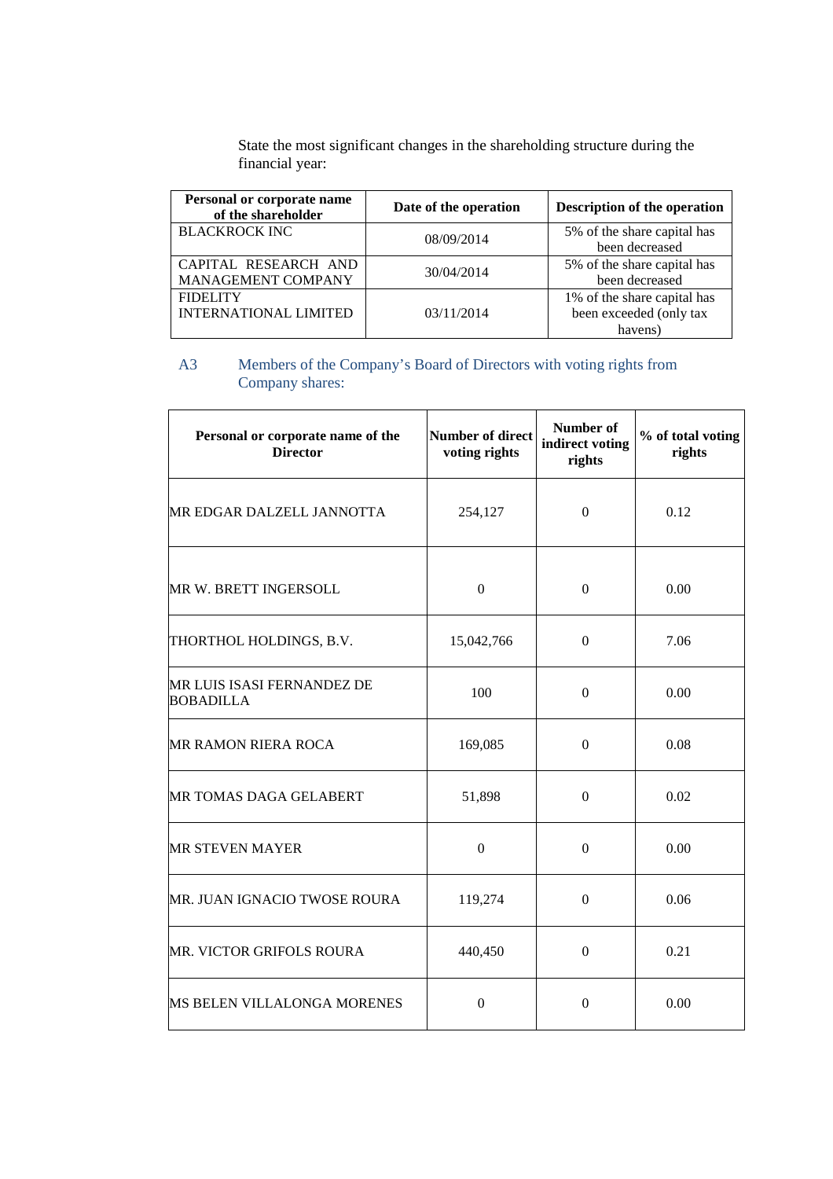State the most significant changes in the shareholding structure during the financial year:

| Personal or corporate name of the shareholder | Date of the operation | Description of the operation |
|---|---|---|
| BLACKROCK INC | 08/09/2014 | 5% of the share capital has been decreased |
| CAPITAL RESEARCH AND MANAGEMENT COMPANY | 30/04/2014 | 5% of the share capital has been decreased |
| FIDELITY INTERNATIONAL LIMITED | 03/11/2014 | 1% of the share capital has been exceeded (only tax havens) |

### A3 Members of the Company's Board of Directors with voting rights from Company shares:

| Personal or corporate name of the Director | Number of direct voting rights | Number of indirect voting rights | % of total voting rights |
|---|---|---|---|
| MR EDGAR DALZELL JANNOTTA | 254,127 | 0 | 0.12 |
| MR W. BRETT INGERSOLL | 0 | 0 | 0.00 |
| THORTHOL HOLDINGS, B.V. | 15,042,766 | 0 | 7.06 |
| MR LUIS ISASI FERNANDEZ DE BOBADILLA | 100 | 0 | 0.00 |
| MR RAMON RIERA ROCA | 169,085 | 0 | 0.08 |
| MR TOMAS DAGA GELABERT | 51,898 | 0 | 0.02 |
| MR STEVEN MAYER | 0 | 0 | 0.00 |
| MR. JUAN IGNACIO TWOSE ROURA | 119,274 | 0 | 0.06 |
| MR. VICTOR GRIFOLS ROURA | 440,450 | 0 | 0.21 |
| MS BELEN VILLALONGA MORENES | 0 | 0 | 0.00 |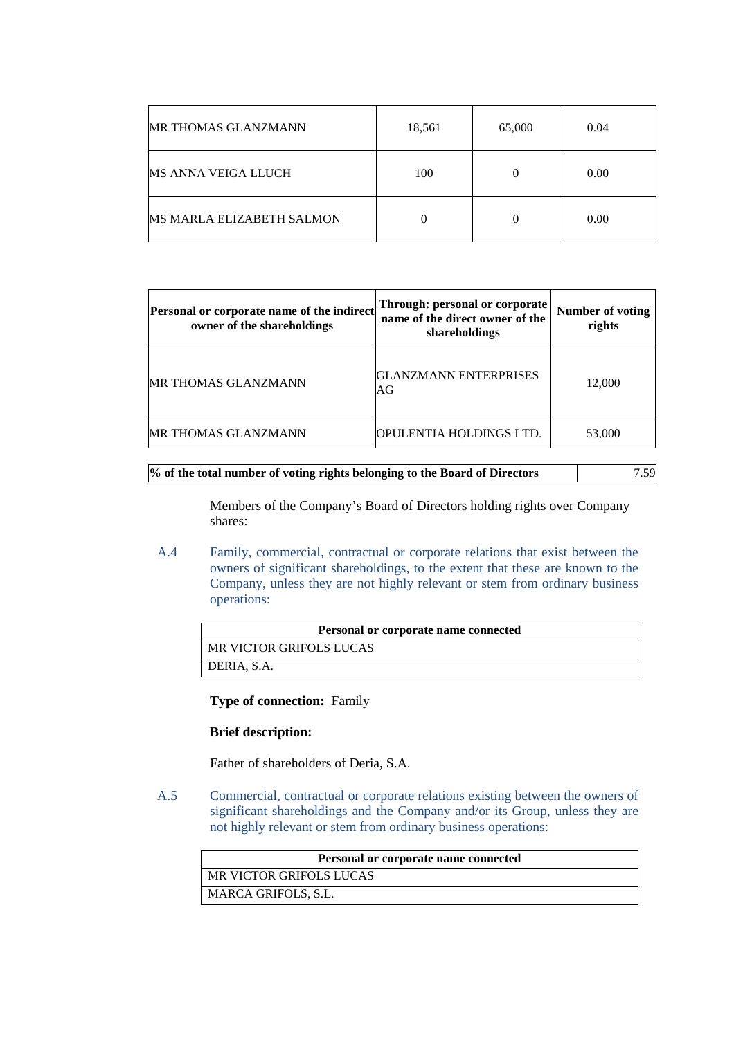| | | | |
|---|---|---|---|
| MR THOMAS GLANZMANN | 18,561 | 65,000 | 0.04 |
| MS ANNA VEIGA LLUCH | 100 | 0 | 0.00 |
| MS MARLA ELIZABETH SALMON | 0 | 0 | 0.00 |

| Personal or corporate name of the indirect owner of the shareholdings | Through: personal or corporate name of the direct owner of the shareholdings | Number of voting rights |
|---|---|---|
| MR THOMAS GLANZMANN | GLANZMANN ENTERPRISES AG | 12,000 |
| MR THOMAS GLANZMANN | OPULENTIA HOLDINGS LTD. | 53,000 |

| | |
|---|---|
| **% of the total number of voting rights belonging to the Board of Directors** | 7.59 |

Members of the Company's Board of Directors holding rights over Company shares:

A.4 Family, commercial, contractual or corporate relations that exist between the owners of significant shareholdings, to the extent that these are known to the Company, unless they are not highly relevant or stem from ordinary business operations:

| Personal or corporate name connected |
|---|
| MR VICTOR GRIFOLS LUCAS |
| DERIA, S.A. |

**Type of connection:** Family

**Brief description:**

Father of shareholders of Deria, S.A.

A.5 Commercial, contractual or corporate relations existing between the owners of significant shareholdings and the Company and/or its Group, unless they are not highly relevant or stem from ordinary business operations:

| Personal or corporate name connected |
|---|
| MR VICTOR GRIFOLS LUCAS |
| MARCA GRIFOLS, S.L. |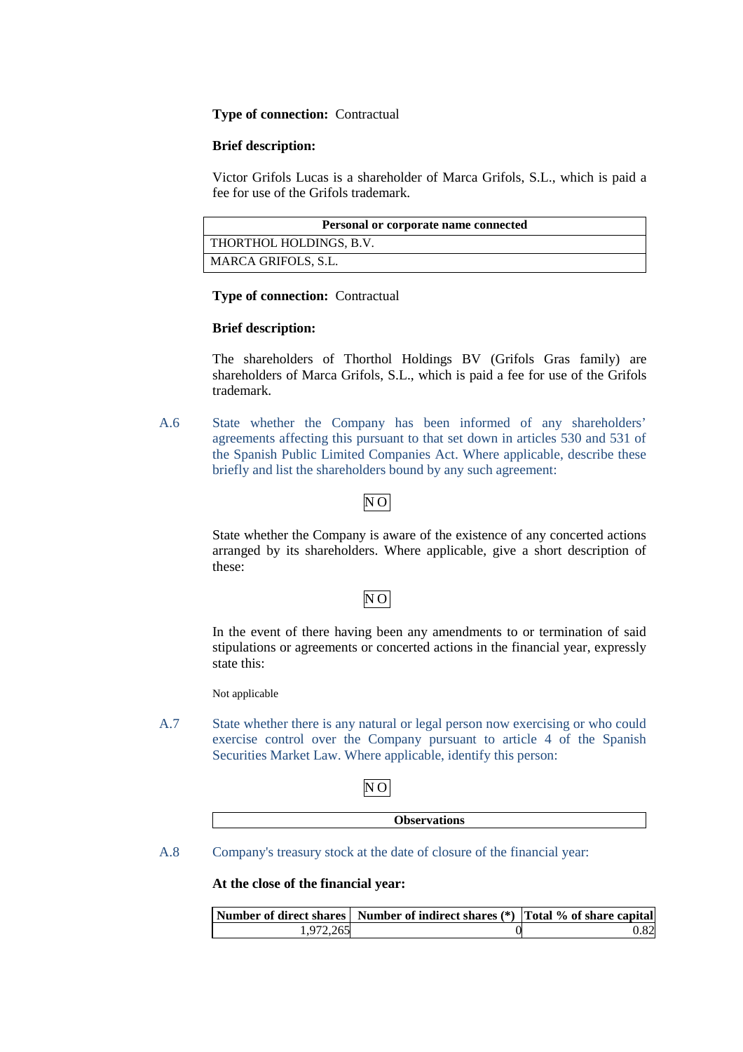**Type of connection:** Contractual

**Brief description:**

Victor Grifols Lucas is a shareholder of Marca Grifols, S.L., which is paid a fee for use of the Grifols trademark.

| Personal or corporate name connected |
|---|
| THORTHOL HOLDINGS, B.V. |
| MARCA GRIFOLS, S.L. |

**Type of connection:** Contractual

**Brief description:**

The shareholders of Thorthol Holdings BV (Grifols Gras family) are shareholders of Marca Grifols, S.L., which is paid a fee for use of the Grifols trademark.

A.6 State whether the Company has been informed of any shareholders' agreements affecting this pursuant to that set down in articles 530 and 531 of the Spanish Public Limited Companies Act. Where applicable, describe these briefly and list the shareholders bound by any such agreement:

NO

State whether the Company is aware of the existence of any concerted actions arranged by its shareholders. Where applicable, give a short description of these:

NO

In the event of there having been any amendments to or termination of said stipulations or agreements or concerted actions in the financial year, expressly state this:

Not applicable

A.7 State whether there is any natural or legal person now exercising or who could exercise control over the Company pursuant to article 4 of the Spanish Securities Market Law. Where applicable, identify this person:

NO

| Observations |
|---|

A.8 Company's treasury stock at the date of closure of the financial year:

**At the close of the financial year:**

| Number of direct shares | Number of indirect shares (*) | Total % of share capital |
|---|---|---|
| 1,972,265 | 0 | 0.82 |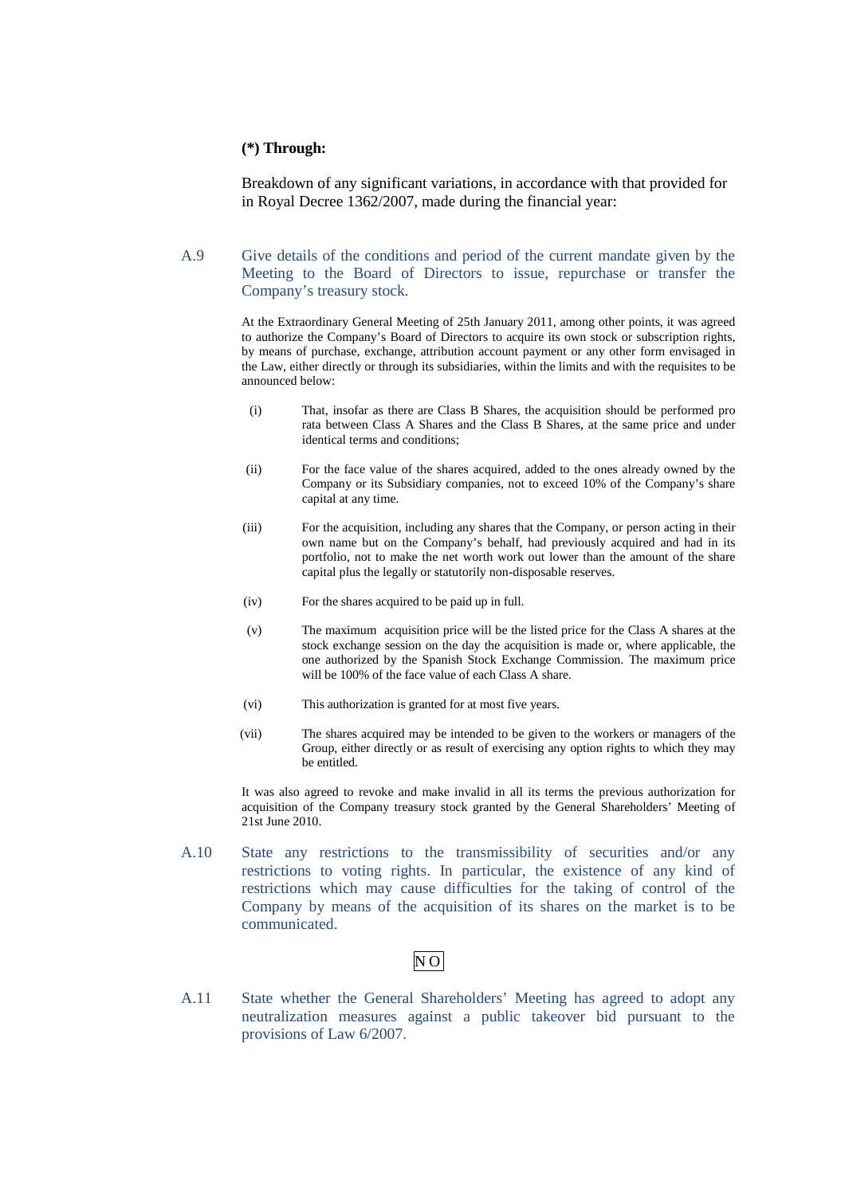**(*) Through:**

Breakdown of any significant variations, in accordance with that provided for in Royal Decree 1362/2007, made during the financial year:

## A.9 Give details of the conditions and period of the current mandate given by the Meeting to the Board of Directors to issue, repurchase or transfer the Company's treasury stock.

At the Extraordinary General Meeting of 25th January 2011, among other points, it was agreed to authorize the Company's Board of Directors to acquire its own stock or subscription rights, by means of purchase, exchange, attribution account payment or any other form envisaged in the Law, either directly or through its subsidiaries, within the limits and with the requisites to be announced below:

(i) That, insofar as there are Class B Shares, the acquisition should be performed pro rata between Class A Shares and the Class B Shares, at the same price and under identical terms and conditions;

(ii) For the face value of the shares acquired, added to the ones already owned by the Company or its Subsidiary companies, not to exceed 10% of the Company's share capital at any time.

(iii) For the acquisition, including any shares that the Company, or person acting in their own name but on the Company's behalf, had previously acquired and had in its portfolio, not to make the net worth work out lower than the amount of the share capital plus the legally or statutorily non-disposable reserves.

(iv) For the shares acquired to be paid up in full.

(v) The maximum acquisition price will be the listed price for the Class A shares at the stock exchange session on the day the acquisition is made or, where applicable, the one authorized by the Spanish Stock Exchange Commission. The maximum price will be 100% of the face value of each Class A share.

(vi) This authorization is granted for at most five years.

(vii) The shares acquired may be intended to be given to the workers or managers of the Group, either directly or as result of exercising any option rights to which they may be entitled.

It was also agreed to revoke and make invalid in all its terms the previous authorization for acquisition of the Company treasury stock granted by the General Shareholders' Meeting of 21st June 2010.

## A.10 State any restrictions to the transmissibility of securities and/or any restrictions to voting rights. In particular, the existence of any kind of restrictions which may cause difficulties for the taking of control of the Company by means of the acquisition of its shares on the market is to be communicated.

NO

## A.11 State whether the General Shareholders' Meeting has agreed to adopt any neutralization measures against a public takeover bid pursuant to the provisions of Law 6/2007.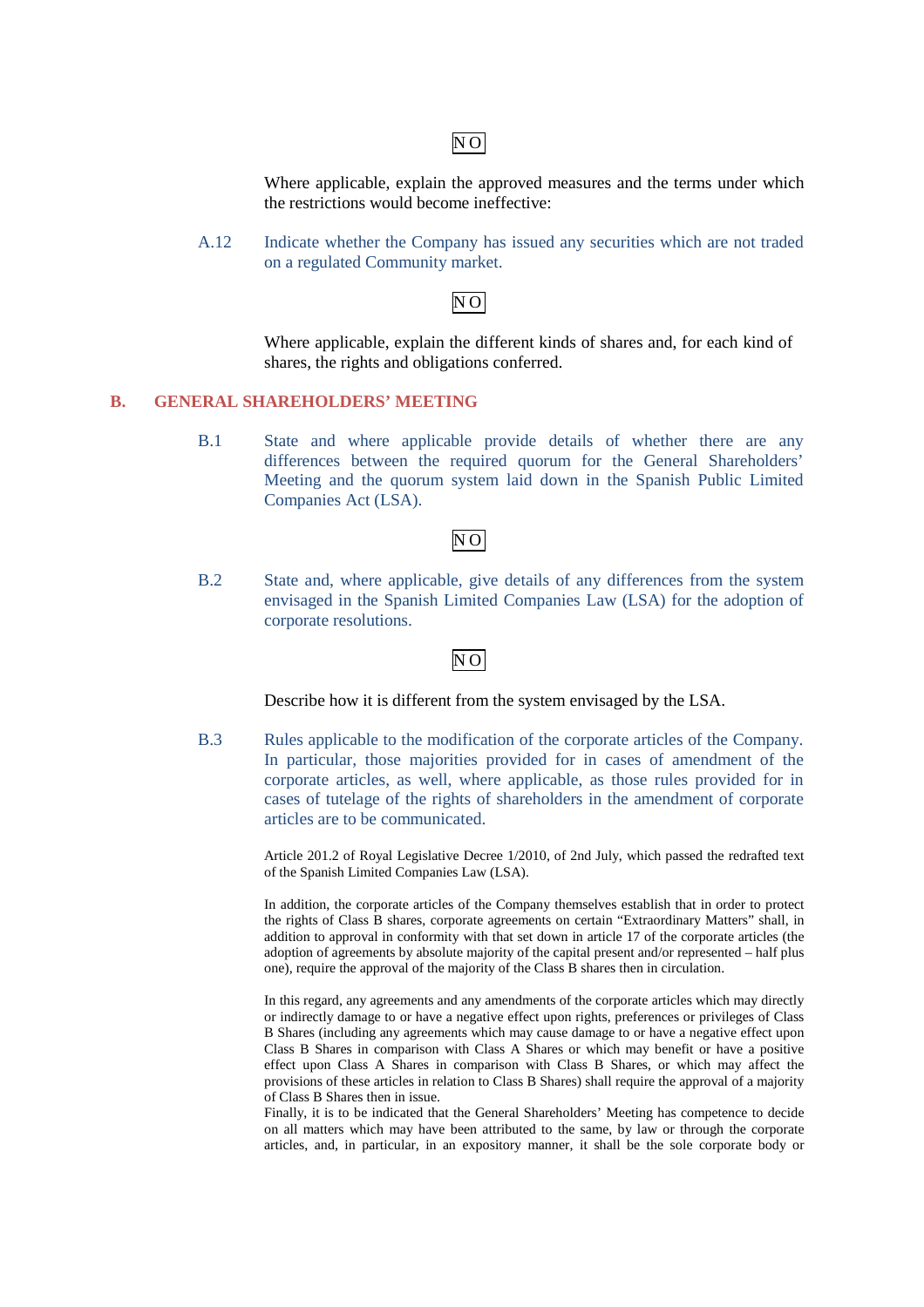NO

Where applicable, explain the approved measures and the terms under which the restrictions would become ineffective:

A.12 Indicate whether the Company has issued any securities which are not traded on a regulated Community market.

NO

Where applicable, explain the different kinds of shares and, for each kind of shares, the rights and obligations conferred.

## B. GENERAL SHAREHOLDERS' MEETING

B.1 State and where applicable provide details of whether there are any differences between the required quorum for the General Shareholders' Meeting and the quorum system laid down in the Spanish Public Limited Companies Act (LSA).

NO

B.2 State and, where applicable, give details of any differences from the system envisaged in the Spanish Limited Companies Law (LSA) for the adoption of corporate resolutions.

NO

Describe how it is different from the system envisaged by the LSA.

B.3 Rules applicable to the modification of the corporate articles of the Company. In particular, those majorities provided for in cases of amendment of the corporate articles, as well, where applicable, as those rules provided for in cases of tutelage of the rights of shareholders in the amendment of corporate articles are to be communicated.

Article 201.2 of Royal Legislative Decree 1/2010, of 2nd July, which passed the redrafted text of the Spanish Limited Companies Law (LSA).

In addition, the corporate articles of the Company themselves establish that in order to protect the rights of Class B shares, corporate agreements on certain "Extraordinary Matters" shall, in addition to approval in conformity with that set down in article 17 of the corporate articles (the adoption of agreements by absolute majority of the capital present and/or represented – half plus one), require the approval of the majority of the Class B shares then in circulation.

In this regard, any agreements and any amendments of the corporate articles which may directly or indirectly damage to or have a negative effect upon rights, preferences or privileges of Class B Shares (including any agreements which may cause damage to or have a negative effect upon Class B Shares in comparison with Class A Shares or which may benefit or have a positive effect upon Class A Shares in comparison with Class B Shares, or which may affect the provisions of these articles in relation to Class B Shares) shall require the approval of a majority of Class B Shares then in issue.

Finally, it is to be indicated that the General Shareholders' Meeting has competence to decide on all matters which may have been attributed to the same, by law or through the corporate articles, and, in particular, in an expository manner, it shall be the sole corporate body or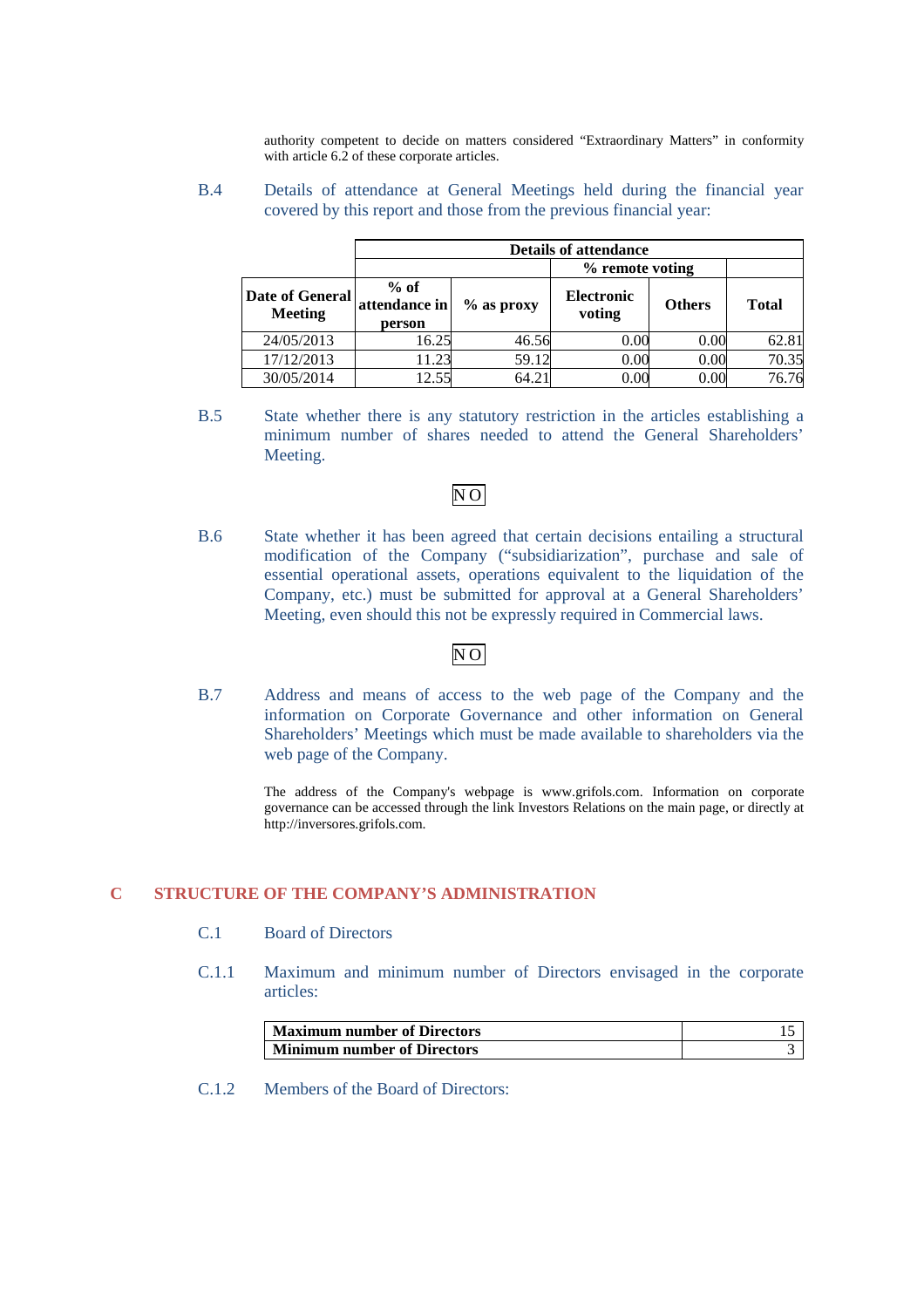authority competent to decide on matters considered "Extraordinary Matters" in conformity with article 6.2 of these corporate articles.

B.4 Details of attendance at General Meetings held during the financial year covered by this report and those from the previous financial year:

| | Details of attendance | | | | |
|---|---|---|---|---|---|
| | | | % remote voting | | |
| Date of General Meeting | % of attendance in person | % as proxy | Electronic voting | Others | Total |
| 24/05/2013 | 16.25 | 46.56 | 0.00 | 0.00 | 62.81 |
| 17/12/2013 | 11.23 | 59.12 | 0.00 | 0.00 | 70.35 |
| 30/05/2014 | 12.55 | 64.21 | 0.00 | 0.00 | 76.76 |

B.5 State whether there is any statutory restriction in the articles establishing a minimum number of shares needed to attend the General Shareholders' Meeting.

NO

B.6 State whether it has been agreed that certain decisions entailing a structural modification of the Company ("subsidiarization", purchase and sale of essential operational assets, operations equivalent to the liquidation of the Company, etc.) must be submitted for approval at a General Shareholders' Meeting, even should this not be expressly required in Commercial laws.

NO

B.7 Address and means of access to the web page of the Company and the information on Corporate Governance and other information on General Shareholders' Meetings which must be made available to shareholders via the web page of the Company.

The address of the Company's webpage is www.grifols.com. Information on corporate governance can be accessed through the link Investors Relations on the main page, or directly at http://inversores.grifols.com.

## C STRUCTURE OF THE COMPANY'S ADMINISTRATION

C.1 Board of Directors

C.1.1 Maximum and minimum number of Directors envisaged in the corporate articles:

| | |
|---|---|
| **Maximum number of Directors** | 15 |
| **Minimum number of Directors** | 3 |

C.1.2 Members of the Board of Directors: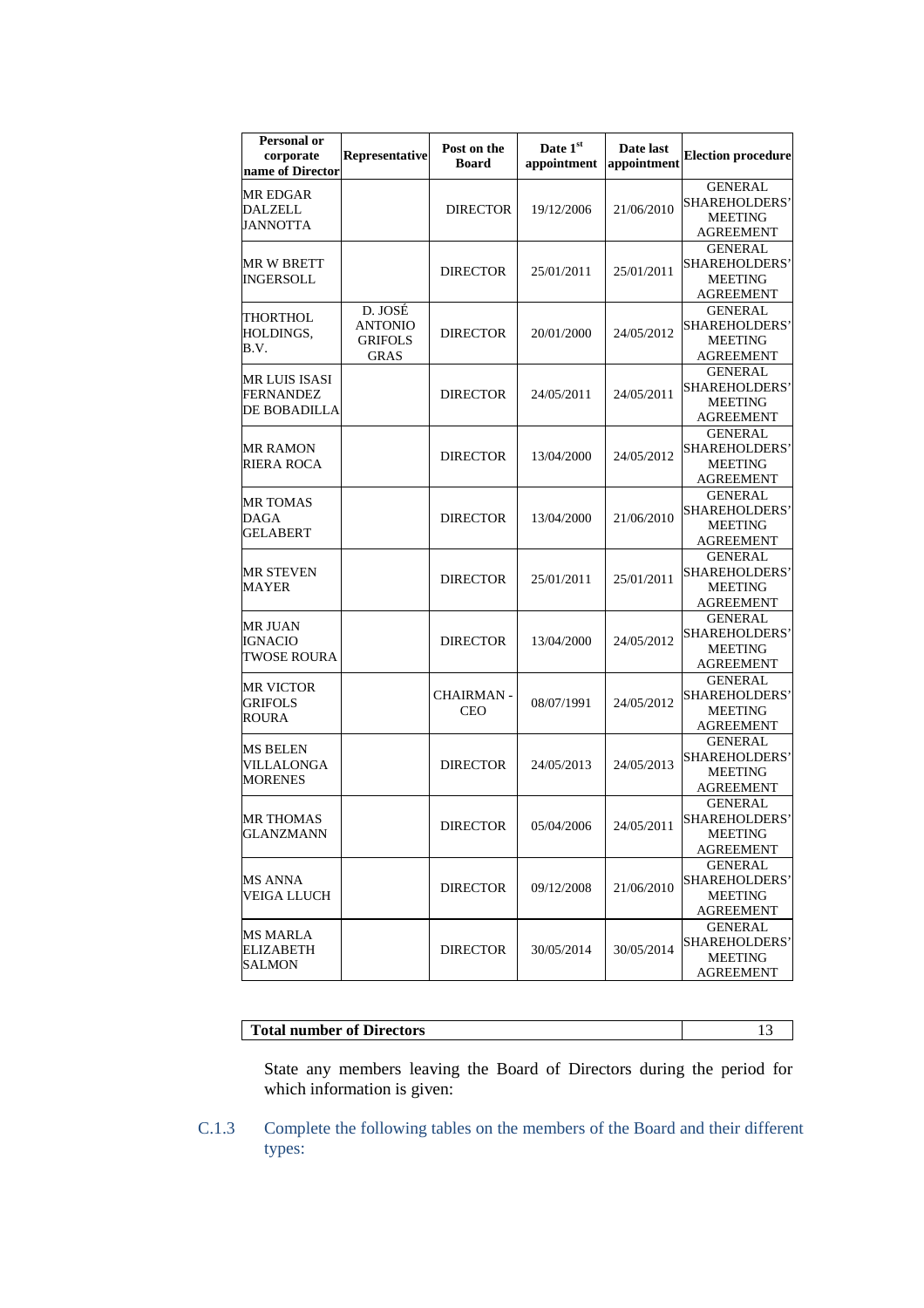| Personal or corporate name of Director | Representative | Post on the Board | Date 1st appointment | Date last appointment | Election procedure |
|---|---|---|---|---|---|
| MR EDGAR DALZELL JANNOTTA | | DIRECTOR | 19/12/2006 | 21/06/2010 | GENERAL SHAREHOLDERS' MEETING AGREEMENT |
| MR W BRETT INGERSOLL | | DIRECTOR | 25/01/2011 | 25/01/2011 | GENERAL SHAREHOLDERS' MEETING AGREEMENT |
| THORTHOL HOLDINGS, B.V. | D. JOSÉ ANTONIO GRIFOLS GRAS | DIRECTOR | 20/01/2000 | 24/05/2012 | GENERAL SHAREHOLDERS' MEETING AGREEMENT |
| MR LUIS ISASI FERNANDEZ DE BOBADILLA | | DIRECTOR | 24/05/2011 | 24/05/2011 | GENERAL SHAREHOLDERS' MEETING AGREEMENT |
| MR RAMON RIERA ROCA | | DIRECTOR | 13/04/2000 | 24/05/2012 | GENERAL SHAREHOLDERS' MEETING AGREEMENT |
| MR TOMAS DAGA GELABERT | | DIRECTOR | 13/04/2000 | 21/06/2010 | GENERAL SHAREHOLDERS' MEETING AGREEMENT |
| MR STEVEN MAYER | | DIRECTOR | 25/01/2011 | 25/01/2011 | GENERAL SHAREHOLDERS' MEETING AGREEMENT |
| MR JUAN IGNACIO TWOSE ROURA | | DIRECTOR | 13/04/2000 | 24/05/2012 | GENERAL SHAREHOLDERS' MEETING AGREEMENT |
| MR VICTOR GRIFOLS ROURA | | CHAIRMAN - CEO | 08/07/1991 | 24/05/2012 | GENERAL SHAREHOLDERS' MEETING AGREEMENT |
| MS BELEN VILLALONGA MORENES | | DIRECTOR | 24/05/2013 | 24/05/2013 | GENERAL SHAREHOLDERS' MEETING AGREEMENT |
| MR THOMAS GLANZMANN | | DIRECTOR | 05/04/2006 | 24/05/2011 | GENERAL SHAREHOLDERS' MEETING AGREEMENT |
| MS ANNA VEIGA LLUCH | | DIRECTOR | 09/12/2008 | 21/06/2010 | GENERAL SHAREHOLDERS' MEETING AGREEMENT |
| MS MARLA ELIZABETH SALMON | | DIRECTOR | 30/05/2014 | 30/05/2014 | GENERAL SHAREHOLDERS' MEETING AGREEMENT |

| **Total number of Directors** | 13 |
|---|---|

State any members leaving the Board of Directors during the period for which information is given:

C.1.3 Complete the following tables on the members of the Board and their different types: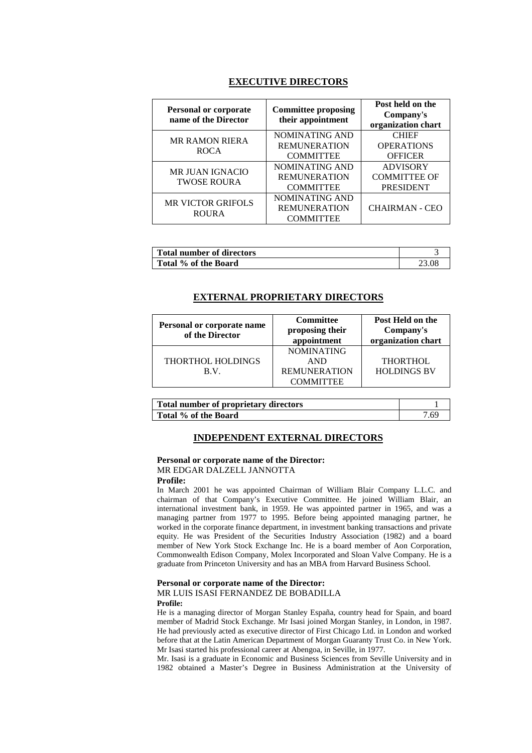## EXECUTIVE DIRECTORS

| Personal or corporate name of the Director | Committee proposing their appointment | Post held on the Company's organization chart |
|---|---|---|
| MR RAMON RIERA ROCA | NOMINATING AND REMUNERATION COMMITTEE | CHIEF OPERATIONS OFFICER |
| MR JUAN IGNACIO TWOSE ROURA | NOMINATING AND REMUNERATION COMMITTEE | ADVISORY COMMITTEE OF PRESIDENT |
| MR VICTOR GRIFOLS ROURA | NOMINATING AND REMUNERATION COMMITTEE | CHAIRMAN - CEO |

| | |
|---|---|
| **Total number of directors** | 3 |
| **Total % of the Board** | 23.08 |

## EXTERNAL PROPRIETARY DIRECTORS

| Personal or corporate name of the Director | Committee proposing their appointment | Post Held on the Company's organization chart |
|---|---|---|
| THORTHOL HOLDINGS B.V. | NOMINATING AND REMUNERATION COMMITTEE | THORTHOL HOLDINGS BV |

| | |
|---|---|
| **Total number of proprietary directors** | 1 |
| **Total % of the Board** | 7.69 |

## INDEPENDENT EXTERNAL DIRECTORS

**Personal or corporate name of the Director:**
MR EDGAR DALZELL JANNOTTA

**Profile:**
In March 2001 he was appointed Chairman of William Blair Company L.L.C. and chairman of that Company's Executive Committee. He joined William Blair, an international investment bank, in 1959. He was appointed partner in 1965, and was a managing partner from 1977 to 1995. Before being appointed managing partner, he worked in the corporate finance department, in investment banking transactions and private equity. He was President of the Securities Industry Association (1982) and a board member of New York Stock Exchange Inc. He is a board member of Aon Corporation, Commonwealth Edison Company, Molex Incorporated and Sloan Valve Company. He is a graduate from Princeton University and has an MBA from Harvard Business School.

**Personal or corporate name of the Director:**
MR LUIS ISASI FERNANDEZ DE BOBADILLA

**Profile:**
He is a managing director of Morgan Stanley España, country head for Spain, and board member of Madrid Stock Exchange. Mr Isasi joined Morgan Stanley, in London, in 1987. He had previously acted as executive director of First Chicago Ltd. in London and worked before that at the Latin American Department of Morgan Guaranty Trust Co. in New York. Mr Isasi started his professional career at Abengoa, in Seville, in 1977.

Mr. Isasi is a graduate in Economic and Business Sciences from Seville University and in 1982 obtained a Master's Degree in Business Administration at the University of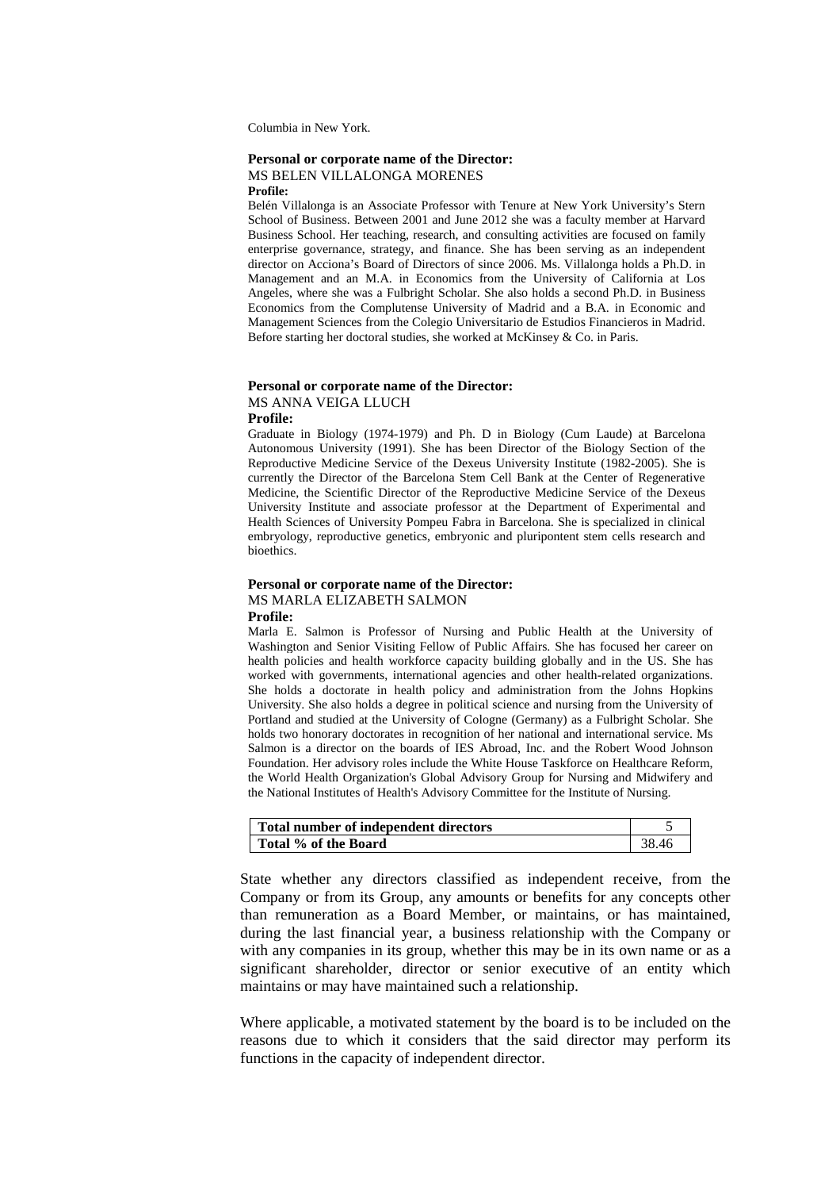Columbia in New York.

**Personal or corporate name of the Director:**
MS BELEN VILLALONGA MORENES
**Profile:**

Belén Villalonga is an Associate Professor with Tenure at New York University's Stern School of Business. Between 2001 and June 2012 she was a faculty member at Harvard Business School. Her teaching, research, and consulting activities are focused on family enterprise governance, strategy, and finance. She has been serving as an independent director on Acciona's Board of Directors of since 2006. Ms. Villalonga holds a Ph.D. in Management and an M.A. in Economics from the University of California at Los Angeles, where she was a Fulbright Scholar. She also holds a second Ph.D. in Business Economics from the Complutense University of Madrid and a B.A. in Economic and Management Sciences from the Colegio Universitario de Estudios Financieros in Madrid. Before starting her doctoral studies, she worked at McKinsey & Co. in Paris.

**Personal or corporate name of the Director:**
MS ANNA VEIGA LLUCH
**Profile:**

Graduate in Biology (1974-1979) and Ph. D in Biology (Cum Laude) at Barcelona Autonomous University (1991). She has been Director of the Biology Section of the Reproductive Medicine Service of the Dexeus University Institute (1982-2005). She is currently the Director of the Barcelona Stem Cell Bank at the Center of Regenerative Medicine, the Scientific Director of the Reproductive Medicine Service of the Dexeus University Institute and associate professor at the Department of Experimental and Health Sciences of University Pompeu Fabra in Barcelona. She is specialized in clinical embryology, reproductive genetics, embryonic and pluripontent stem cells research and bioethics.

**Personal or corporate name of the Director:**
MS MARLA ELIZABETH SALMON
**Profile:**

Marla E. Salmon is Professor of Nursing and Public Health at the University of Washington and Senior Visiting Fellow of Public Affairs. She has focused her career on health policies and health workforce capacity building globally and in the US. She has worked with governments, international agencies and other health-related organizations. She holds a doctorate in health policy and administration from the Johns Hopkins University. She also holds a degree in political science and nursing from the University of Portland and studied at the University of Cologne (Germany) as a Fulbright Scholar. She holds two honorary doctorates in recognition of her national and international service. Ms Salmon is a director on the boards of IES Abroad, Inc. and the Robert Wood Johnson Foundation. Her advisory roles include the White House Taskforce on Healthcare Reform, the World Health Organization's Global Advisory Group for Nursing and Midwifery and the National Institutes of Health's Advisory Committee for the Institute of Nursing.

| **Total number of independent directors** | 5 |
|---|---|
| **Total % of the Board** | 38.46 |

State whether any directors classified as independent receive, from the Company or from its Group, any amounts or benefits for any concepts other than remuneration as a Board Member, or maintains, or has maintained, during the last financial year, a business relationship with the Company or with any companies in its group, whether this may be in its own name or as a significant shareholder, director or senior executive of an entity which maintains or may have maintained such a relationship.

Where applicable, a motivated statement by the board is to be included on the reasons due to which it considers that the said director may perform its functions in the capacity of independent director.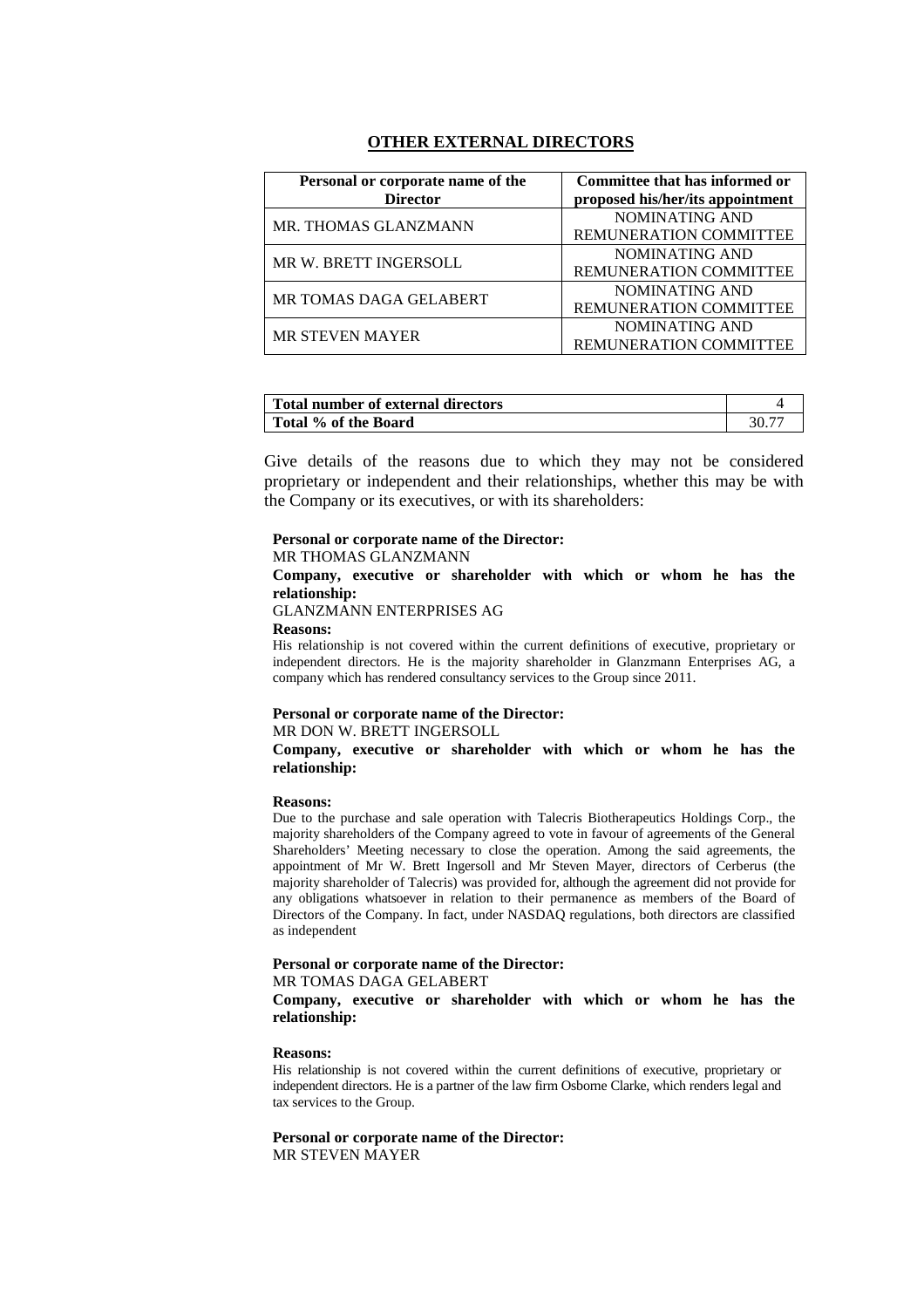## OTHER EXTERNAL DIRECTORS

| Personal or corporate name of the Director | Committee that has informed or proposed his/her/its appointment |
|---|---|
| MR. THOMAS GLANZMANN | NOMINATING AND REMUNERATION COMMITTEE |
| MR W. BRETT INGERSOLL | NOMINATING AND REMUNERATION COMMITTEE |
| MR TOMAS DAGA GELABERT | NOMINATING AND REMUNERATION COMMITTEE |
| MR STEVEN MAYER | NOMINATING AND REMUNERATION COMMITTEE |

| | |
|---|---|
| **Total number of external directors** | 4 |
| **Total % of the Board** | 30.77 |

Give details of the reasons due to which they may not be considered proprietary or independent and their relationships, whether this may be with the Company or its executives, or with its shareholders:

**Personal or corporate name of the Director:**

MR THOMAS GLANZMANN

**Company, executive or shareholder with which or whom he has the relationship:**

GLANZMANN ENTERPRISES AG

**Reasons:**

His relationship is not covered within the current definitions of executive, proprietary or independent directors. He is the majority shareholder in Glanzmann Enterprises AG, a company which has rendered consultancy services to the Group since 2011.

**Personal or corporate name of the Director:**

MR DON W. BRETT INGERSOLL

**Company, executive or shareholder with which or whom he has the relationship:**

**Reasons:**

Due to the purchase and sale operation with Talecris Biotherapeutics Holdings Corp., the majority shareholders of the Company agreed to vote in favour of agreements of the General Shareholders' Meeting necessary to close the operation. Among the said agreements, the appointment of Mr W. Brett Ingersoll and Mr Steven Mayer, directors of Cerberus (the majority shareholder of Talecris) was provided for, although the agreement did not provide for any obligations whatsoever in relation to their permanence as members of the Board of Directors of the Company. In fact, under NASDAQ regulations, both directors are classified as independent

**Personal or corporate name of the Director:**

MR TOMAS DAGA GELABERT

**Company, executive or shareholder with which or whom he has the relationship:**

**Reasons:**

His relationship is not covered within the current definitions of executive, proprietary or independent directors. He is a partner of the law firm Osborne Clarke, which renders legal and tax services to the Group.

**Personal or corporate name of the Director:**

MR STEVEN MAYER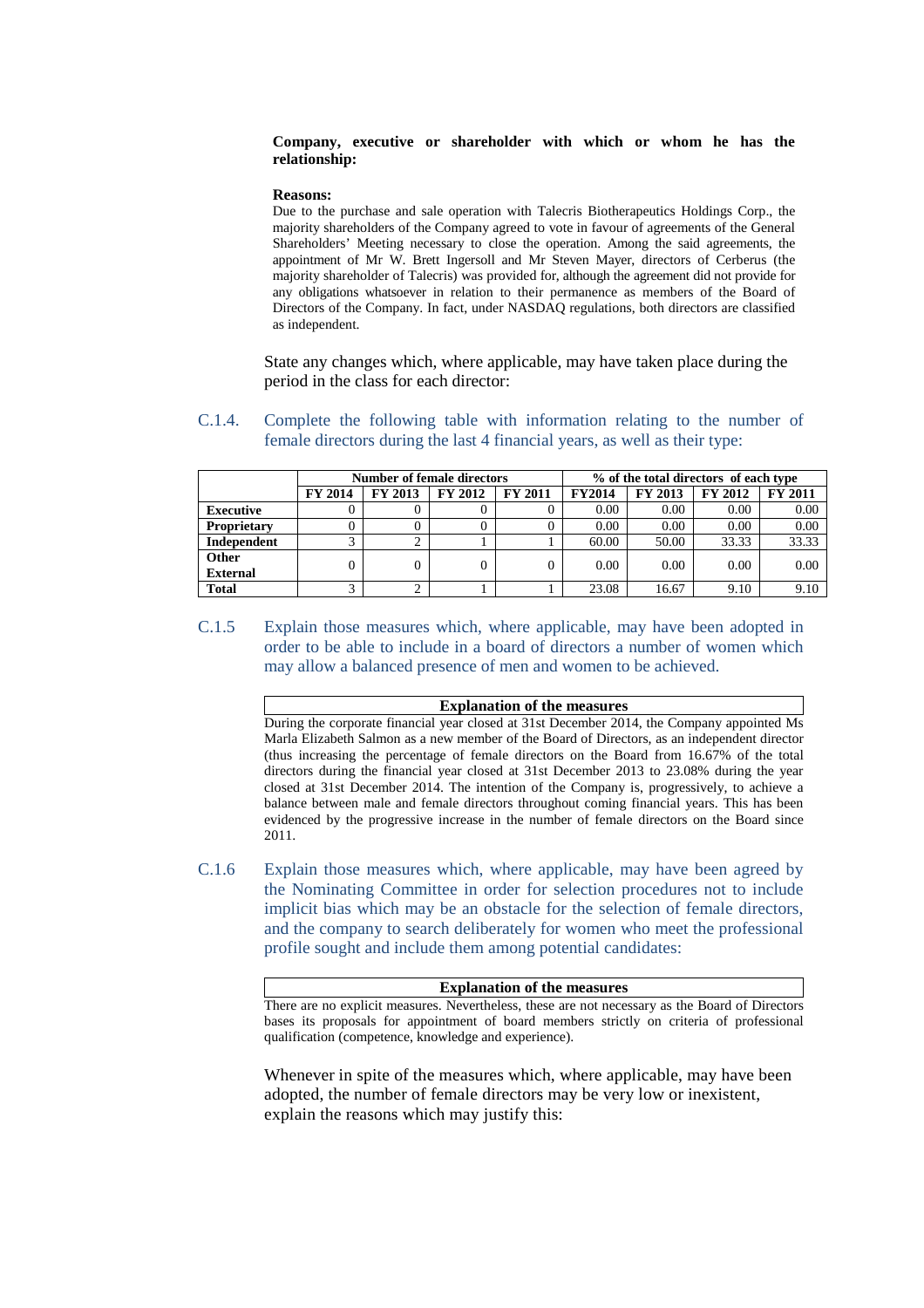**Company, executive or shareholder with which or whom he has the relationship:**

**Reasons:**

Due to the purchase and sale operation with Talecris Biotherapeutics Holdings Corp., the majority shareholders of the Company agreed to vote in favour of agreements of the General Shareholders' Meeting necessary to close the operation. Among the said agreements, the appointment of Mr W. Brett Ingersoll and Mr Steven Mayer, directors of Cerberus (the majority shareholder of Talecris) was provided for, although the agreement did not provide for any obligations whatsoever in relation to their permanence as members of the Board of Directors of the Company. In fact, under NASDAQ regulations, both directors are classified as independent.

State any changes which, where applicable, may have taken place during the period in the class for each director:

C.1.4. Complete the following table with information relating to the number of female directors during the last 4 financial years, as well as their type:

| | Number of female directors | | | | % of the total directors of each type | | | |
|---|---|---|---|---|---|---|---|---|
| | FY 2014 | FY 2013 | FY 2012 | FY 2011 | FY2014 | FY 2013 | FY 2012 | FY 2011 |
| **Executive** | 0 | 0 | 0 | 0 | 0.00 | 0.00 | 0.00 | 0.00 |
| **Proprietary** | 0 | 0 | 0 | 0 | 0.00 | 0.00 | 0.00 | 0.00 |
| **Independent** | 3 | 2 | 1 | 1 | 60.00 | 50.00 | 33.33 | 33.33 |
| **Other External** | 0 | 0 | 0 | 0 | 0.00 | 0.00 | 0.00 | 0.00 |
| **Total** | 3 | 2 | 1 | 1 | 23.08 | 16.67 | 9.10 | 9.10 |

C.1.5 Explain those measures which, where applicable, may have been adopted in order to be able to include in a board of directors a number of women which may allow a balanced presence of men and women to be achieved.

| Explanation of the measures |
|---|

During the corporate financial year closed at 31st December 2014, the Company appointed Ms Marla Elizabeth Salmon as a new member of the Board of Directors, as an independent director (thus increasing the percentage of female directors on the Board from 16.67% of the total directors during the financial year closed at 31st December 2013 to 23.08% during the year closed at 31st December 2014. The intention of the Company is, progressively, to achieve a balance between male and female directors throughout coming financial years. This has been evidenced by the progressive increase in the number of female directors on the Board since 2011.

C.1.6 Explain those measures which, where applicable, may have been agreed by the Nominating Committee in order for selection procedures not to include implicit bias which may be an obstacle for the selection of female directors, and the company to search deliberately for women who meet the professional profile sought and include them among potential candidates:

| Explanation of the measures |
|---|

There are no explicit measures. Nevertheless, these are not necessary as the Board of Directors bases its proposals for appointment of board members strictly on criteria of professional qualification (competence, knowledge and experience).

Whenever in spite of the measures which, where applicable, may have been adopted, the number of female directors may be very low or inexistent, explain the reasons which may justify this: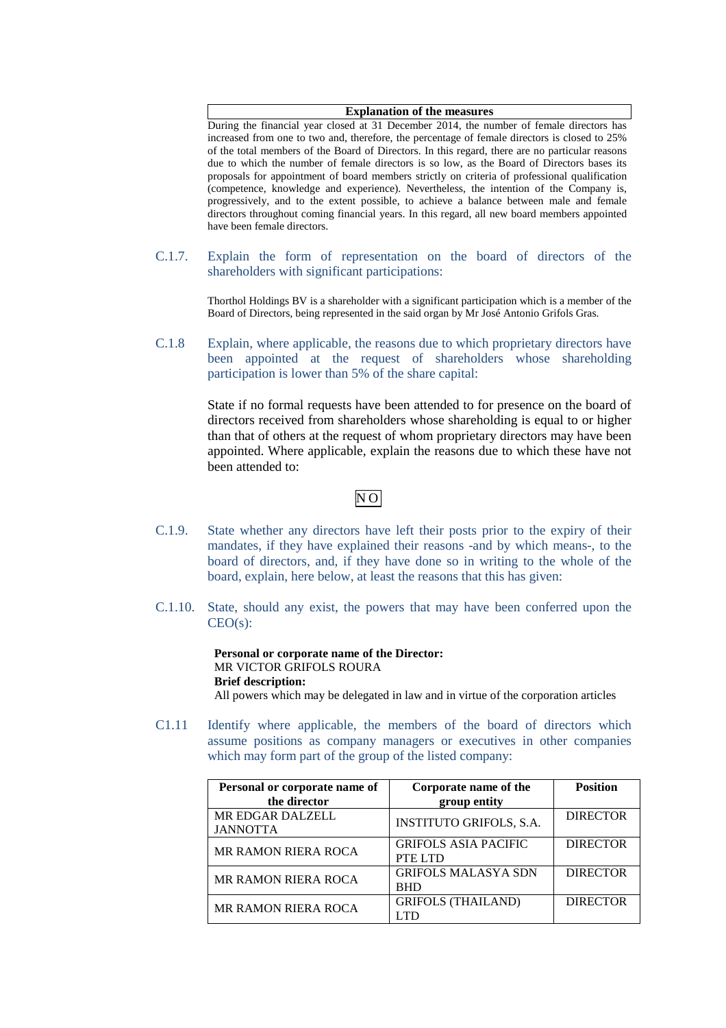| Explanation of the measures |
|---|
| During the financial year closed at 31 December 2014, the number of female directors has increased from one to two and, therefore, the percentage of female directors is closed to 25% of the total members of the Board of Directors. In this regard, there are no particular reasons due to which the number of female directors is so low, as the Board of Directors bases its proposals for appointment of board members strictly on criteria of professional qualification (competence, knowledge and experience). Nevertheless, the intention of the Company is, progressively, and to the extent possible, to achieve a balance between male and female directors throughout coming financial years. In this regard, all new board members appointed have been female directors. |

C.1.7. Explain the form of representation on the board of directors of the shareholders with significant participations:

Thorthol Holdings BV is a shareholder with a significant participation which is a member of the Board of Directors, being represented in the said organ by Mr José Antonio Grifols Gras.

C.1.8 Explain, where applicable, the reasons due to which proprietary directors have been appointed at the request of shareholders whose shareholding participation is lower than 5% of the share capital:

State if no formal requests have been attended to for presence on the board of directors received from shareholders whose shareholding is equal to or higher than that of others at the request of whom proprietary directors may have been appointed. Where applicable, explain the reasons due to which these have not been attended to:

NO

C.1.9. State whether any directors have left their posts prior to the expiry of their mandates, if they have explained their reasons -and by which means-, to the board of directors, and, if they have done so in writing to the whole of the board, explain, here below, at least the reasons that this has given:

C.1.10. State, should any exist, the powers that may have been conferred upon the CEO(s):

**Personal or corporate name of the Director:**
MR VICTOR GRIFOLS ROURA
**Brief description:**
All powers which may be delegated in law and in virtue of the corporation articles

C1.11 Identify where applicable, the members of the board of directors which assume positions as company managers or executives in other companies which may form part of the group of the listed company:

| Personal or corporate name of the director | Corporate name of the group entity | Position |
|---|---|---|
| MR EDGAR DALZELL JANNOTTA | INSTITUTO GRIFOLS, S.A. | DIRECTOR |
| MR RAMON RIERA ROCA | GRIFOLS ASIA PACIFIC PTE LTD | DIRECTOR |
| MR RAMON RIERA ROCA | GRIFOLS MALASYA SDN BHD | DIRECTOR |
| MR RAMON RIERA ROCA | GRIFOLS (THAILAND) LTD | DIRECTOR |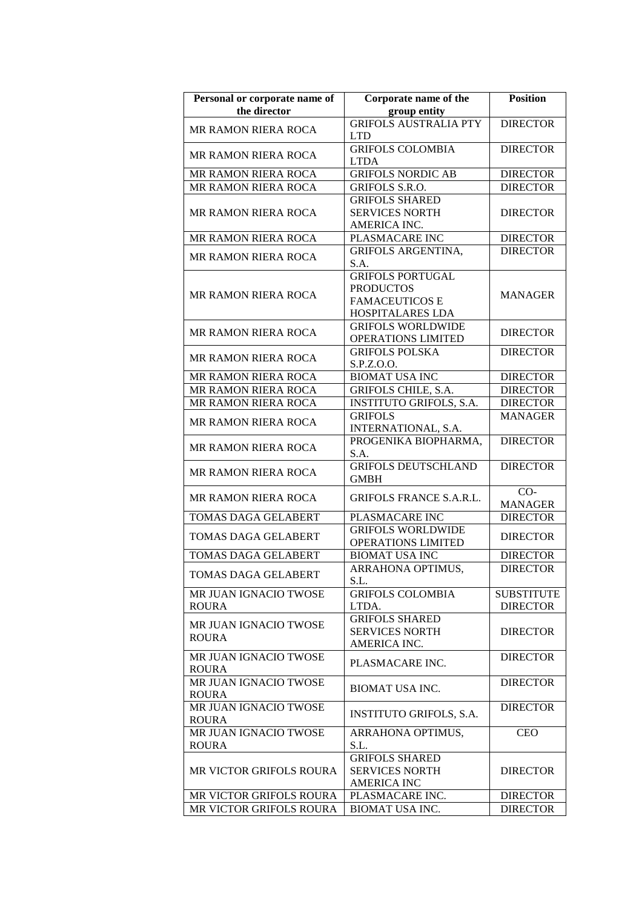| Personal or corporate name of the director | Corporate name of the group entity | Position |
|---|---|---|
| MR RAMON RIERA ROCA | GRIFOLS AUSTRALIA PTY LTD | DIRECTOR |
| MR RAMON RIERA ROCA | GRIFOLS COLOMBIA LTDA | DIRECTOR |
| MR RAMON RIERA ROCA | GRIFOLS NORDIC AB | DIRECTOR |
| MR RAMON RIERA ROCA | GRIFOLS S.R.O. | DIRECTOR |
| MR RAMON RIERA ROCA | GRIFOLS SHARED SERVICES NORTH AMERICA INC. | DIRECTOR |
| MR RAMON RIERA ROCA | PLASMACARE INC | DIRECTOR |
| MR RAMON RIERA ROCA | GRIFOLS ARGENTINA, S.A. | DIRECTOR |
| MR RAMON RIERA ROCA | GRIFOLS PORTUGAL PRODUCTOS FAMACEUTICOS E HOSPITALARES LDA | MANAGER |
| MR RAMON RIERA ROCA | GRIFOLS WORLDWIDE OPERATIONS LIMITED | DIRECTOR |
| MR RAMON RIERA ROCA | GRIFOLS POLSKA S.P.Z.O.O. | DIRECTOR |
| MR RAMON RIERA ROCA | BIOMAT USA INC | DIRECTOR |
| MR RAMON RIERA ROCA | GRIFOLS CHILE, S.A. | DIRECTOR |
| MR RAMON RIERA ROCA | INSTITUTO GRIFOLS, S.A. | DIRECTOR |
| MR RAMON RIERA ROCA | GRIFOLS INTERNATIONAL, S.A. | MANAGER |
| MR RAMON RIERA ROCA | PROGENIKA BIOPHARMA, S.A. | DIRECTOR |
| MR RAMON RIERA ROCA | GRIFOLS DEUTSCHLAND GMBH | DIRECTOR |
| MR RAMON RIERA ROCA | GRIFOLS FRANCE S.A.R.L. | CO-MANAGER |
| TOMAS DAGA GELABERT | PLASMACARE INC | DIRECTOR |
| TOMAS DAGA GELABERT | GRIFOLS WORLDWIDE OPERATIONS LIMITED | DIRECTOR |
| TOMAS DAGA GELABERT | BIOMAT USA INC | DIRECTOR |
| TOMAS DAGA GELABERT | ARRAHONA OPTIMUS, S.L. | DIRECTOR |
| MR JUAN IGNACIO TWOSE ROURA | GRIFOLS COLOMBIA LTDA. | SUBSTITUTE DIRECTOR |
| MR JUAN IGNACIO TWOSE ROURA | GRIFOLS SHARED SERVICES NORTH AMERICA INC. | DIRECTOR |
| MR JUAN IGNACIO TWOSE ROURA | PLASMACARE INC. | DIRECTOR |
| MR JUAN IGNACIO TWOSE ROURA | BIOMAT USA INC. | DIRECTOR |
| MR JUAN IGNACIO TWOSE ROURA | INSTITUTO GRIFOLS, S.A. | DIRECTOR |
| MR JUAN IGNACIO TWOSE ROURA | ARRAHONA OPTIMUS, S.L. | CEO |
| MR VICTOR GRIFOLS ROURA | GRIFOLS SHARED SERVICES NORTH AMERICA INC | DIRECTOR |
| MR VICTOR GRIFOLS ROURA | PLASMACARE INC. | DIRECTOR |
| MR VICTOR GRIFOLS ROURA | BIOMAT USA INC. | DIRECTOR |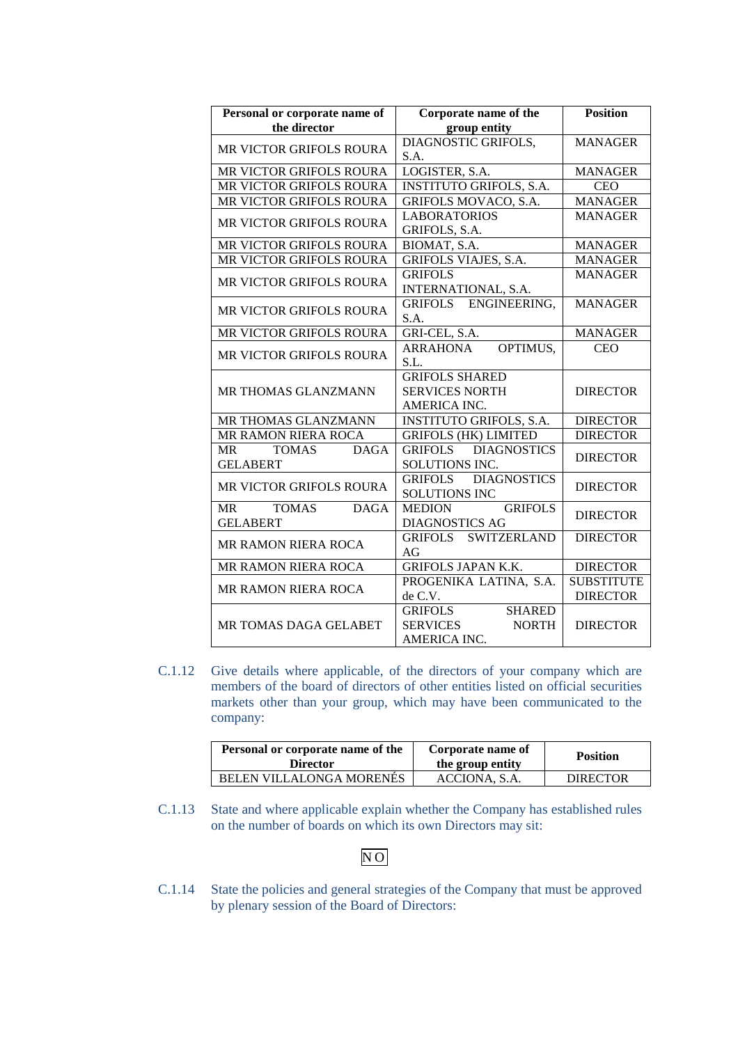| Personal or corporate name of the director | Corporate name of the group entity | Position |
|---|---|---|
| MR VICTOR GRIFOLS ROURA | DIAGNOSTIC GRIFOLS, S.A. | MANAGER |
| MR VICTOR GRIFOLS ROURA | LOGISTER, S.A. | MANAGER |
| MR VICTOR GRIFOLS ROURA | INSTITUTO GRIFOLS, S.A. | CEO |
| MR VICTOR GRIFOLS ROURA | GRIFOLS MOVACO, S.A. | MANAGER |
| MR VICTOR GRIFOLS ROURA | LABORATORIOS GRIFOLS, S.A. | MANAGER |
| MR VICTOR GRIFOLS ROURA | BIOMAT, S.A. | MANAGER |
| MR VICTOR GRIFOLS ROURA | GRIFOLS VIAJES, S.A. | MANAGER |
| MR VICTOR GRIFOLS ROURA | GRIFOLS INTERNATIONAL, S.A. | MANAGER |
| MR VICTOR GRIFOLS ROURA | GRIFOLS ENGINEERING, S.A. | MANAGER |
| MR VICTOR GRIFOLS ROURA | GRI-CEL, S.A. | MANAGER |
| MR VICTOR GRIFOLS ROURA | ARRAHONA OPTIMUS, S.L. | CEO |
| MR THOMAS GLANZMANN | GRIFOLS SHARED SERVICES NORTH AMERICA INC. | DIRECTOR |
| MR THOMAS GLANZMANN | INSTITUTO GRIFOLS, S.A. | DIRECTOR |
| MR RAMON RIERA ROCA | GRIFOLS (HK) LIMITED | DIRECTOR |
| MR TOMAS DAGA GELABERT | GRIFOLS DIAGNOSTICS SOLUTIONS INC. | DIRECTOR |
| MR VICTOR GRIFOLS ROURA | GRIFOLS DIAGNOSTICS SOLUTIONS INC | DIRECTOR |
| MR TOMAS DAGA GELABERT | MEDION GRIFOLS DIAGNOSTICS AG | DIRECTOR |
| MR RAMON RIERA ROCA | GRIFOLS SWITZERLAND AG | DIRECTOR |
| MR RAMON RIERA ROCA | GRIFOLS JAPAN K.K. | DIRECTOR |
| MR RAMON RIERA ROCA | PROGENIKA LATINA, S.A. de C.V. | SUBSTITUTE DIRECTOR |
| MR TOMAS DAGA GELABET | GRIFOLS SHARED SERVICES NORTH AMERICA INC. | DIRECTOR |

C.1.12 Give details where applicable, of the directors of your company which are members of the board of directors of other entities listed on official securities markets other than your group, which may have been communicated to the company:

| Personal or corporate name of the Director | Corporate name of the group entity | Position |
|---|---|---|
| BELEN VILLALONGA MORENÉS | ACCIONA, S.A. | DIRECTOR |

C.1.13 State and where applicable explain whether the Company has established rules on the number of boards on which its own Directors may sit:

NO

C.1.14 State the policies and general strategies of the Company that must be approved by plenary session of the Board of Directors: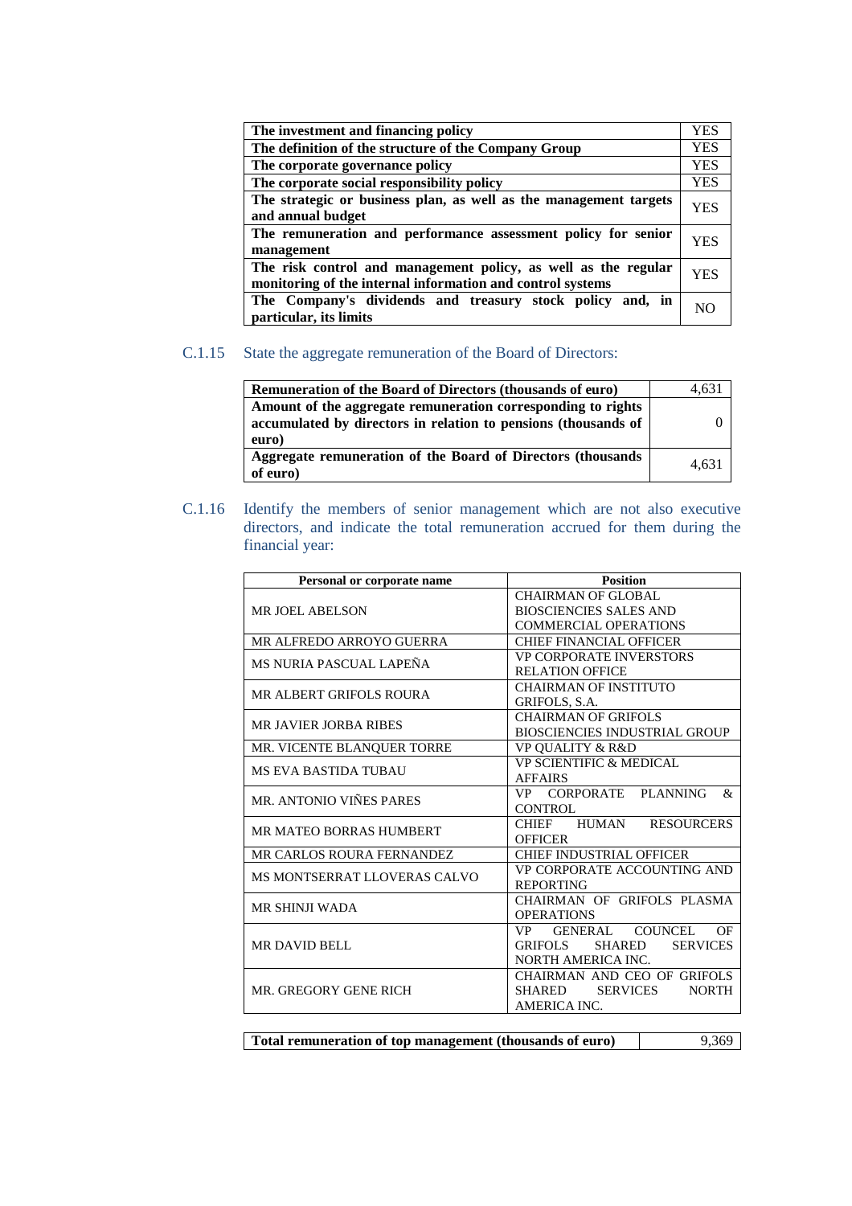| The investment and financing policy | YES |
|---|---|
| The definition of the structure of the Company Group | YES |
| The corporate governance policy | YES |
| The corporate social responsibility policy | YES |
| The strategic or business plan, as well as the management targets and annual budget | YES |
| The remuneration and performance assessment policy for senior management | YES |
| The risk control and management policy, as well as the regular monitoring of the internal information and control systems | YES |
| The Company's dividends and treasury stock policy and, in particular, its limits | NO |

C.1.15 State the aggregate remuneration of the Board of Directors:

| Remuneration of the Board of Directors (thousands of euro) | 4,631 |
|---|---|
| Amount of the aggregate remuneration corresponding to rights accumulated by directors in relation to pensions (thousands of euro) | 0 |
| Aggregate remuneration of the Board of Directors (thousands of euro) | 4,631 |

C.1.16 Identify the members of senior management which are not also executive directors, and indicate the total remuneration accrued for them during the financial year:

| Personal or corporate name | Position |
|---|---|
| MR JOEL ABELSON | CHAIRMAN OF GLOBAL BIOSCIENCIES SALES AND COMMERCIAL OPERATIONS |
| MR ALFREDO ARROYO GUERRA | CHIEF FINANCIAL OFFICER |
| MS NURIA PASCUAL LAPEÑA | VP CORPORATE INVERSTORS RELATION OFFICE |
| MR ALBERT GRIFOLS ROURA | CHAIRMAN OF INSTITUTO GRIFOLS, S.A. |
| MR JAVIER JORBA RIBES | CHAIRMAN OF GRIFOLS BIOSCIENCIES INDUSTRIAL GROUP |
| MR. VICENTE BLANQUER TORRE | VP QUALITY & R&D |
| MS EVA BASTIDA TUBAU | VP SCIENTIFIC & MEDICAL AFFAIRS |
| MR. ANTONIO VIÑES PARES | VP CORPORATE PLANNING & CONTROL |
| MR MATEO BORRAS HUMBERT | CHIEF HUMAN RESOURCERS OFFICER |
| MR CARLOS ROURA FERNANDEZ | CHIEF INDUSTRIAL OFFICER |
| MS MONTSERRAT LLOVERAS CALVO | VP CORPORATE ACCOUNTING AND REPORTING |
| MR SHINJI WADA | CHAIRMAN OF GRIFOLS PLASMA OPERATIONS |
| MR DAVID BELL | VP GENERAL COUNCEL OF GRIFOLS SHARED SERVICES NORTH AMERICA INC. |
| MR. GREGORY GENE RICH | CHAIRMAN AND CEO OF GRIFOLS SHARED SERVICES NORTH AMERICA INC. |

| Total remuneration of top management (thousands of euro) | 9,369 |
|---|---|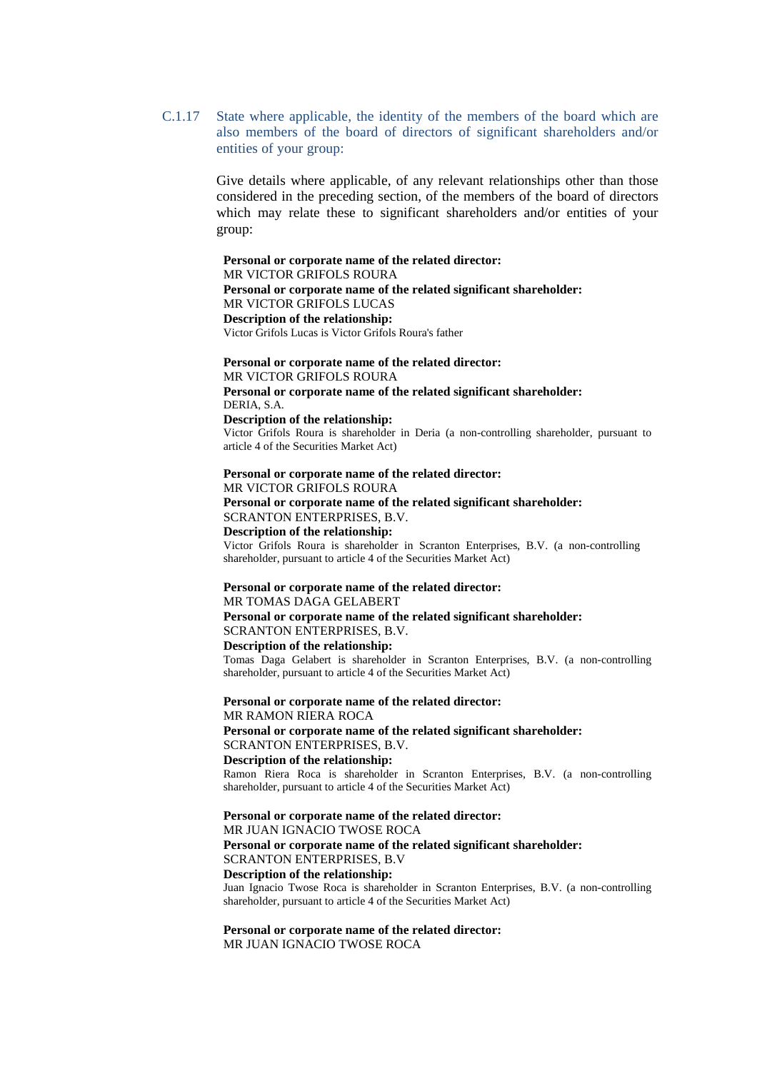C.1.17 State where applicable, the identity of the members of the board which are also members of the board of directors of significant shareholders and/or entities of your group:

Give details where applicable, of any relevant relationships other than those considered in the preceding section, of the members of the board of directors which may relate these to significant shareholders and/or entities of your group:

**Personal or corporate name of the related director:**
MR VICTOR GRIFOLS ROURA
**Personal or corporate name of the related significant shareholder:**
MR VICTOR GRIFOLS LUCAS
**Description of the relationship:**
Victor Grifols Lucas is Victor Grifols Roura's father

**Personal or corporate name of the related director:**
MR VICTOR GRIFOLS ROURA
**Personal or corporate name of the related significant shareholder:**
DERIA, S.A.
**Description of the relationship:**
Victor Grifols Roura is shareholder in Deria (a non-controlling shareholder, pursuant to article 4 of the Securities Market Act)

**Personal or corporate name of the related director:**
MR VICTOR GRIFOLS ROURA
**Personal or corporate name of the related significant shareholder:**
SCRANTON ENTERPRISES, B.V.
**Description of the relationship:**
Victor Grifols Roura is shareholder in Scranton Enterprises, B.V. (a non-controlling shareholder, pursuant to article 4 of the Securities Market Act)

**Personal or corporate name of the related director:**
MR TOMAS DAGA GELABERT
**Personal or corporate name of the related significant shareholder:**
SCRANTON ENTERPRISES, B.V.
**Description of the relationship:**
Tomas Daga Gelabert is shareholder in Scranton Enterprises, B.V. (a non-controlling shareholder, pursuant to article 4 of the Securities Market Act)

**Personal or corporate name of the related director:**
MR RAMON RIERA ROCA
**Personal or corporate name of the related significant shareholder:**
SCRANTON ENTERPRISES, B.V.
**Description of the relationship:**
Ramon Riera Roca is shareholder in Scranton Enterprises, B.V. (a non-controlling shareholder, pursuant to article 4 of the Securities Market Act)

**Personal or corporate name of the related director:**
MR JUAN IGNACIO TWOSE ROCA
**Personal or corporate name of the related significant shareholder:**
SCRANTON ENTERPRISES, B.V
**Description of the relationship:**
Juan Ignacio Twose Roca is shareholder in Scranton Enterprises, B.V. (a non-controlling shareholder, pursuant to article 4 of the Securities Market Act)

**Personal or corporate name of the related director:**
MR JUAN IGNACIO TWOSE ROCA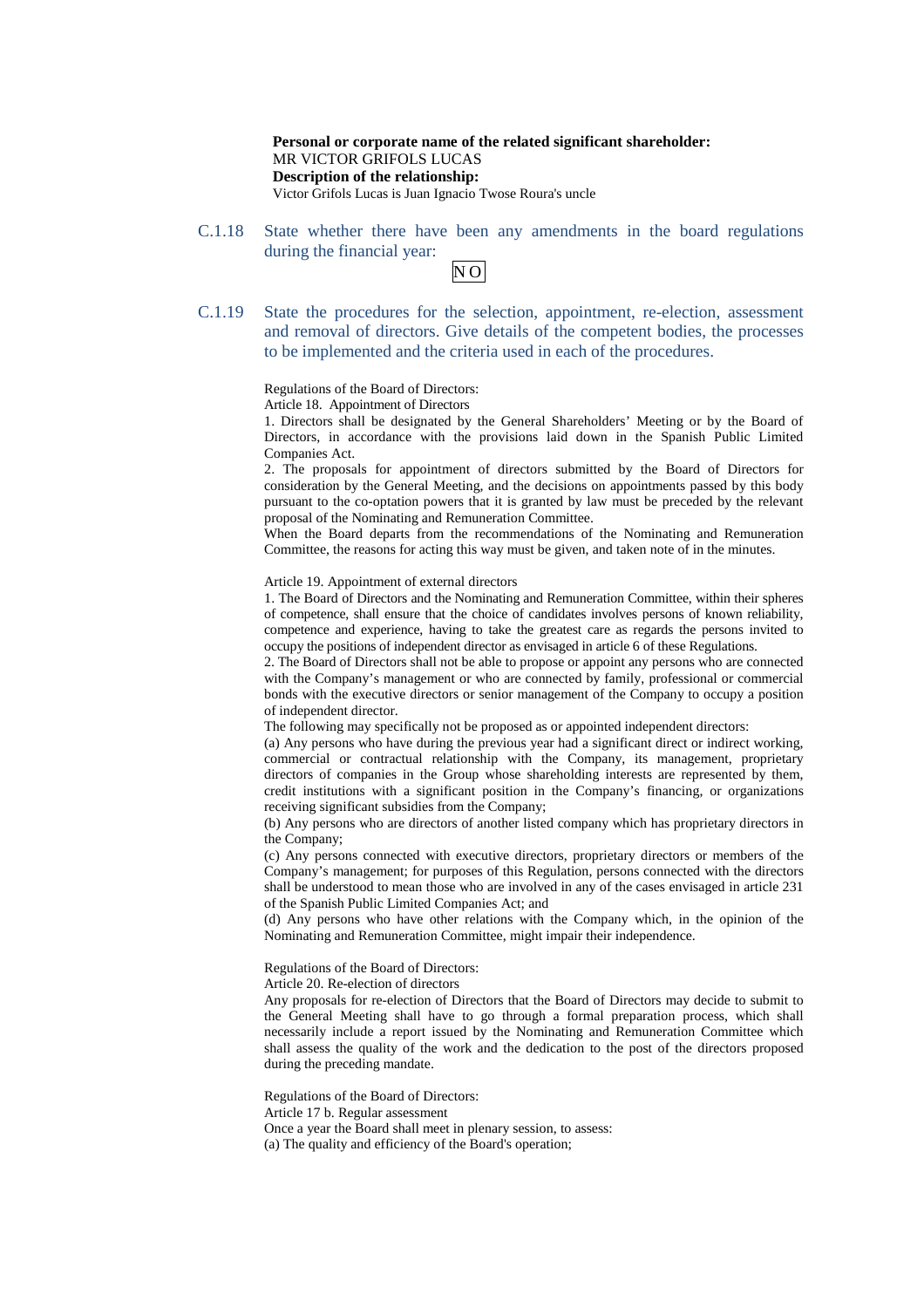**Personal or corporate name of the related significant shareholder:**
MR VICTOR GRIFOLS LUCAS
**Description of the relationship:**
Victor Grifols Lucas is Juan Ignacio Twose Roura's uncle

### C.1.18 State whether there have been any amendments in the board regulations during the financial year:

NO

### C.1.19 State the procedures for the selection, appointment, re-election, assessment and removal of directors. Give details of the competent bodies, the processes to be implemented and the criteria used in each of the procedures.

Regulations of the Board of Directors:
Article 18. Appointment of Directors
1. Directors shall be designated by the General Shareholders' Meeting or by the Board of Directors, in accordance with the provisions laid down in the Spanish Public Limited Companies Act.
2. The proposals for appointment of directors submitted by the Board of Directors for consideration by the General Meeting, and the decisions on appointments passed by this body pursuant to the co-optation powers that it is granted by law must be preceded by the relevant proposal of the Nominating and Remuneration Committee.
When the Board departs from the recommendations of the Nominating and Remuneration Committee, the reasons for acting this way must be given, and taken note of in the minutes.

Article 19. Appointment of external directors
1. The Board of Directors and the Nominating and Remuneration Committee, within their spheres of competence, shall ensure that the choice of candidates involves persons of known reliability, competence and experience, having to take the greatest care as regards the persons invited to occupy the positions of independent director as envisaged in article 6 of these Regulations.
2. The Board of Directors shall not be able to propose or appoint any persons who are connected with the Company's management or who are connected by family, professional or commercial bonds with the executive directors or senior management of the Company to occupy a position of independent director.
The following may specifically not be proposed as or appointed independent directors:
(a) Any persons who have during the previous year had a significant direct or indirect working, commercial or contractual relationship with the Company, its management, proprietary directors of companies in the Group whose shareholding interests are represented by them, credit institutions with a significant position in the Company's financing, or organizations receiving significant subsidies from the Company;
(b) Any persons who are directors of another listed company which has proprietary directors in the Company;
(c) Any persons connected with executive directors, proprietary directors or members of the Company's management; for purposes of this Regulation, persons connected with the directors shall be understood to mean those who are involved in any of the cases envisaged in article 231 of the Spanish Public Limited Companies Act; and
(d) Any persons who have other relations with the Company which, in the opinion of the Nominating and Remuneration Committee, might impair their independence.

Regulations of the Board of Directors:
Article 20. Re-election of directors
Any proposals for re-election of Directors that the Board of Directors may decide to submit to the General Meeting shall have to go through a formal preparation process, which shall necessarily include a report issued by the Nominating and Remuneration Committee which shall assess the quality of the work and the dedication to the post of the directors proposed during the preceding mandate.

Regulations of the Board of Directors:
Article 17 b. Regular assessment
Once a year the Board shall meet in plenary session, to assess:
(a) The quality and efficiency of the Board's operation;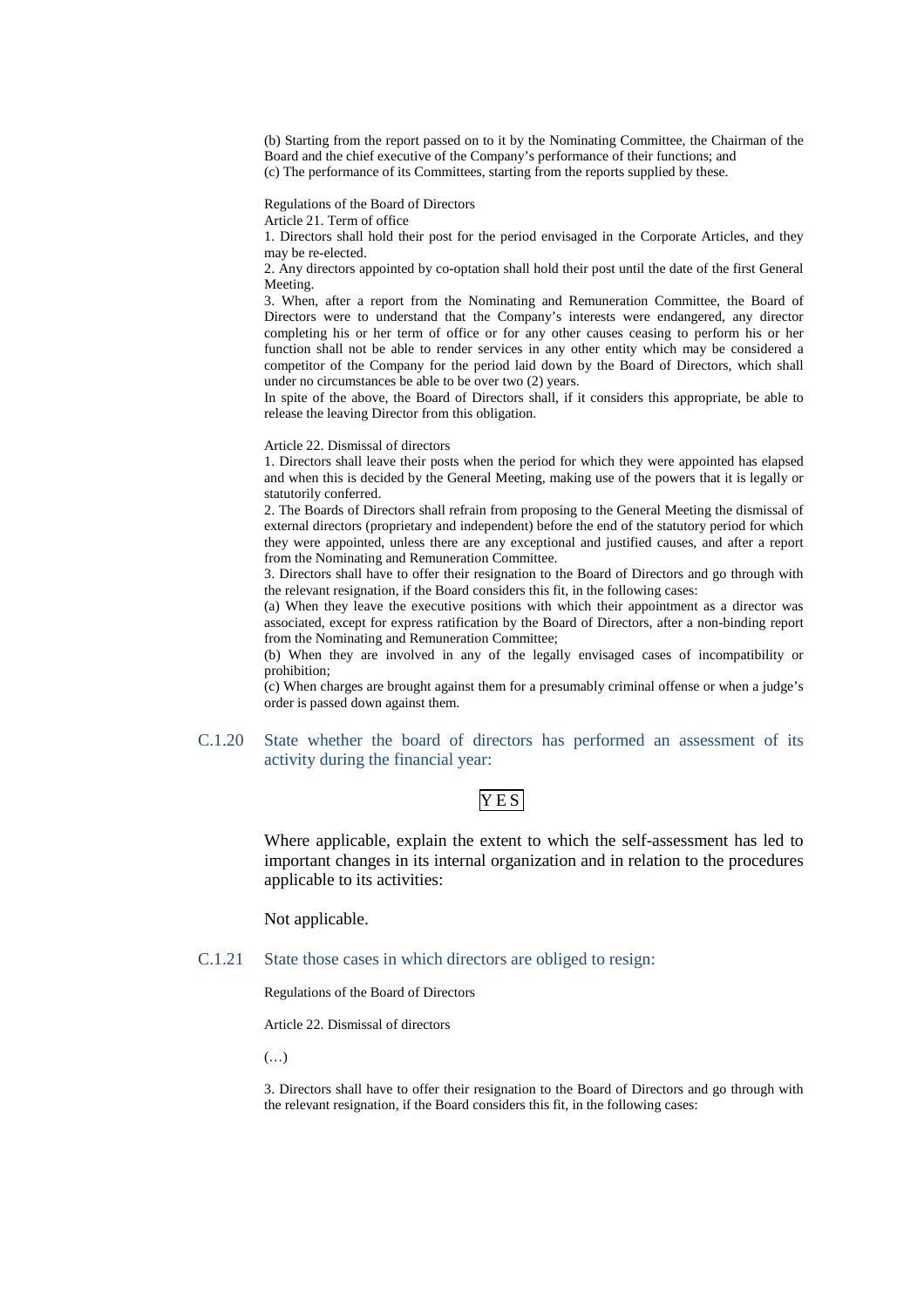(b) Starting from the report passed on to it by the Nominating Committee, the Chairman of the Board and the chief executive of the Company's performance of their functions; and
(c) The performance of its Committees, starting from the reports supplied by these.

Regulations of the Board of Directors

Article 21. Term of office

1. Directors shall hold their post for the period envisaged in the Corporate Articles, and they may be re-elected.
2. Any directors appointed by co-optation shall hold their post until the date of the first General Meeting.
3. When, after a report from the Nominating and Remuneration Committee, the Board of Directors were to understand that the Company's interests were endangered, any director completing his or her term of office or for any other causes ceasing to perform his or her function shall not be able to render services in any other entity which may be considered a competitor of the Company for the period laid down by the Board of Directors, which shall under no circumstances be able to be over two (2) years.

In spite of the above, the Board of Directors shall, if it considers this appropriate, be able to release the leaving Director from this obligation.

Article 22. Dismissal of directors

1. Directors shall leave their posts when the period for which they were appointed has elapsed and when this is decided by the General Meeting, making use of the powers that it is legally or statutorily conferred.
2. The Boards of Directors shall refrain from proposing to the General Meeting the dismissal of external directors (proprietary and independent) before the end of the statutory period for which they were appointed, unless there are any exceptional and justified causes, and after a report from the Nominating and Remuneration Committee.
3. Directors shall have to offer their resignation to the Board of Directors and go through with the relevant resignation, if the Board considers this fit, in the following cases:

(a) When they leave the executive positions with which their appointment as a director was associated, except for express ratification by the Board of Directors, after a non-binding report from the Nominating and Remuneration Committee;
(b) When they are involved in any of the legally envisaged cases of incompatibility or prohibition;
(c) When charges are brought against them for a presumably criminal offense or when a judge's order is passed down against them.

## C.1.20 State whether the board of directors has performed an assessment of its activity during the financial year:

YES

Where applicable, explain the extent to which the self-assessment has led to important changes in its internal organization and in relation to the procedures applicable to its activities:

Not applicable.

## C.1.21 State those cases in which directors are obliged to resign:

Regulations of the Board of Directors

Article 22. Dismissal of directors

(…)

3. Directors shall have to offer their resignation to the Board of Directors and go through with the relevant resignation, if the Board considers this fit, in the following cases: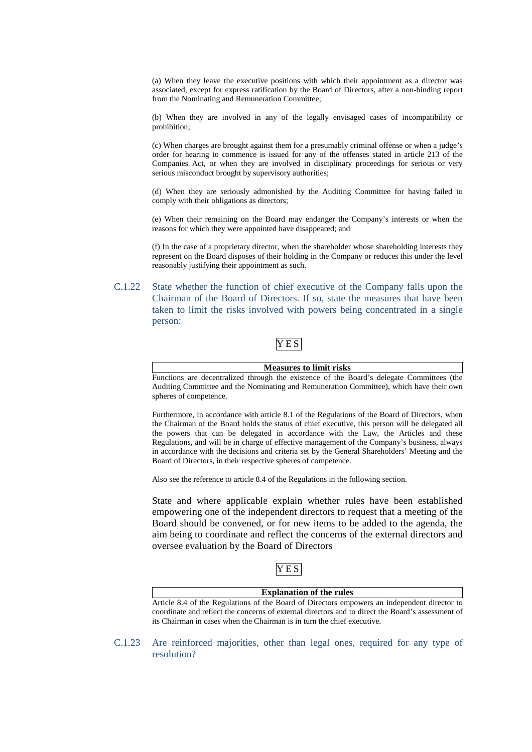(a) When they leave the executive positions with which their appointment as a director was associated, except for express ratification by the Board of Directors, after a non-binding report from the Nominating and Remuneration Committee;

(b) When they are involved in any of the legally envisaged cases of incompatibility or prohibition;

(c) When charges are brought against them for a presumably criminal offense or when a judge's order for hearing to commence is issued for any of the offenses stated in article 213 of the Companies Act, or when they are involved in disciplinary proceedings for serious or very serious misconduct brought by supervisory authorities;

(d) When they are seriously admonished by the Auditing Committee for having failed to comply with their obligations as directors;

(e) When their remaining on the Board may endanger the Company's interests or when the reasons for which they were appointed have disappeared; and

(f) In the case of a proprietary director, when the shareholder whose shareholding interests they represent on the Board disposes of their holding in the Company or reduces this under the level reasonably justifying their appointment as such.

C.1.22 State whether the function of chief executive of the Company falls upon the Chairman of the Board of Directors. If so, state the measures that have been taken to limit the risks involved with powers being concentrated in a single person:

YES

| Measures to limit risks |
|---|

Functions are decentralized through the existence of the Board's delegate Committees (the Auditing Committee and the Nominating and Remuneration Committee), which have their own spheres of competence.

Furthermore, in accordance with article 8.1 of the Regulations of the Board of Directors, when the Chairman of the Board holds the status of chief executive, this person will be delegated all the powers that can be delegated in accordance with the Law, the Articles and these Regulations, and will be in charge of effective management of the Company's business, always in accordance with the decisions and criteria set by the General Shareholders' Meeting and the Board of Directors, in their respective spheres of competence.

Also see the reference to article 8.4 of the Regulations in the following section.

State and where applicable explain whether rules have been established empowering one of the independent directors to request that a meeting of the Board should be convened, or for new items to be added to the agenda, the aim being to coordinate and reflect the concerns of the external directors and oversee evaluation by the Board of Directors

YES

| Explanation of the rules |
|---|

Article 8.4 of the Regulations of the Board of Directors empowers an independent director to coordinate and reflect the concerns of external directors and to direct the Board's assessment of its Chairman in cases when the Chairman is in turn the chief executive.

C.1.23 Are reinforced majorities, other than legal ones, required for any type of resolution?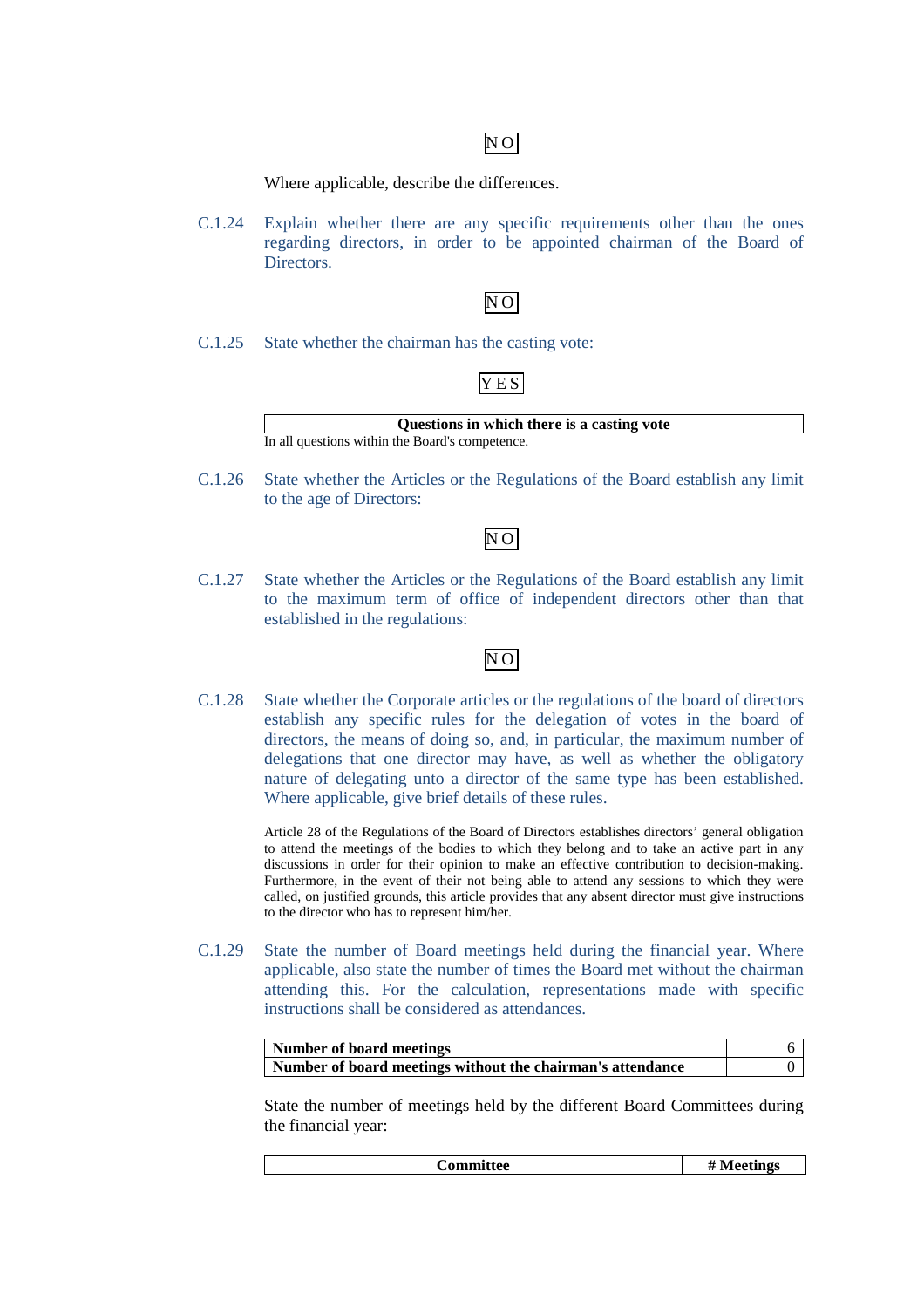NO

Where applicable, describe the differences.

C.1.24 Explain whether there are any specific requirements other than the ones regarding directors, in order to be appointed chairman of the Board of Directors.

NO

C.1.25 State whether the chairman has the casting vote:

YES

| Questions in which there is a casting vote |
|---|
| In all questions within the Board's competence. |

C.1.26 State whether the Articles or the Regulations of the Board establish any limit to the age of Directors:

NO

C.1.27 State whether the Articles or the Regulations of the Board establish any limit to the maximum term of office of independent directors other than that established in the regulations:

NO

C.1.28 State whether the Corporate articles or the regulations of the board of directors establish any specific rules for the delegation of votes in the board of directors, the means of doing so, and, in particular, the maximum number of delegations that one director may have, as well as whether the obligatory nature of delegating unto a director of the same type has been established. Where applicable, give brief details of these rules.

Article 28 of the Regulations of the Board of Directors establishes directors' general obligation to attend the meetings of the bodies to which they belong and to take an active part in any discussions in order for their opinion to make an effective contribution to decision-making. Furthermore, in the event of their not being able to attend any sessions to which they were called, on justified grounds, this article provides that any absent director must give instructions to the director who has to represent him/her.

C.1.29 State the number of Board meetings held during the financial year. Where applicable, also state the number of times the Board met without the chairman attending this. For the calculation, representations made with specific instructions shall be considered as attendances.

| | |
|---|---|
| **Number of board meetings** | 6 |
| **Number of board meetings without the chairman's attendance** | 0 |

State the number of meetings held by the different Board Committees during the financial year:

| Committee | # Meetings |
|---|---|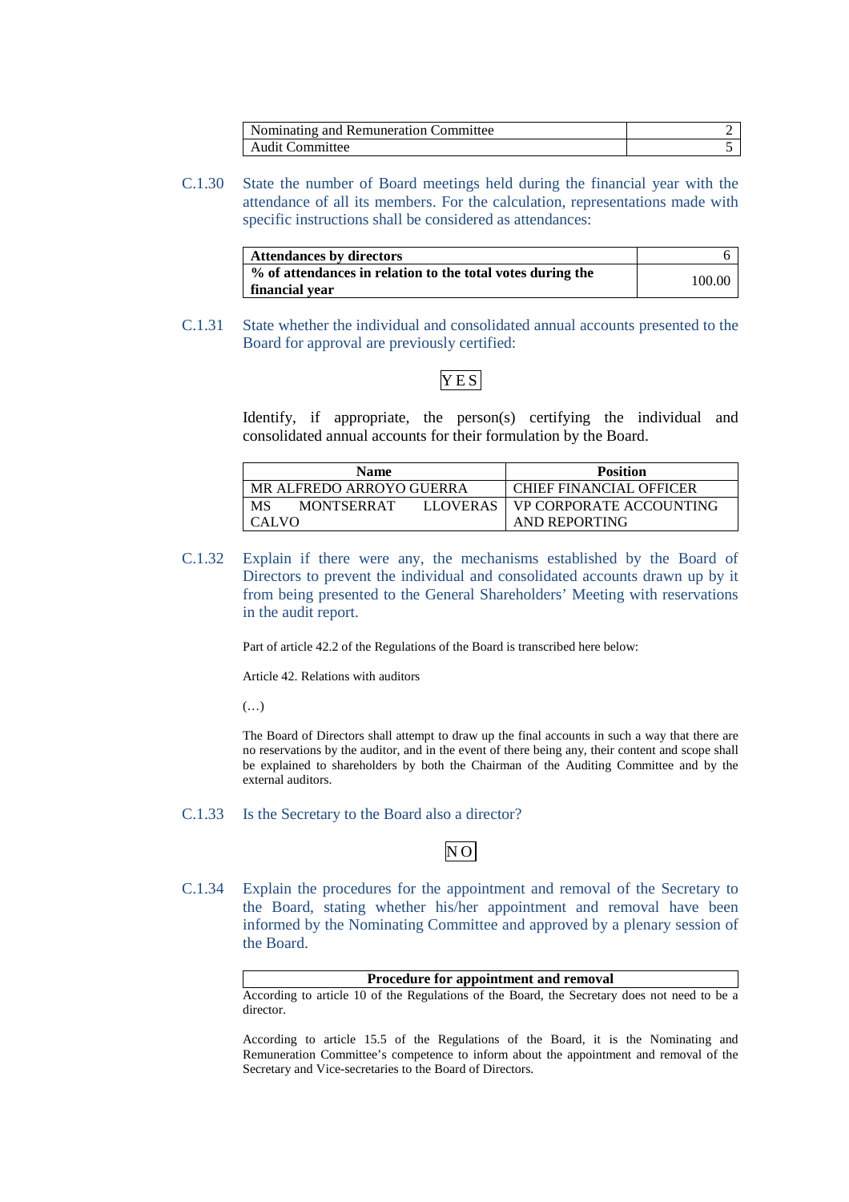| Nominating and Remuneration Committee | 2 |
|---|---|
| Audit Committee | 5 |

C.1.30 State the number of Board meetings held during the financial year with the attendance of all its members. For the calculation, representations made with specific instructions shall be considered as attendances:

| **Attendances by directors** | 6 |
|---|---|
| **% of attendances in relation to the total votes during the financial year** | 100.00 |

C.1.31 State whether the individual and consolidated annual accounts presented to the Board for approval are previously certified:

YES

Identify, if appropriate, the person(s) certifying the individual and consolidated annual accounts for their formulation by the Board.

| Name | Position |
|---|---|
| MR ALFREDO ARROYO GUERRA | CHIEF FINANCIAL OFFICER |
| MS MONTSERRAT LLOVERAS CALVO | VP CORPORATE ACCOUNTING AND REPORTING |

C.1.32 Explain if there were any, the mechanisms established by the Board of Directors to prevent the individual and consolidated accounts drawn up by it from being presented to the General Shareholders' Meeting with reservations in the audit report.

Part of article 42.2 of the Regulations of the Board is transcribed here below:

Article 42. Relations with auditors

(…)

The Board of Directors shall attempt to draw up the final accounts in such a way that there are no reservations by the auditor, and in the event of there being any, their content and scope shall be explained to shareholders by both the Chairman of the Auditing Committee and by the external auditors.

C.1.33 Is the Secretary to the Board also a director?

NO

C.1.34 Explain the procedures for the appointment and removal of the Secretary to the Board, stating whether his/her appointment and removal have been informed by the Nominating Committee and approved by a plenary session of the Board.

| **Procedure for appointment and removal** |
|---|

According to article 10 of the Regulations of the Board, the Secretary does not need to be a director.

According to article 15.5 of the Regulations of the Board, it is the Nominating and Remuneration Committee's competence to inform about the appointment and removal of the Secretary and Vice-secretaries to the Board of Directors.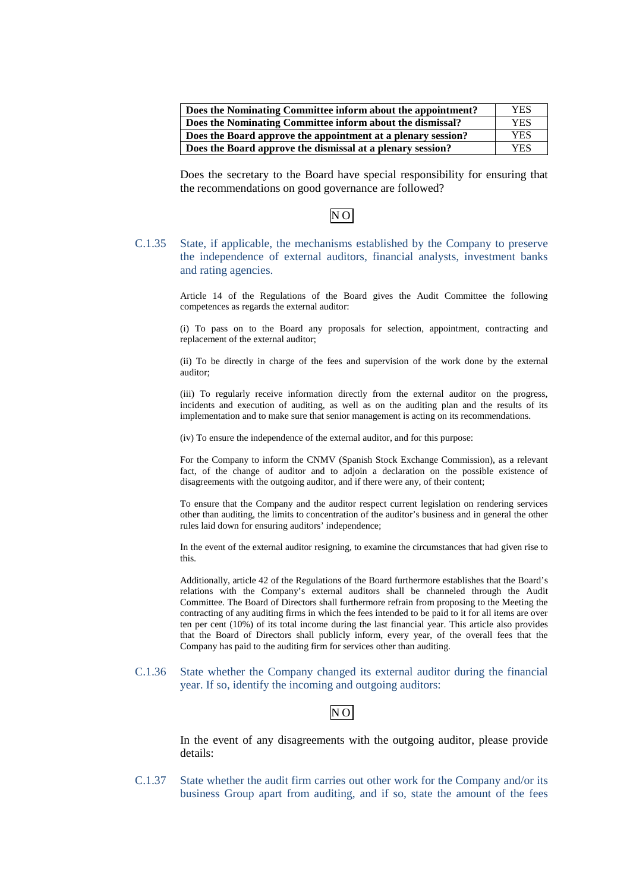| Does the Nominating Committee inform about the appointment? | YES |
|---|---|
| Does the Nominating Committee inform about the dismissal? | YES |
| Does the Board approve the appointment at a plenary session? | YES |
| Does the Board approve the dismissal at a plenary session? | YES |

Does the secretary to the Board have special responsibility for ensuring that the recommendations on good governance are followed?

NO

C.1.35 State, if applicable, the mechanisms established by the Company to preserve the independence of external auditors, financial analysts, investment banks and rating agencies.

Article 14 of the Regulations of the Board gives the Audit Committee the following competences as regards the external auditor:

(i) To pass on to the Board any proposals for selection, appointment, contracting and replacement of the external auditor;

(ii) To be directly in charge of the fees and supervision of the work done by the external auditor;

(iii) To regularly receive information directly from the external auditor on the progress, incidents and execution of auditing, as well as on the auditing plan and the results of its implementation and to make sure that senior management is acting on its recommendations.

(iv) To ensure the independence of the external auditor, and for this purpose:

For the Company to inform the CNMV (Spanish Stock Exchange Commission), as a relevant fact, of the change of auditor and to adjoin a declaration on the possible existence of disagreements with the outgoing auditor, and if there were any, of their content;

To ensure that the Company and the auditor respect current legislation on rendering services other than auditing, the limits to concentration of the auditor's business and in general the other rules laid down for ensuring auditors' independence;

In the event of the external auditor resigning, to examine the circumstances that had given rise to this.

Additionally, article 42 of the Regulations of the Board furthermore establishes that the Board's relations with the Company's external auditors shall be channeled through the Audit Committee. The Board of Directors shall furthermore refrain from proposing to the Meeting the contracting of any auditing firms in which the fees intended to be paid to it for all items are over ten per cent (10%) of its total income during the last financial year. This article also provides that the Board of Directors shall publicly inform, every year, of the overall fees that the Company has paid to the auditing firm for services other than auditing.

C.1.36 State whether the Company changed its external auditor during the financial year. If so, identify the incoming and outgoing auditors:

NO

In the event of any disagreements with the outgoing auditor, please provide details:

C.1.37 State whether the audit firm carries out other work for the Company and/or its business Group apart from auditing, and if so, state the amount of the fees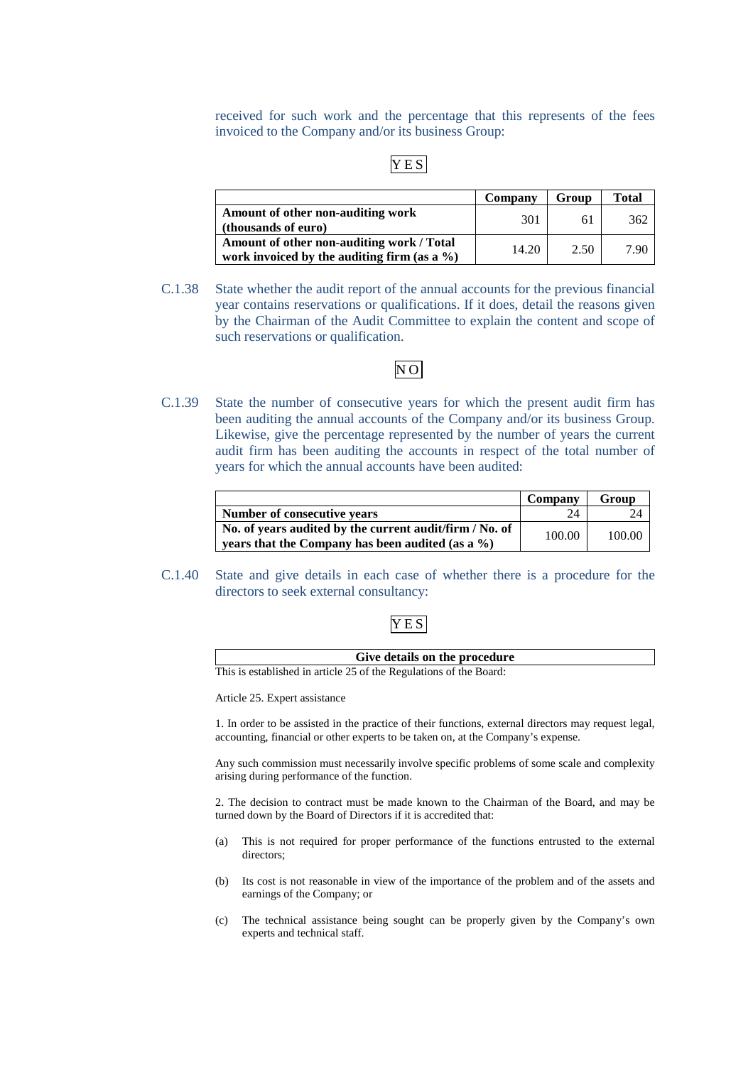received for such work and the percentage that this represents of the fees invoiced to the Company and/or its business Group:

YES

| | Company | Group | Total |
|---|---|---|---|
| **Amount of other non-auditing work (thousands of euro)** | 301 | 61 | 362 |
| **Amount of other non-auditing work / Total work invoiced by the auditing firm (as a %)** | 14.20 | 2.50 | 7.90 |

C.1.38 State whether the audit report of the annual accounts for the previous financial year contains reservations or qualifications. If it does, detail the reasons given by the Chairman of the Audit Committee to explain the content and scope of such reservations or qualification.

NO

C.1.39 State the number of consecutive years for which the present audit firm has been auditing the annual accounts of the Company and/or its business Group. Likewise, give the percentage represented by the number of years the current audit firm has been auditing the accounts in respect of the total number of years for which the annual accounts have been audited:

| | Company | Group |
|---|---|---|
| **Number of consecutive years** | 24 | 24 |
| **No. of years audited by the current audit/firm / No. of years that the Company has been audited (as a %)** | 100.00 | 100.00 |

C.1.40 State and give details in each case of whether there is a procedure for the directors to seek external consultancy:

YES

| Give details on the procedure |
|---|

This is established in article 25 of the Regulations of the Board:

Article 25. Expert assistance

1. In order to be assisted in the practice of their functions, external directors may request legal, accounting, financial or other experts to be taken on, at the Company's expense.

Any such commission must necessarily involve specific problems of some scale and complexity arising during performance of the function.

2. The decision to contract must be made known to the Chairman of the Board, and may be turned down by the Board of Directors if it is accredited that:

(a) This is not required for proper performance of the functions entrusted to the external directors;

(b) Its cost is not reasonable in view of the importance of the problem and of the assets and earnings of the Company; or

(c) The technical assistance being sought can be properly given by the Company's own experts and technical staff.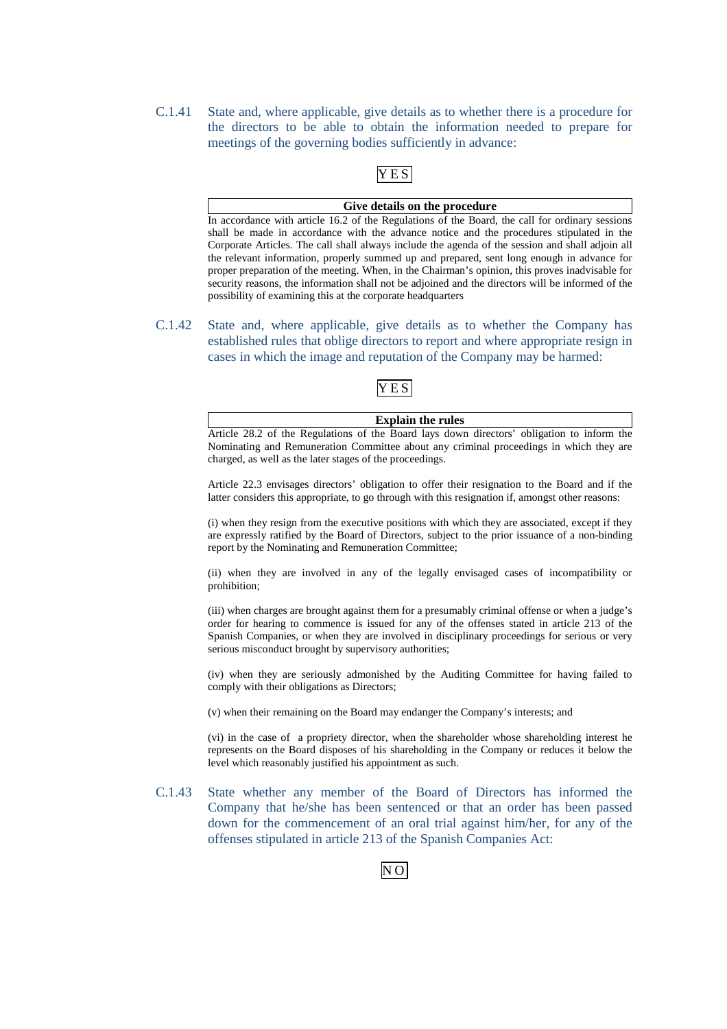C.1.41 State and, where applicable, give details as to whether there is a procedure for the directors to be able to obtain the information needed to prepare for meetings of the governing bodies sufficiently in advance:

YES

**Give details on the procedure**

In accordance with article 16.2 of the Regulations of the Board, the call for ordinary sessions shall be made in accordance with the advance notice and the procedures stipulated in the Corporate Articles. The call shall always include the agenda of the session and shall adjoin all the relevant information, properly summed up and prepared, sent long enough in advance for proper preparation of the meeting. When, in the Chairman's opinion, this proves inadvisable for security reasons, the information shall not be adjoined and the directors will be informed of the possibility of examining this at the corporate headquarters

C.1.42 State and, where applicable, give details as to whether the Company has established rules that oblige directors to report and where appropriate resign in cases in which the image and reputation of the Company may be harmed:

YES

**Explain the rules**

Article 28.2 of the Regulations of the Board lays down directors' obligation to inform the Nominating and Remuneration Committee about any criminal proceedings in which they are charged, as well as the later stages of the proceedings.

Article 22.3 envisages directors' obligation to offer their resignation to the Board and if the latter considers this appropriate, to go through with this resignation if, amongst other reasons:

(i) when they resign from the executive positions with which they are associated, except if they are expressly ratified by the Board of Directors, subject to the prior issuance of a non-binding report by the Nominating and Remuneration Committee;

(ii) when they are involved in any of the legally envisaged cases of incompatibility or prohibition;

(iii) when charges are brought against them for a presumably criminal offense or when a judge's order for hearing to commence is issued for any of the offenses stated in article 213 of the Spanish Companies, or when they are involved in disciplinary proceedings for serious or very serious misconduct brought by supervisory authorities;

(iv) when they are seriously admonished by the Auditing Committee for having failed to comply with their obligations as Directors;

(v) when their remaining on the Board may endanger the Company's interests; and

(vi) in the case of a propriety director, when the shareholder whose shareholding interest he represents on the Board disposes of his shareholding in the Company or reduces it below the level which reasonably justified his appointment as such.

C.1.43 State whether any member of the Board of Directors has informed the Company that he/she has been sentenced or that an order has been passed down for the commencement of an oral trial against him/her, for any of the offenses stipulated in article 213 of the Spanish Companies Act:

NO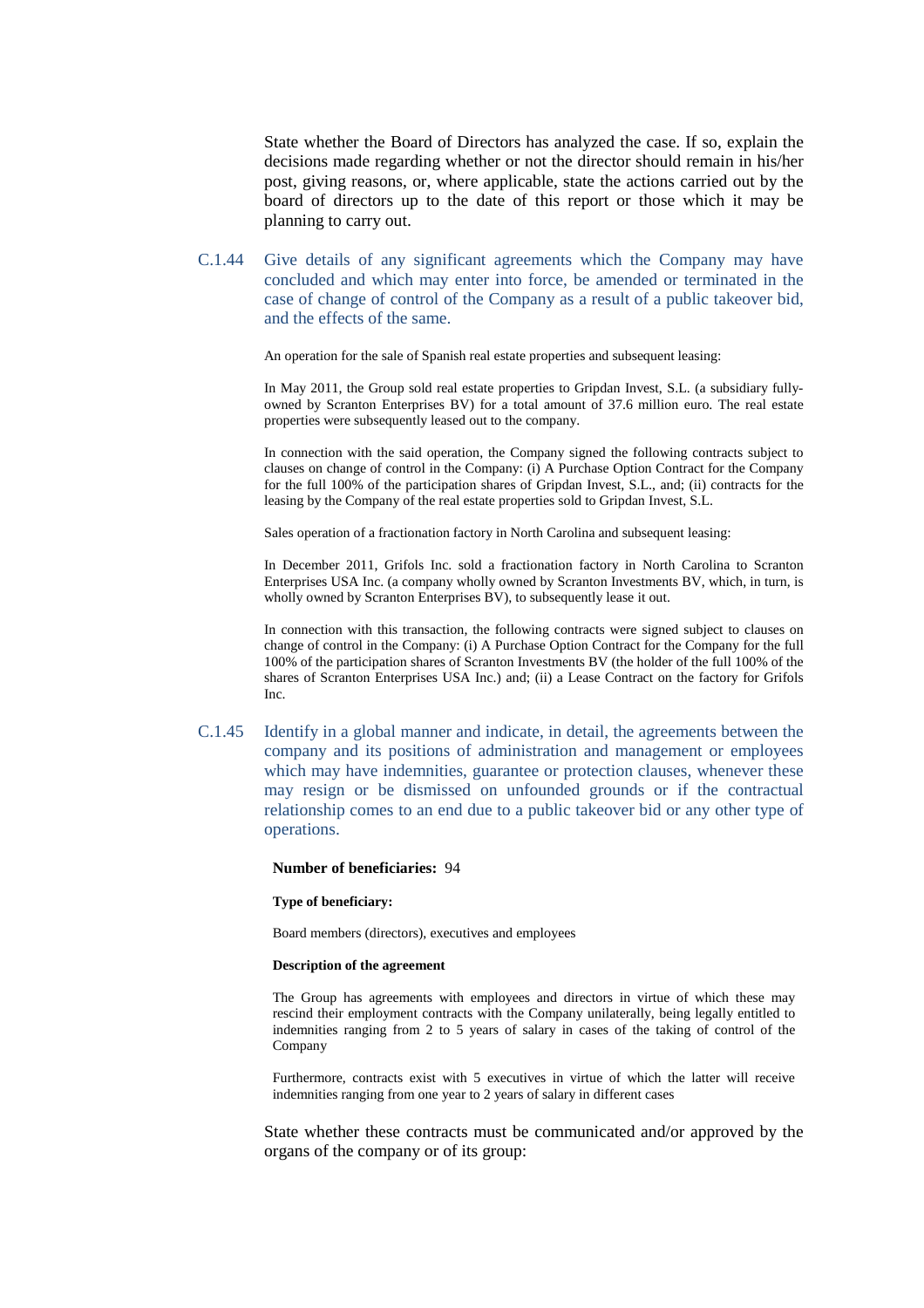State whether the Board of Directors has analyzed the case. If so, explain the decisions made regarding whether or not the director should remain in his/her post, giving reasons, or, where applicable, state the actions carried out by the board of directors up to the date of this report or those which it may be planning to carry out.

C.1.44 Give details of any significant agreements which the Company may have concluded and which may enter into force, be amended or terminated in the case of change of control of the Company as a result of a public takeover bid, and the effects of the same.

An operation for the sale of Spanish real estate properties and subsequent leasing:

In May 2011, the Group sold real estate properties to Gripdan Invest, S.L. (a subsidiary fully-owned by Scranton Enterprises BV) for a total amount of 37.6 million euro. The real estate properties were subsequently leased out to the company.

In connection with the said operation, the Company signed the following contracts subject to clauses on change of control in the Company: (i) A Purchase Option Contract for the Company for the full 100% of the participation shares of Gripdan Invest, S.L., and; (ii) contracts for the leasing by the Company of the real estate properties sold to Gripdan Invest, S.L.

Sales operation of a fractionation factory in North Carolina and subsequent leasing:

In December 2011, Grifols Inc. sold a fractionation factory in North Carolina to Scranton Enterprises USA Inc. (a company wholly owned by Scranton Investments BV, which, in turn, is wholly owned by Scranton Enterprises BV), to subsequently lease it out.

In connection with this transaction, the following contracts were signed subject to clauses on change of control in the Company: (i) A Purchase Option Contract for the Company for the full 100% of the participation shares of Scranton Investments BV (the holder of the full 100% of the shares of Scranton Enterprises USA Inc.) and; (ii) a Lease Contract on the factory for Grifols Inc.

C.1.45 Identify in a global manner and indicate, in detail, the agreements between the company and its positions of administration and management or employees which may have indemnities, guarantee or protection clauses, whenever these may resign or be dismissed on unfounded grounds or if the contractual relationship comes to an end due to a public takeover bid or any other type of operations.

**Number of beneficiaries:** 94

**Type of beneficiary:**

Board members (directors), executives and employees

**Description of the agreement**

The Group has agreements with employees and directors in virtue of which these may rescind their employment contracts with the Company unilaterally, being legally entitled to indemnities ranging from 2 to 5 years of salary in cases of the taking of control of the Company

Furthermore, contracts exist with 5 executives in virtue of which the latter will receive indemnities ranging from one year to 2 years of salary in different cases

State whether these contracts must be communicated and/or approved by the organs of the company or of its group: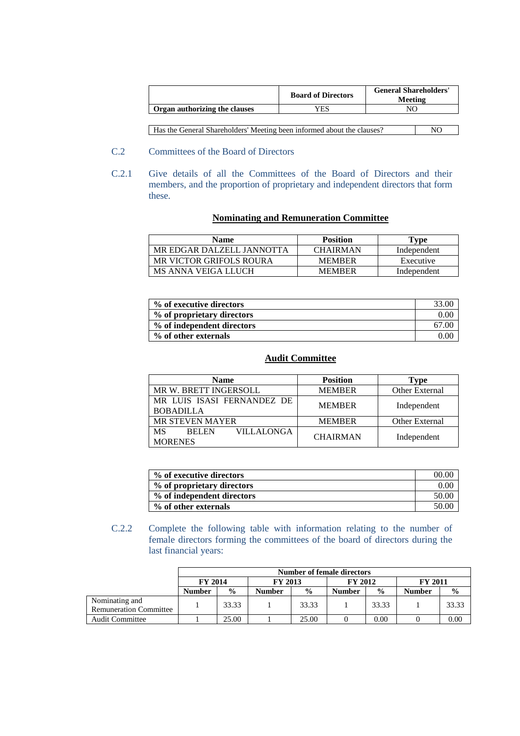| | Board of Directors | General Shareholders' Meeting |
|---|---|---|
| **Organ authorizing the clauses** | YES | NO |

| | |
|---|---|
| Has the General Shareholders' Meeting been informed about the clauses? | NO |

## C.2 Committees of the Board of Directors

C.2.1 Give details of all the Committees of the Board of Directors and their members, and the proportion of proprietary and independent directors that form these.

**Nominating and Remuneration Committee**

| Name | Position | Type |
|---|---|---|
| MR EDGAR DALZELL JANNOTTA | CHAIRMAN | Independent |
| MR VICTOR GRIFOLS ROURA | MEMBER | Executive |
| MS ANNA VEIGA LLUCH | MEMBER | Independent |

| | |
|---|---|
| **% of executive directors** | 33.00 |
| **% of proprietary directors** | 0.00 |
| **% of independent directors** | 67.00 |
| **% of other externals** | 0.00 |

**Audit Committee**

| Name | Position | Type |
|---|---|---|
| MR W. BRETT INGERSOLL | MEMBER | Other External |
| MR LUIS ISASI FERNANDEZ DE BOBADILLA | MEMBER | Independent |
| MR STEVEN MAYER | MEMBER | Other External |
| MS BELEN VILLALONGA MORENES | CHAIRMAN | Independent |

| | |
|---|---|
| **% of executive directors** | 00.00 |
| **% of proprietary directors** | 0.00 |
| **% of independent directors** | 50.00 |
| **% of other externals** | 50.00 |

C.2.2 Complete the following table with information relating to the number of female directors forming the committees of the board of directors during the last financial years:

| | Number of female directors | | | | | | | |
|---|---|---|---|---|---|---|---|---|
| | FY 2014 | | FY 2013 | | FY 2012 | | FY 2011 | |
| | Number | % | Number | % | Number | % | Number | % |
| Nominating and Remuneration Committee | 1 | 33.33 | 1 | 33.33 | 1 | 33.33 | 1 | 33.33 |
| Audit Committee | 1 | 25.00 | 1 | 25.00 | 0 | 0.00 | 0 | 0.00 |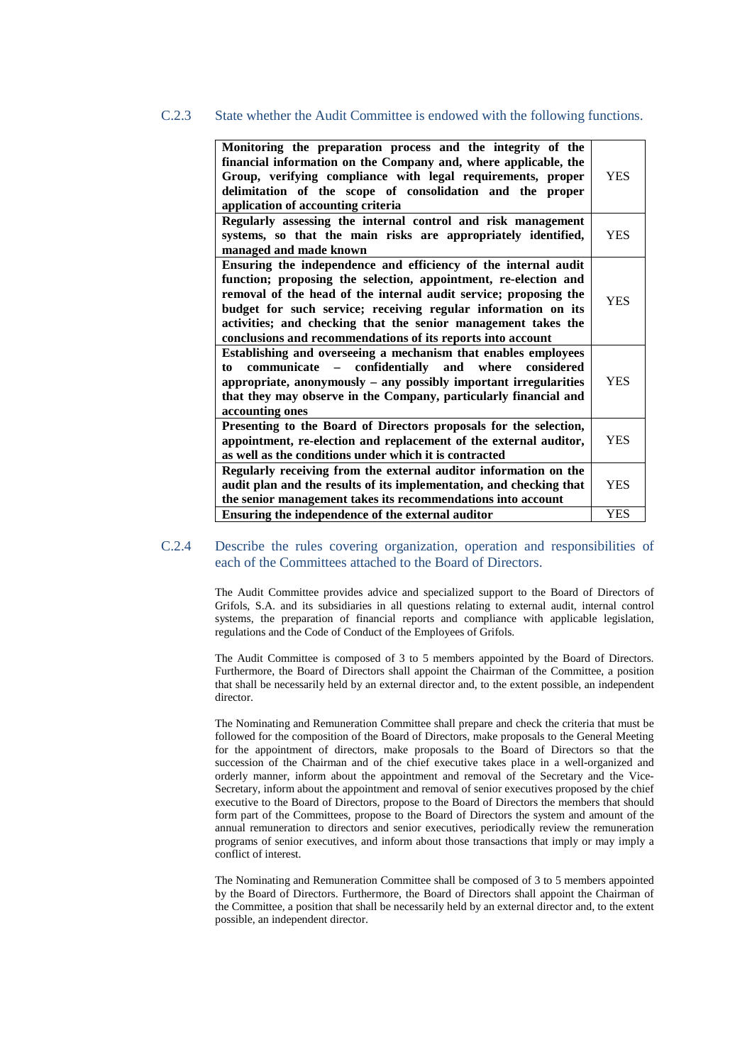### C.2.3 State whether the Audit Committee is endowed with the following functions.

| | |
|---|---|
| **Monitoring the preparation process and the integrity of the financial information on the Company and, where applicable, the Group, verifying compliance with legal requirements, proper delimitation of the scope of consolidation and the proper application of accounting criteria** | YES |
| **Regularly assessing the internal control and risk management systems, so that the main risks are appropriately identified, managed and made known** | YES |
| **Ensuring the independence and efficiency of the internal audit function; proposing the selection, appointment, re-election and removal of the head of the internal audit service; proposing the budget for such service; receiving regular information on its activities; and checking that the senior management takes the conclusions and recommendations of its reports into account** | YES |
| **Establishing and overseeing a mechanism that enables employees to communicate – confidentially and where considered appropriate, anonymously – any possibly important irregularities that they may observe in the Company, particularly financial and accounting ones** | YES |
| **Presenting to the Board of Directors proposals for the selection, appointment, re-election and replacement of the external auditor, as well as the conditions under which it is contracted** | YES |
| **Regularly receiving from the external auditor information on the audit plan and the results of its implementation, and checking that the senior management takes its recommendations into account** | YES |
| **Ensuring the independence of the external auditor** | YES |

### C.2.4 Describe the rules covering organization, operation and responsibilities of each of the Committees attached to the Board of Directors.

The Audit Committee provides advice and specialized support to the Board of Directors of Grifols, S.A. and its subsidiaries in all questions relating to external audit, internal control systems, the preparation of financial reports and compliance with applicable legislation, regulations and the Code of Conduct of the Employees of Grifols.

The Audit Committee is composed of 3 to 5 members appointed by the Board of Directors. Furthermore, the Board of Directors shall appoint the Chairman of the Committee, a position that shall be necessarily held by an external director and, to the extent possible, an independent director.

The Nominating and Remuneration Committee shall prepare and check the criteria that must be followed for the composition of the Board of Directors, make proposals to the General Meeting for the appointment of directors, make proposals to the Board of Directors so that the succession of the Chairman and of the chief executive takes place in a well-organized and orderly manner, inform about the appointment and removal of the Secretary and the Vice-Secretary, inform about the appointment and removal of senior executives proposed by the chief executive to the Board of Directors, propose to the Board of Directors the members that should form part of the Committees, propose to the Board of Directors the system and amount of the annual remuneration to directors and senior executives, periodically review the remuneration programs of senior executives, and inform about those transactions that imply or may imply a conflict of interest.

The Nominating and Remuneration Committee shall be composed of 3 to 5 members appointed by the Board of Directors. Furthermore, the Board of Directors shall appoint the Chairman of the Committee, a position that shall be necessarily held by an external director and, to the extent possible, an independent director.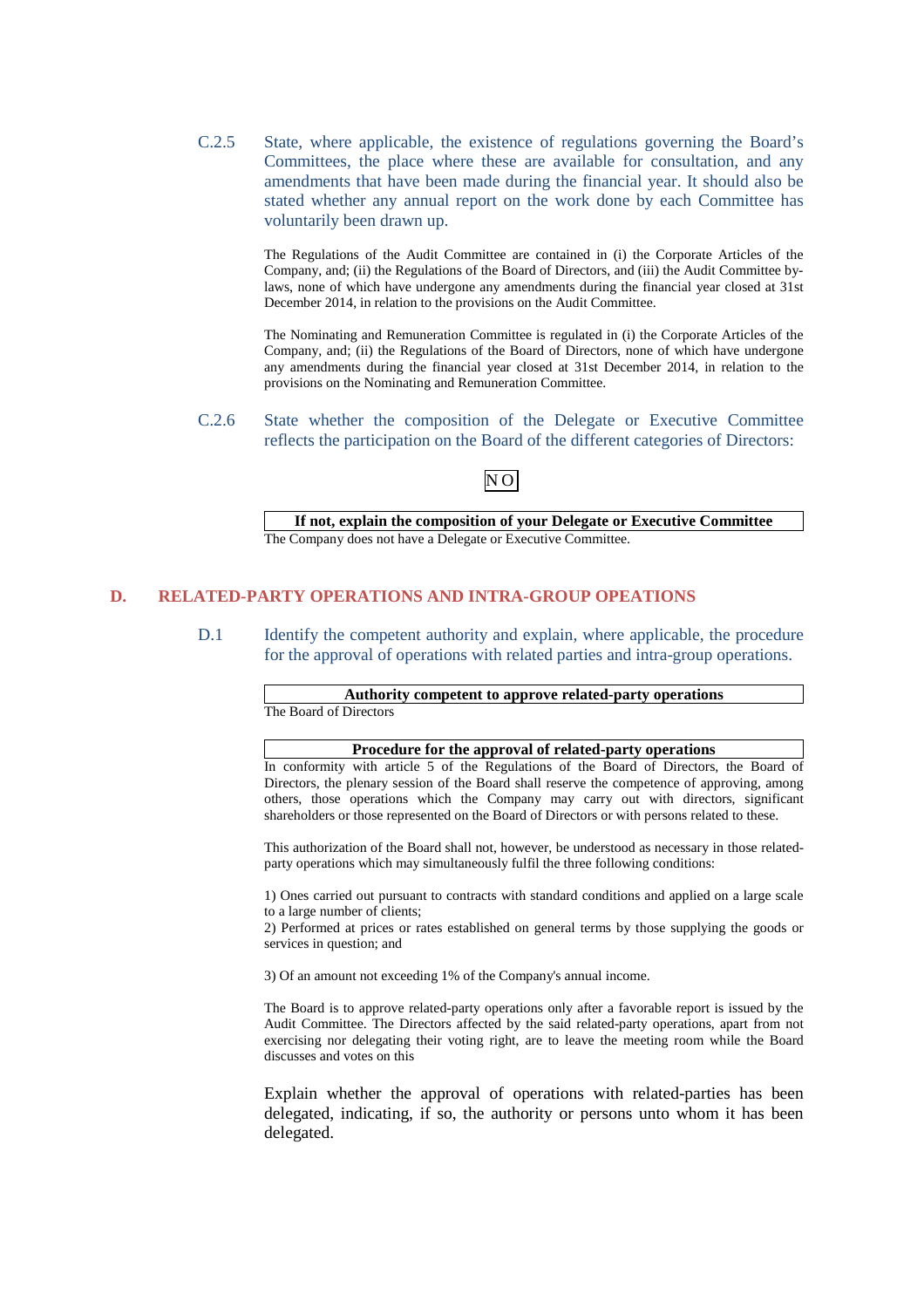C.2.5 State, where applicable, the existence of regulations governing the Board's Committees, the place where these are available for consultation, and any amendments that have been made during the financial year. It should also be stated whether any annual report on the work done by each Committee has voluntarily been drawn up.

The Regulations of the Audit Committee are contained in (i) the Corporate Articles of the Company, and; (ii) the Regulations of the Board of Directors, and (iii) the Audit Committee by-laws, none of which have undergone any amendments during the financial year closed at 31st December 2014, in relation to the provisions on the Audit Committee.

The Nominating and Remuneration Committee is regulated in (i) the Corporate Articles of the Company, and; (ii) the Regulations of the Board of Directors, none of which have undergone any amendments during the financial year closed at 31st December 2014, in relation to the provisions on the Nominating and Remuneration Committee.

C.2.6 State whether the composition of the Delegate or Executive Committee reflects the participation on the Board of the different categories of Directors:

NO

| **If not, explain the composition of your Delegate or Executive Committee** |
|---|
| The Company does not have a Delegate or Executive Committee. |

## D. RELATED-PARTY OPERATIONS AND INTRA-GROUP OPEATIONS

D.1 Identify the competent authority and explain, where applicable, the procedure for the approval of operations with related parties and intra-group operations.

| **Authority competent to approve related-party operations** |
|---|
| The Board of Directors |

| **Procedure for the approval of related-party operations** |
|---|

In conformity with article 5 of the Regulations of the Board of Directors, the Board of Directors, the plenary session of the Board shall reserve the competence of approving, among others, those operations which the Company may carry out with directors, significant shareholders or those represented on the Board of Directors or with persons related to these.

This authorization of the Board shall not, however, be understood as necessary in those related-party operations which may simultaneously fulfil the three following conditions:

1) Ones carried out pursuant to contracts with standard conditions and applied on a large scale to a large number of clients;
2) Performed at prices or rates established on general terms by those supplying the goods or services in question; and

3) Of an amount not exceeding 1% of the Company's annual income.

The Board is to approve related-party operations only after a favorable report is issued by the Audit Committee. The Directors affected by the said related-party operations, apart from not exercising nor delegating their voting right, are to leave the meeting room while the Board discusses and votes on this

Explain whether the approval of operations with related-parties has been delegated, indicating, if so, the authority or persons unto whom it has been delegated.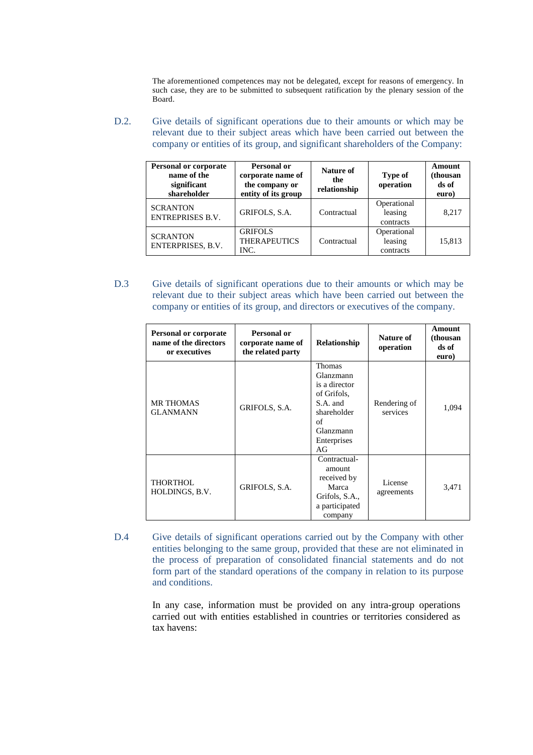The aforementioned competences may not be delegated, except for reasons of emergency. In such case, they are to be submitted to subsequent ratification by the plenary session of the Board.

D.2. Give details of significant operations due to their amounts or which may be relevant due to their subject areas which have been carried out between the company or entities of its group, and significant shareholders of the Company:

| Personal or corporate name of the significant shareholder | Personal or corporate name of the company or entity of its group | Nature of the relationship | Type of operation | Amount (thousands of euro) |
|---|---|---|---|---|
| SCRANTON ENTREPRISES B.V. | GRIFOLS, S.A. | Contractual | Operational leasing contracts | 8,217 |
| SCRANTON ENTERPRISES, B.V. | GRIFOLS THERAPEUTICS INC. | Contractual | Operational leasing contracts | 15,813 |

D.3 Give details of significant operations due to their amounts or which may be relevant due to their subject areas which have been carried out between the company or entities of its group, and directors or executives of the company.

| Personal or corporate name of the directors or executives | Personal or corporate name of the related party | Relationship | Nature of operation | Amount (thousands of euro) |
|---|---|---|---|---|
| MR THOMAS GLANMANN | GRIFOLS, S.A. | Thomas Glanzmann is a director of Grifols, S.A. and shareholder of Glanzmann Enterprises AG | Rendering of services | 1,094 |
| THORTHOL HOLDINGS, B.V. | GRIFOLS, S.A. | Contractual-amount received by Marca Grifols, S.A., a participated company | License agreements | 3,471 |

D.4 Give details of significant operations carried out by the Company with other entities belonging to the same group, provided that these are not eliminated in the process of preparation of consolidated financial statements and do not form part of the standard operations of the company in relation to its purpose and conditions.

In any case, information must be provided on any intra-group operations carried out with entities established in countries or territories considered as tax havens: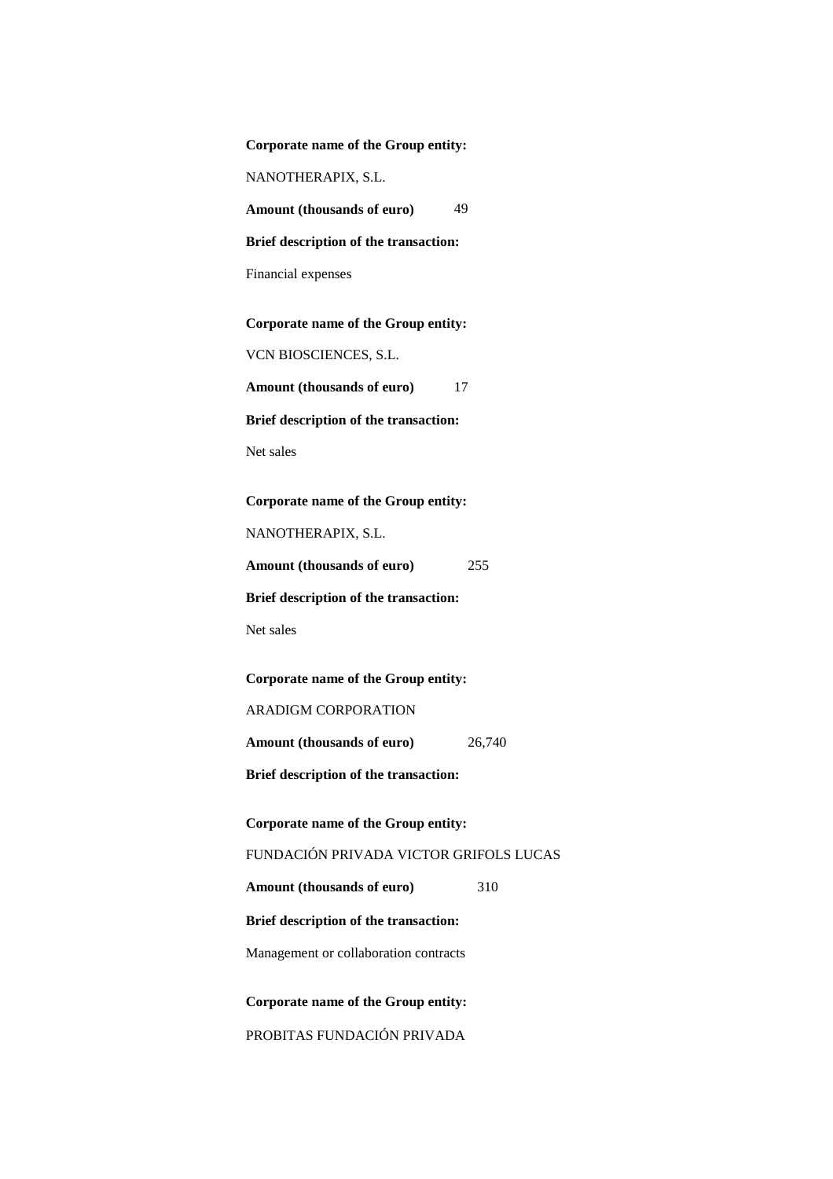**Corporate name of the Group entity:**

NANOTHERAPIX, S.L.

**Amount (thousands of euro)** 49

**Brief description of the transaction:**

Financial expenses

**Corporate name of the Group entity:**

VCN BIOSCIENCES, S.L.

**Amount (thousands of euro)** 17

**Brief description of the transaction:**

Net sales

**Corporate name of the Group entity:**

NANOTHERAPIX, S.L.

**Amount (thousands of euro)** 255

**Brief description of the transaction:**

Net sales

**Corporate name of the Group entity:**

ARADIGM CORPORATION

**Amount (thousands of euro)** 26,740

**Brief description of the transaction:**

**Corporate name of the Group entity:**

FUNDACIÓN PRIVADA VICTOR GRIFOLS LUCAS

**Amount (thousands of euro)** 310

**Brief description of the transaction:**

Management or collaboration contracts

**Corporate name of the Group entity:**

PROBITAS FUNDACIÓN PRIVADA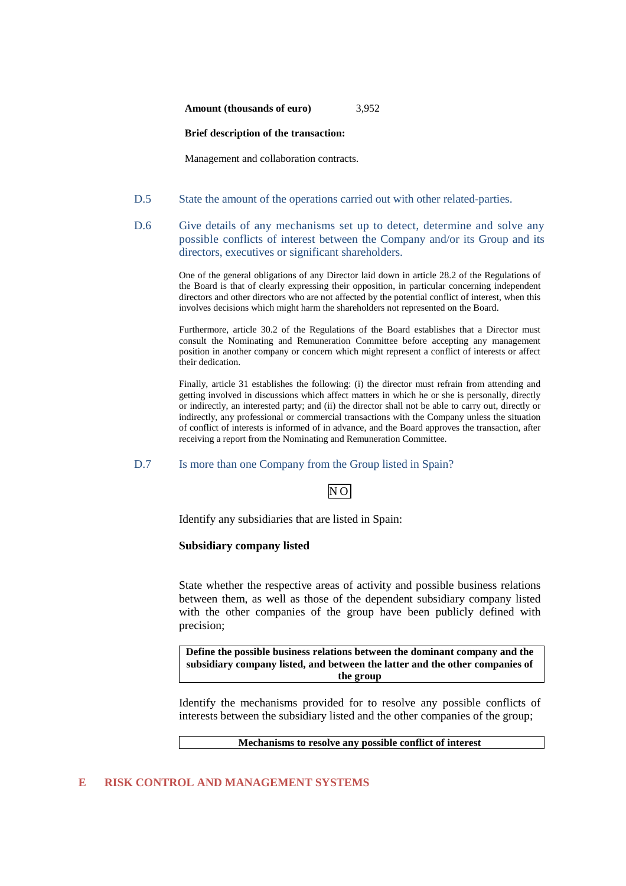**Amount (thousands of euro)** 3,952

**Brief description of the transaction:**

Management and collaboration contracts.

D.5 State the amount of the operations carried out with other related-parties.

D.6 Give details of any mechanisms set up to detect, determine and solve any possible conflicts of interest between the Company and/or its Group and its directors, executives or significant shareholders.

One of the general obligations of any Director laid down in article 28.2 of the Regulations of the Board is that of clearly expressing their opposition, in particular concerning independent directors and other directors who are not affected by the potential conflict of interest, when this involves decisions which might harm the shareholders not represented on the Board.

Furthermore, article 30.2 of the Regulations of the Board establishes that a Director must consult the Nominating and Remuneration Committee before accepting any management position in another company or concern which might represent a conflict of interests or affect their dedication.

Finally, article 31 establishes the following: (i) the director must refrain from attending and getting involved in discussions which affect matters in which he or she is personally, directly or indirectly, an interested party; and (ii) the director shall not be able to carry out, directly or indirectly, any professional or commercial transactions with the Company unless the situation of conflict of interests is informed of in advance, and the Board approves the transaction, after receiving a report from the Nominating and Remuneration Committee.

D.7 Is more than one Company from the Group listed in Spain?

NO

Identify any subsidiaries that are listed in Spain:

**Subsidiary company listed**

State whether the respective areas of activity and possible business relations between them, as well as those of the dependent subsidiary company listed with the other companies of the group have been publicly defined with precision;

| Define the possible business relations between the dominant company and the subsidiary company listed, and between the latter and the other companies of the group |
|---|

Identify the mechanisms provided for to resolve any possible conflicts of interests between the subsidiary listed and the other companies of the group;

| Mechanisms to resolve any possible conflict of interest |
|---|

# E RISK CONTROL AND MANAGEMENT SYSTEMS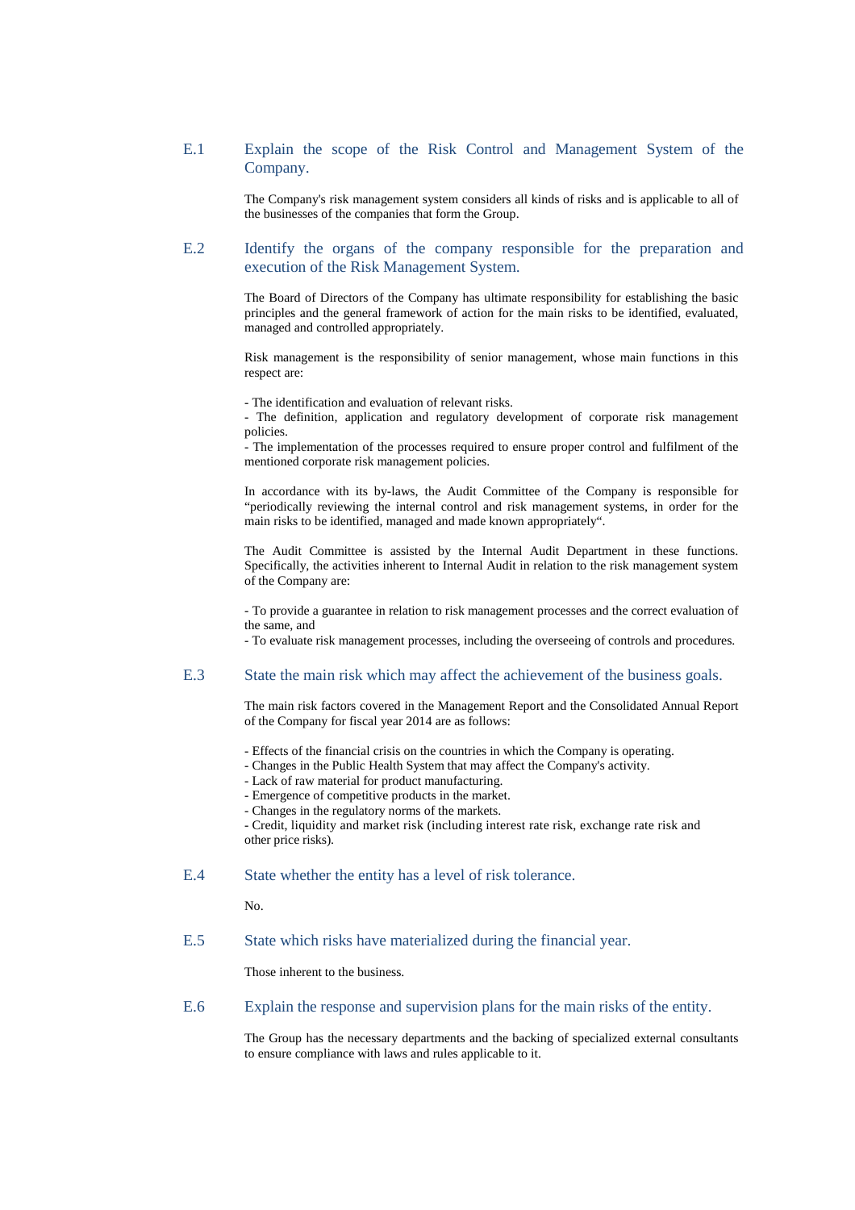### E.1 Explain the scope of the Risk Control and Management System of the Company.

The Company's risk management system considers all kinds of risks and is applicable to all of the businesses of the companies that form the Group.

### E.2 Identify the organs of the company responsible for the preparation and execution of the Risk Management System.

The Board of Directors of the Company has ultimate responsibility for establishing the basic principles and the general framework of action for the main risks to be identified, evaluated, managed and controlled appropriately.

Risk management is the responsibility of senior management, whose main functions in this respect are:

- The identification and evaluation of relevant risks.
- The definition, application and regulatory development of corporate risk management policies.
- The implementation of the processes required to ensure proper control and fulfilment of the mentioned corporate risk management policies.

In accordance with its by-laws, the Audit Committee of the Company is responsible for "periodically reviewing the internal control and risk management systems, in order for the main risks to be identified, managed and made known appropriately".

The Audit Committee is assisted by the Internal Audit Department in these functions. Specifically, the activities inherent to Internal Audit in relation to the risk management system of the Company are:

- To provide a guarantee in relation to risk management processes and the correct evaluation of the same, and
- To evaluate risk management processes, including the overseeing of controls and procedures.

### E.3 State the main risk which may affect the achievement of the business goals.

The main risk factors covered in the Management Report and the Consolidated Annual Report of the Company for fiscal year 2014 are as follows:

- Effects of the financial crisis on the countries in which the Company is operating.
- Changes in the Public Health System that may affect the Company's activity.
- Lack of raw material for product manufacturing.
- Emergence of competitive products in the market.
- Changes in the regulatory norms of the markets.
- Credit, liquidity and market risk (including interest rate risk, exchange rate risk and other price risks).

### E.4 State whether the entity has a level of risk tolerance.

No.

### E.5 State which risks have materialized during the financial year.

Those inherent to the business.

### E.6 Explain the response and supervision plans for the main risks of the entity.

The Group has the necessary departments and the backing of specialized external consultants to ensure compliance with laws and rules applicable to it.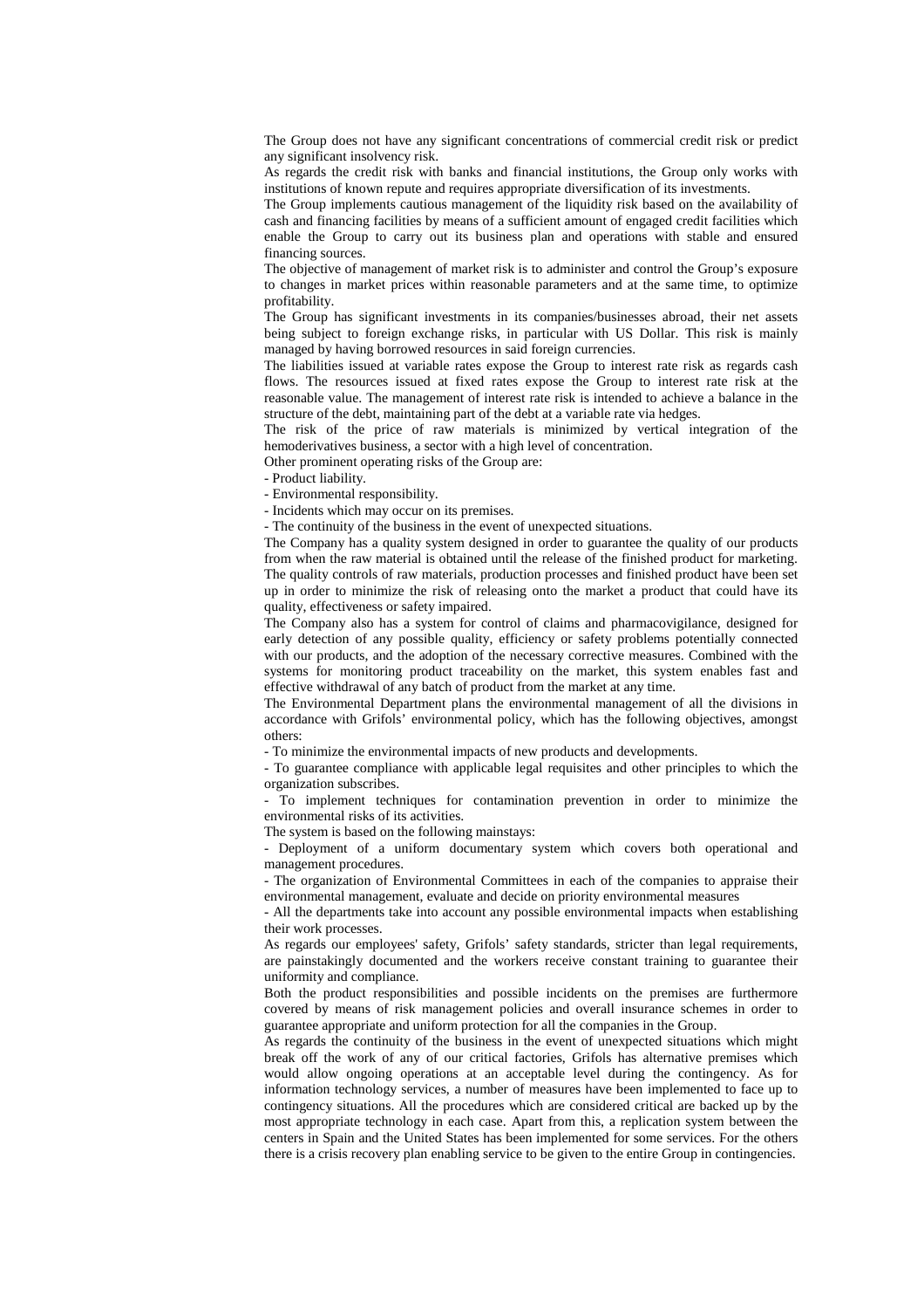The Group does not have any significant concentrations of commercial credit risk or predict any significant insolvency risk.

As regards the credit risk with banks and financial institutions, the Group only works with institutions of known repute and requires appropriate diversification of its investments.

The Group implements cautious management of the liquidity risk based on the availability of cash and financing facilities by means of a sufficient amount of engaged credit facilities which enable the Group to carry out its business plan and operations with stable and ensured financing sources.

The objective of management of market risk is to administer and control the Group's exposure to changes in market prices within reasonable parameters and at the same time, to optimize profitability.

The Group has significant investments in its companies/businesses abroad, their net assets being subject to foreign exchange risks, in particular with US Dollar. This risk is mainly managed by having borrowed resources in said foreign currencies.

The liabilities issued at variable rates expose the Group to interest rate risk as regards cash flows. The resources issued at fixed rates expose the Group to interest rate risk at the reasonable value. The management of interest rate risk is intended to achieve a balance in the structure of the debt, maintaining part of the debt at a variable rate via hedges.

The risk of the price of raw materials is minimized by vertical integration of the hemoderivatives business, a sector with a high level of concentration.

Other prominent operating risks of the Group are:

- Product liability.
- Environmental responsibility.
- Incidents which may occur on its premises.
- The continuity of the business in the event of unexpected situations.

The Company has a quality system designed in order to guarantee the quality of our products from when the raw material is obtained until the release of the finished product for marketing. The quality controls of raw materials, production processes and finished product have been set up in order to minimize the risk of releasing onto the market a product that could have its quality, effectiveness or safety impaired.

The Company also has a system for control of claims and pharmacovigilance, designed for early detection of any possible quality, efficiency or safety problems potentially connected with our products, and the adoption of the necessary corrective measures. Combined with the systems for monitoring product traceability on the market, this system enables fast and effective withdrawal of any batch of product from the market at any time.

The Environmental Department plans the environmental management of all the divisions in accordance with Grifols' environmental policy, which has the following objectives, amongst others:

- To minimize the environmental impacts of new products and developments.
- To guarantee compliance with applicable legal requisites and other principles to which the organization subscribes.
- To implement techniques for contamination prevention in order to minimize the environmental risks of its activities.

The system is based on the following mainstays:

- Deployment of a uniform documentary system which covers both operational and management procedures.
- The organization of Environmental Committees in each of the companies to appraise their environmental management, evaluate and decide on priority environmental measures
- All the departments take into account any possible environmental impacts when establishing their work processes.

As regards our employees' safety, Grifols' safety standards, stricter than legal requirements, are painstakingly documented and the workers receive constant training to guarantee their uniformity and compliance.

Both the product responsibilities and possible incidents on the premises are furthermore covered by means of risk management policies and overall insurance schemes in order to guarantee appropriate and uniform protection for all the companies in the Group.

As regards the continuity of the business in the event of unexpected situations which might break off the work of any of our critical factories, Grifols has alternative premises which would allow ongoing operations at an acceptable level during the contingency. As for information technology services, a number of measures have been implemented to face up to contingency situations. All the procedures which are considered critical are backed up by the most appropriate technology in each case. Apart from this, a replication system between the centers in Spain and the United States has been implemented for some services. For the others there is a crisis recovery plan enabling service to be given to the entire Group in contingencies.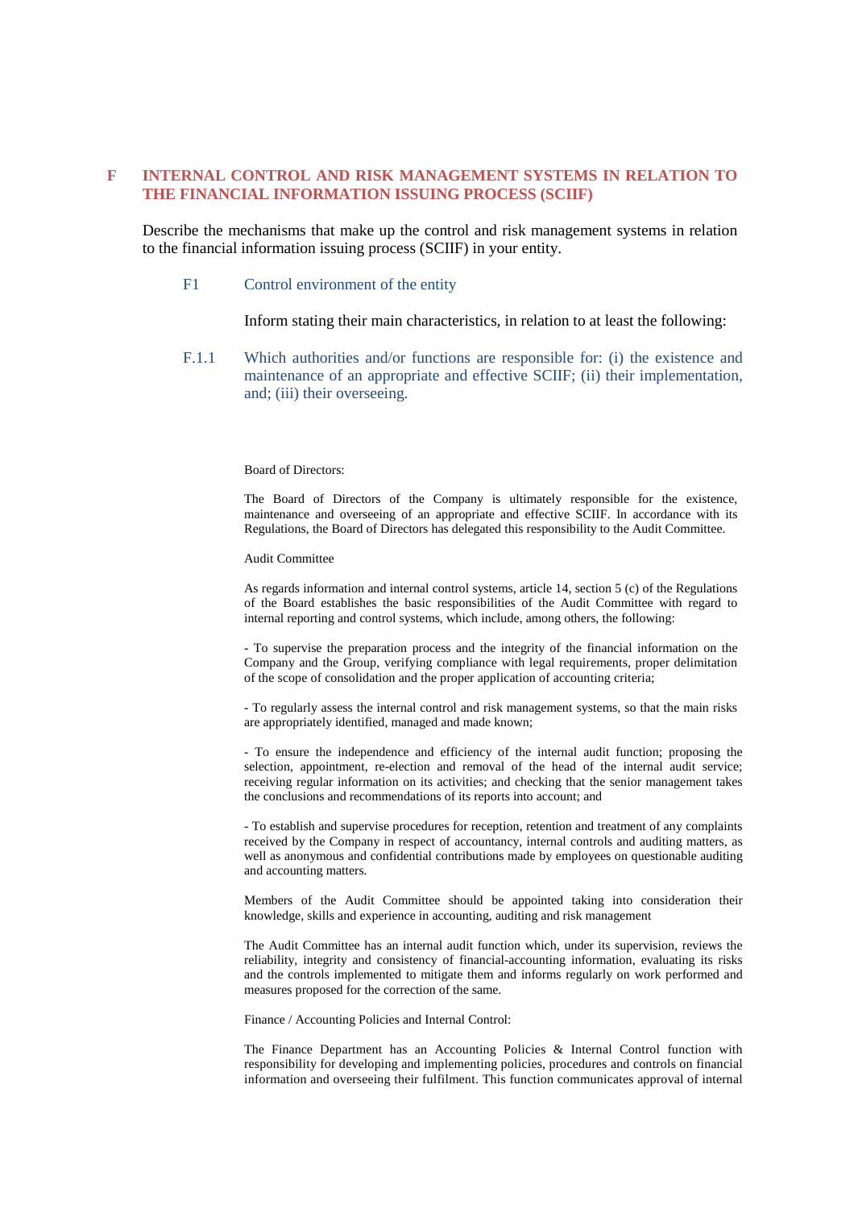# F INTERNAL CONTROL AND RISK MANAGEMENT SYSTEMS IN RELATION TO THE FINANCIAL INFORMATION ISSUING PROCESS (SCIIF)

Describe the mechanisms that make up the control and risk management systems in relation to the financial information issuing process (SCIIF) in your entity.

## F1 Control environment of the entity

Inform stating their main characteristics, in relation to at least the following:

### F.1.1 Which authorities and/or functions are responsible for: (i) the existence and maintenance of an appropriate and effective SCIIF; (ii) their implementation, and; (iii) their overseeing.

Board of Directors:

The Board of Directors of the Company is ultimately responsible for the existence, maintenance and overseeing of an appropriate and effective SCIIF. In accordance with its Regulations, the Board of Directors has delegated this responsibility to the Audit Committee.

Audit Committee

As regards information and internal control systems, article 14, section 5 (c) of the Regulations of the Board establishes the basic responsibilities of the Audit Committee with regard to internal reporting and control systems, which include, among others, the following:

- To supervise the preparation process and the integrity of the financial information on the Company and the Group, verifying compliance with legal requirements, proper delimitation of the scope of consolidation and the proper application of accounting criteria;

- To regularly assess the internal control and risk management systems, so that the main risks are appropriately identified, managed and made known;

- To ensure the independence and efficiency of the internal audit function; proposing the selection, appointment, re-election and removal of the head of the internal audit service; receiving regular information on its activities; and checking that the senior management takes the conclusions and recommendations of its reports into account; and

- To establish and supervise procedures for reception, retention and treatment of any complaints received by the Company in respect of accountancy, internal controls and auditing matters, as well as anonymous and confidential contributions made by employees on questionable auditing and accounting matters.

Members of the Audit Committee should be appointed taking into consideration their knowledge, skills and experience in accounting, auditing and risk management

The Audit Committee has an internal audit function which, under its supervision, reviews the reliability, integrity and consistency of financial-accounting information, evaluating its risks and the controls implemented to mitigate them and informs regularly on work performed and measures proposed for the correction of the same.

Finance / Accounting Policies and Internal Control:

The Finance Department has an Accounting Policies & Internal Control function with responsibility for developing and implementing policies, procedures and controls on financial information and overseeing their fulfilment. This function communicates approval of internal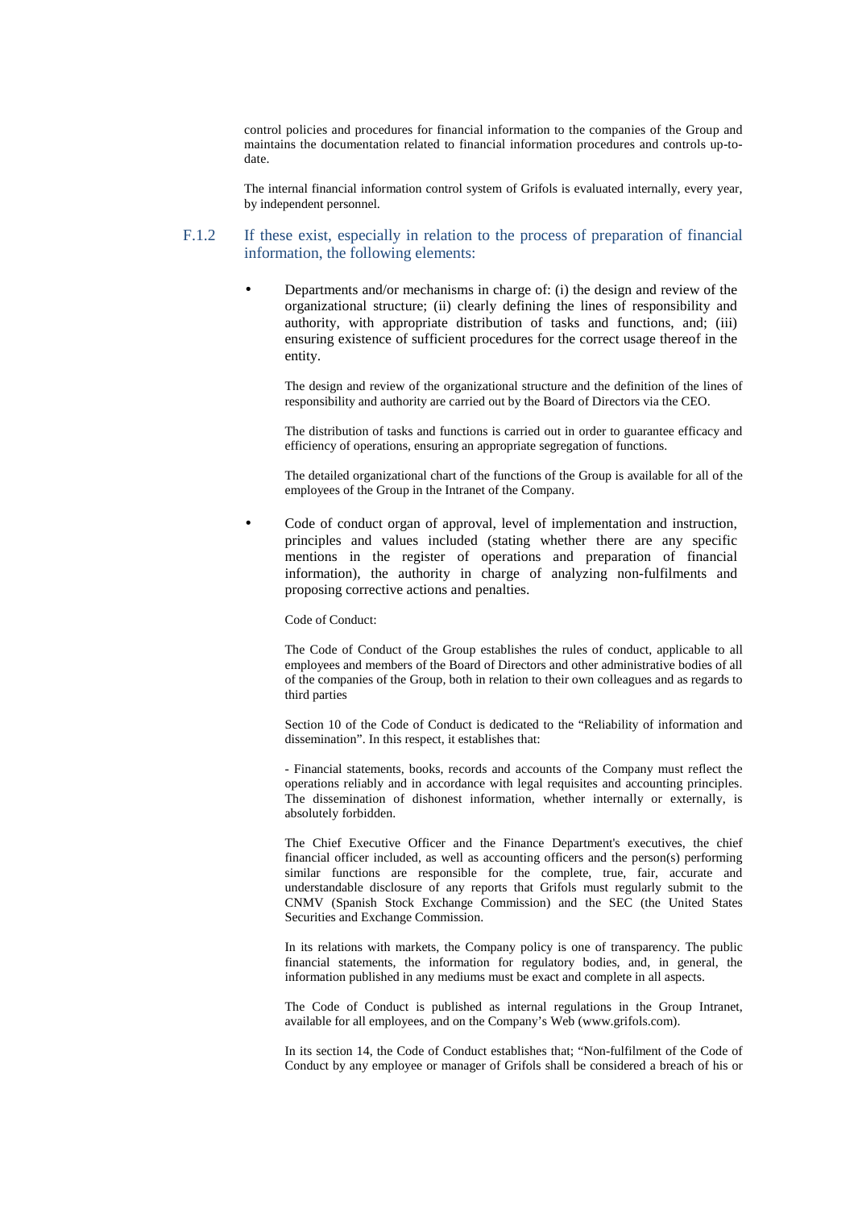control policies and procedures for financial information to the companies of the Group and maintains the documentation related to financial information procedures and controls up-to-date.

The internal financial information control system of Grifols is evaluated internally, every year, by independent personnel.

### F.1.2 If these exist, especially in relation to the process of preparation of financial information, the following elements:

- Departments and/or mechanisms in charge of: (i) the design and review of the organizational structure; (ii) clearly defining the lines of responsibility and authority, with appropriate distribution of tasks and functions, and; (iii) ensuring existence of sufficient procedures for the correct usage thereof in the entity.

  The design and review of the organizational structure and the definition of the lines of responsibility and authority are carried out by the Board of Directors via the CEO.

  The distribution of tasks and functions is carried out in order to guarantee efficacy and efficiency of operations, ensuring an appropriate segregation of functions.

  The detailed organizational chart of the functions of the Group is available for all of the employees of the Group in the Intranet of the Company.

- Code of conduct organ of approval, level of implementation and instruction, principles and values included (stating whether there are any specific mentions in the register of operations and preparation of financial information), the authority in charge of analyzing non-fulfilments and proposing corrective actions and penalties.

  Code of Conduct:

  The Code of Conduct of the Group establishes the rules of conduct, applicable to all employees and members of the Board of Directors and other administrative bodies of all of the companies of the Group, both in relation to their own colleagues and as regards to third parties

  Section 10 of the Code of Conduct is dedicated to the "Reliability of information and dissemination". In this respect, it establishes that:

  - Financial statements, books, records and accounts of the Company must reflect the operations reliably and in accordance with legal requisites and accounting principles. The dissemination of dishonest information, whether internally or externally, is absolutely forbidden.

  The Chief Executive Officer and the Finance Department's executives, the chief financial officer included, as well as accounting officers and the person(s) performing similar functions are responsible for the complete, true, fair, accurate and understandable disclosure of any reports that Grifols must regularly submit to the CNMV (Spanish Stock Exchange Commission) and the SEC (the United States Securities and Exchange Commission.

  In its relations with markets, the Company policy is one of transparency. The public financial statements, the information for regulatory bodies, and, in general, the information published in any mediums must be exact and complete in all aspects.

  The Code of Conduct is published as internal regulations in the Group Intranet, available for all employees, and on the Company's Web (www.grifols.com).

  In its section 14, the Code of Conduct establishes that; "Non-fulfilment of the Code of Conduct by any employee or manager of Grifols shall be considered a breach of his or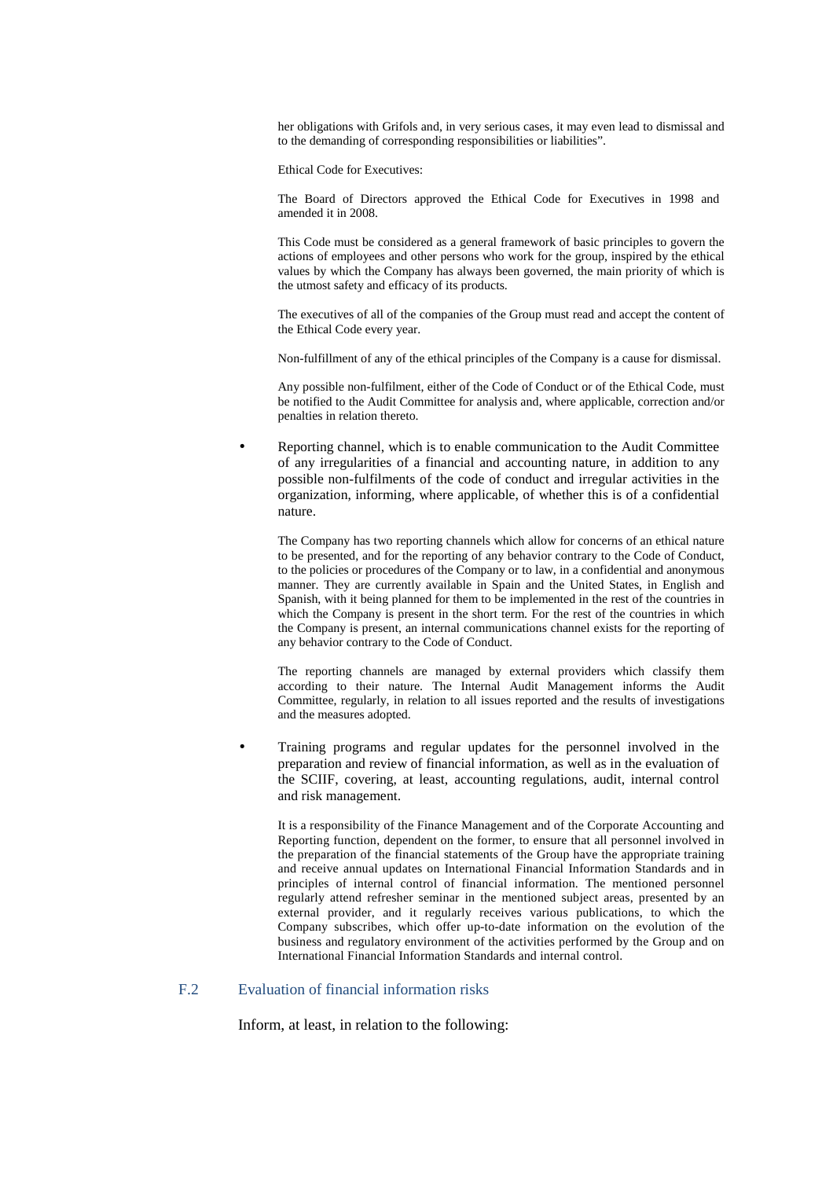her obligations with Grifols and, in very serious cases, it may even lead to dismissal and to the demanding of corresponding responsibilities or liabilities".

Ethical Code for Executives:

The Board of Directors approved the Ethical Code for Executives in 1998 and amended it in 2008.

This Code must be considered as a general framework of basic principles to govern the actions of employees and other persons who work for the group, inspired by the ethical values by which the Company has always been governed, the main priority of which is the utmost safety and efficacy of its products.

The executives of all of the companies of the Group must read and accept the content of the Ethical Code every year.

Non-fulfillment of any of the ethical principles of the Company is a cause for dismissal.

Any possible non-fulfilment, either of the Code of Conduct or of the Ethical Code, must be notified to the Audit Committee for analysis and, where applicable, correction and/or penalties in relation thereto.

- Reporting channel, which is to enable communication to the Audit Committee of any irregularities of a financial and accounting nature, in addition to any possible non-fulfilments of the code of conduct and irregular activities in the organization, informing, where applicable, of whether this is of a confidential nature.

  The Company has two reporting channels which allow for concerns of an ethical nature to be presented, and for the reporting of any behavior contrary to the Code of Conduct, to the policies or procedures of the Company or to law, in a confidential and anonymous manner. They are currently available in Spain and the United States, in English and Spanish, with it being planned for them to be implemented in the rest of the countries in which the Company is present in the short term. For the rest of the countries in which the Company is present, an internal communications channel exists for the reporting of any behavior contrary to the Code of Conduct.

  The reporting channels are managed by external providers which classify them according to their nature. The Internal Audit Management informs the Audit Committee, regularly, in relation to all issues reported and the results of investigations and the measures adopted.

- Training programs and regular updates for the personnel involved in the preparation and review of financial information, as well as in the evaluation of the SCIIF, covering, at least, accounting regulations, audit, internal control and risk management.

  It is a responsibility of the Finance Management and of the Corporate Accounting and Reporting function, dependent on the former, to ensure that all personnel involved in the preparation of the financial statements of the Group have the appropriate training and receive annual updates on International Financial Information Standards and in principles of internal control of financial information. The mentioned personnel regularly attend refresher seminar in the mentioned subject areas, presented by an external provider, and it regularly receives various publications, to which the Company subscribes, which offer up-to-date information on the evolution of the business and regulatory environment of the activities performed by the Group and on International Financial Information Standards and internal control.

## F.2 Evaluation of financial information risks

Inform, at least, in relation to the following: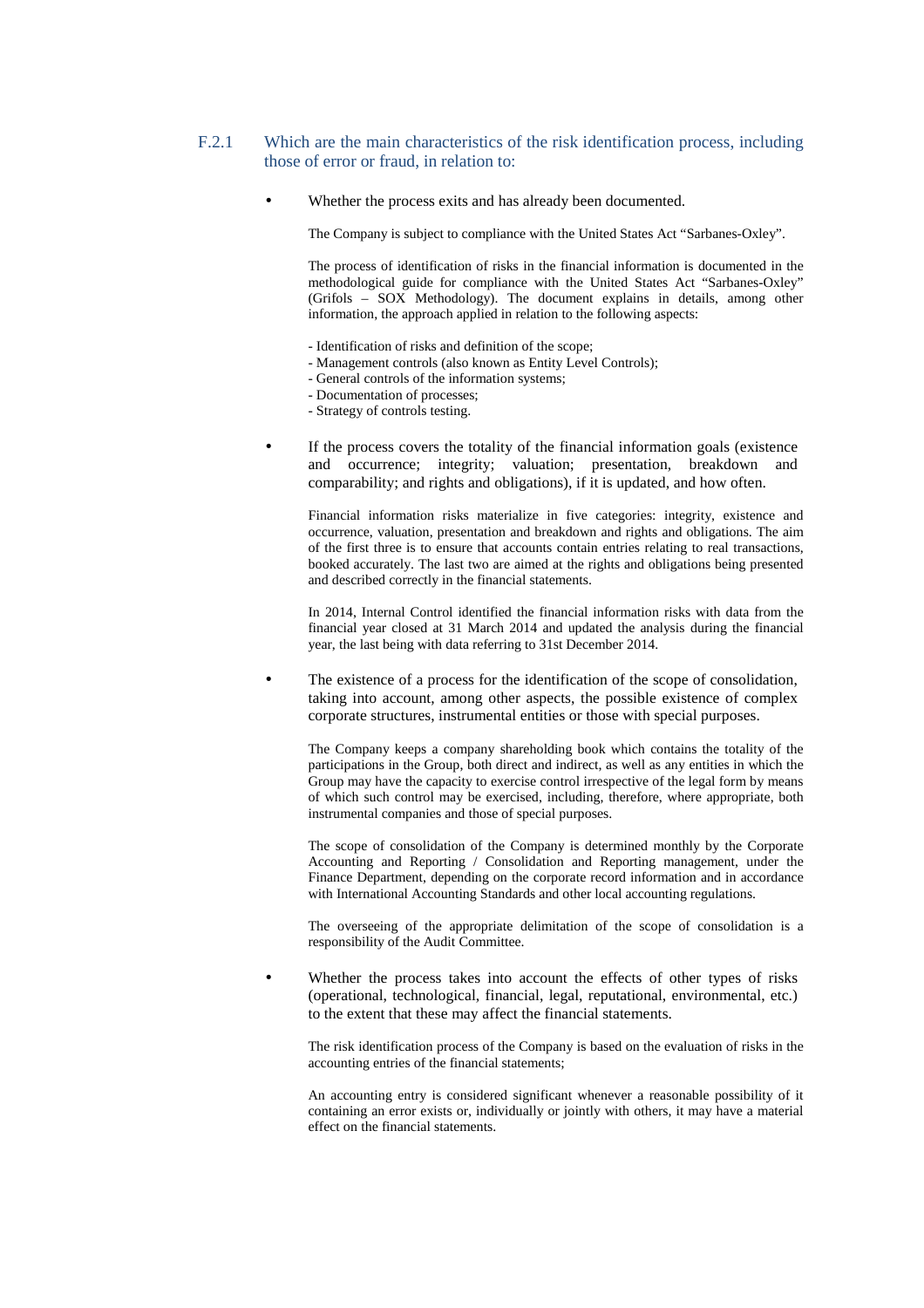### F.2.1 Which are the main characteristics of the risk identification process, including those of error or fraud, in relation to:

- Whether the process exits and has already been documented.

The Company is subject to compliance with the United States Act "Sarbanes-Oxley".

The process of identification of risks in the financial information is documented in the methodological guide for compliance with the United States Act "Sarbanes-Oxley" (Grifols – SOX Methodology). The document explains in details, among other information, the approach applied in relation to the following aspects:

- Identification of risks and definition of the scope;
- Management controls (also known as Entity Level Controls);
- General controls of the information systems;
- Documentation of processes;
- Strategy of controls testing.

- If the process covers the totality of the financial information goals (existence and occurrence; integrity; valuation; presentation, breakdown and comparability; and rights and obligations), if it is updated, and how often.

Financial information risks materialize in five categories: integrity, existence and occurrence, valuation, presentation and breakdown and rights and obligations. The aim of the first three is to ensure that accounts contain entries relating to real transactions, booked accurately. The last two are aimed at the rights and obligations being presented and described correctly in the financial statements.

In 2014, Internal Control identified the financial information risks with data from the financial year closed at 31 March 2014 and updated the analysis during the financial year, the last being with data referring to 31st December 2014.

- The existence of a process for the identification of the scope of consolidation, taking into account, among other aspects, the possible existence of complex corporate structures, instrumental entities or those with special purposes.

The Company keeps a company shareholding book which contains the totality of the participations in the Group, both direct and indirect, as well as any entities in which the Group may have the capacity to exercise control irrespective of the legal form by means of which such control may be exercised, including, therefore, where appropriate, both instrumental companies and those of special purposes.

The scope of consolidation of the Company is determined monthly by the Corporate Accounting and Reporting / Consolidation and Reporting management, under the Finance Department, depending on the corporate record information and in accordance with International Accounting Standards and other local accounting regulations.

The overseeing of the appropriate delimitation of the scope of consolidation is a responsibility of the Audit Committee.

- Whether the process takes into account the effects of other types of risks (operational, technological, financial, legal, reputational, environmental, etc.) to the extent that these may affect the financial statements.

The risk identification process of the Company is based on the evaluation of risks in the accounting entries of the financial statements;

An accounting entry is considered significant whenever a reasonable possibility of it containing an error exists or, individually or jointly with others, it may have a material effect on the financial statements.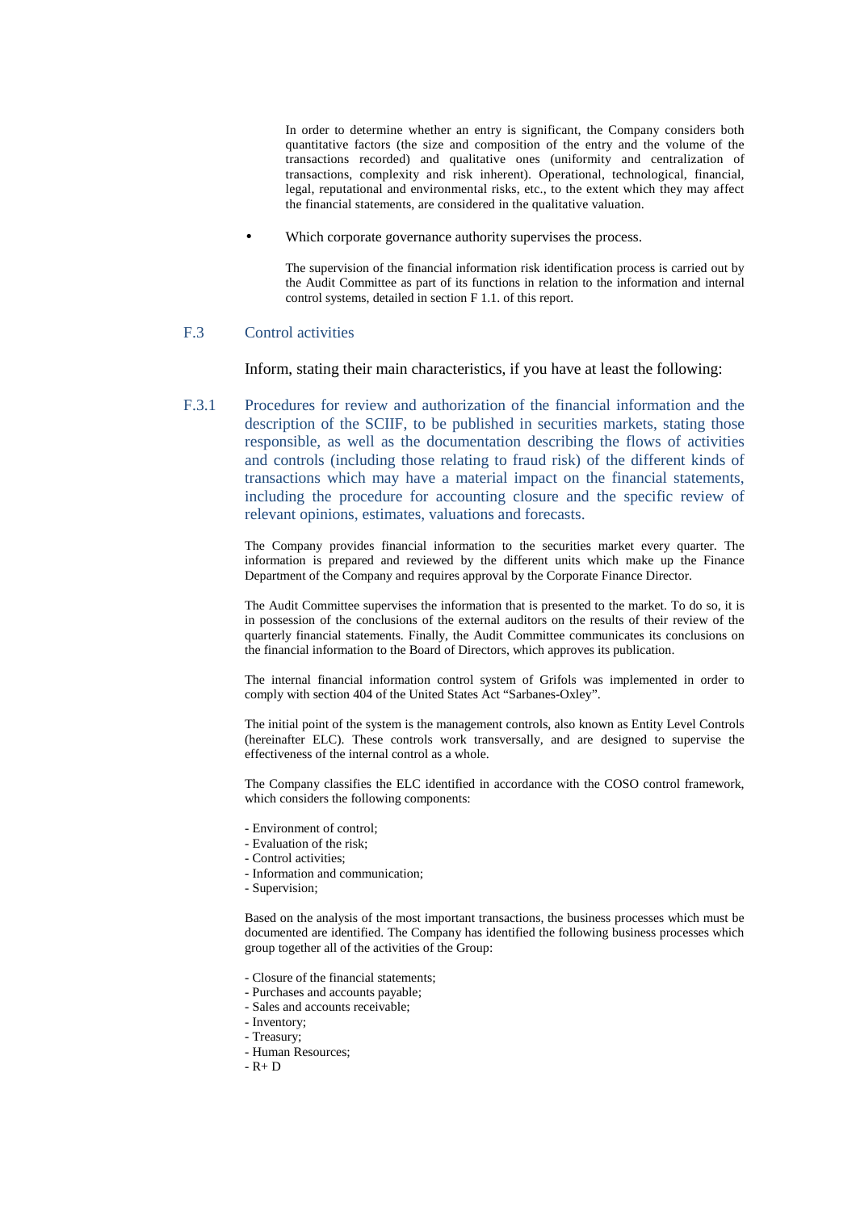In order to determine whether an entry is significant, the Company considers both quantitative factors (the size and composition of the entry and the volume of the transactions recorded) and qualitative ones (uniformity and centralization of transactions, complexity and risk inherent). Operational, technological, financial, legal, reputational and environmental risks, etc., to the extent which they may affect the financial statements, are considered in the qualitative valuation.

- Which corporate governance authority supervises the process.

  The supervision of the financial information risk identification process is carried out by the Audit Committee as part of its functions in relation to the information and internal control systems, detailed in section F 1.1. of this report.

## F.3 Control activities

Inform, stating their main characteristics, if you have at least the following:

### F.3.1 Procedures for review and authorization of the financial information and the description of the SCIIF, to be published in securities markets, stating those responsible, as well as the documentation describing the flows of activities and controls (including those relating to fraud risk) of the different kinds of transactions which may have a material impact on the financial statements, including the procedure for accounting closure and the specific review of relevant opinions, estimates, valuations and forecasts.

The Company provides financial information to the securities market every quarter. The information is prepared and reviewed by the different units which make up the Finance Department of the Company and requires approval by the Corporate Finance Director.

The Audit Committee supervises the information that is presented to the market. To do so, it is in possession of the conclusions of the external auditors on the results of their review of the quarterly financial statements. Finally, the Audit Committee communicates its conclusions on the financial information to the Board of Directors, which approves its publication.

The internal financial information control system of Grifols was implemented in order to comply with section 404 of the United States Act "Sarbanes-Oxley".

The initial point of the system is the management controls, also known as Entity Level Controls (hereinafter ELC). These controls work transversally, and are designed to supervise the effectiveness of the internal control as a whole.

The Company classifies the ELC identified in accordance with the COSO control framework, which considers the following components:

- Environment of control;
- Evaluation of the risk;
- Control activities;
- Information and communication;
- Supervision;

Based on the analysis of the most important transactions, the business processes which must be documented are identified. The Company has identified the following business processes which group together all of the activities of the Group:

- Closure of the financial statements;
- Purchases and accounts payable;
- Sales and accounts receivable;
- Inventory;
- Treasury;
- Human Resources;
- R+ D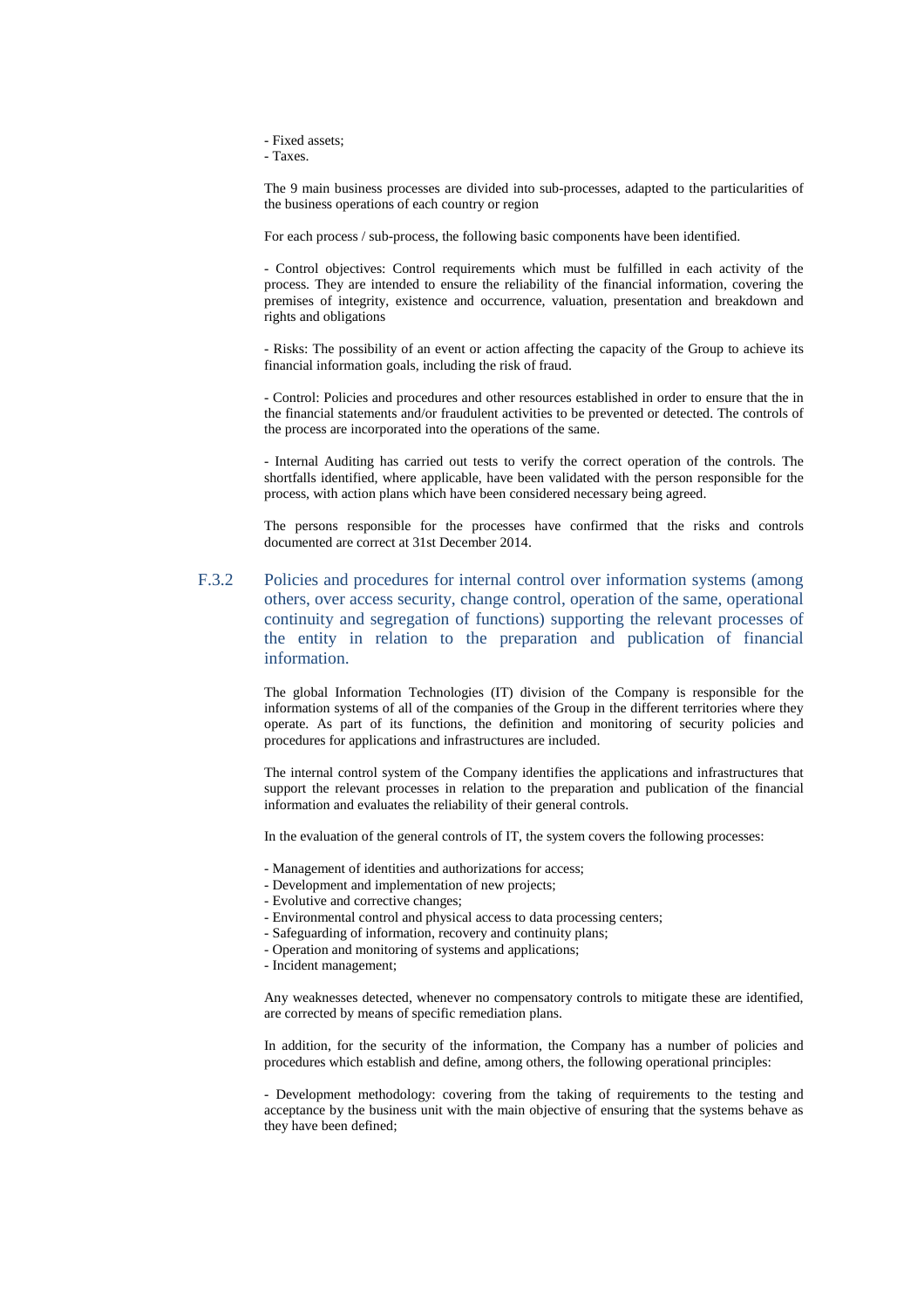- Fixed assets;
- Taxes.

The 9 main business processes are divided into sub-processes, adapted to the particularities of the business operations of each country or region

For each process / sub-process, the following basic components have been identified.

- Control objectives: Control requirements which must be fulfilled in each activity of the process. They are intended to ensure the reliability of the financial information, covering the premises of integrity, existence and occurrence, valuation, presentation and breakdown and rights and obligations

- Risks: The possibility of an event or action affecting the capacity of the Group to achieve its financial information goals, including the risk of fraud.

- Control: Policies and procedures and other resources established in order to ensure that the in the financial statements and/or fraudulent activities to be prevented or detected. The controls of the process are incorporated into the operations of the same.

- Internal Auditing has carried out tests to verify the correct operation of the controls. The shortfalls identified, where applicable, have been validated with the person responsible for the process, with action plans which have been considered necessary being agreed.

The persons responsible for the processes have confirmed that the risks and controls documented are correct at 31st December 2014.

## F.3.2 Policies and procedures for internal control over information systems (among others, over access security, change control, operation of the same, operational continuity and segregation of functions) supporting the relevant processes of the entity in relation to the preparation and publication of financial information.

The global Information Technologies (IT) division of the Company is responsible for the information systems of all of the companies of the Group in the different territories where they operate. As part of its functions, the definition and monitoring of security policies and procedures for applications and infrastructures are included.

The internal control system of the Company identifies the applications and infrastructures that support the relevant processes in relation to the preparation and publication of the financial information and evaluates the reliability of their general controls.

In the evaluation of the general controls of IT, the system covers the following processes:

- Management of identities and authorizations for access;
- Development and implementation of new projects;
- Evolutive and corrective changes;
- Environmental control and physical access to data processing centers;
- Safeguarding of information, recovery and continuity plans;
- Operation and monitoring of systems and applications;
- Incident management;

Any weaknesses detected, whenever no compensatory controls to mitigate these are identified, are corrected by means of specific remediation plans.

In addition, for the security of the information, the Company has a number of policies and procedures which establish and define, among others, the following operational principles:

- Development methodology: covering from the taking of requirements to the testing and acceptance by the business unit with the main objective of ensuring that the systems behave as they have been defined;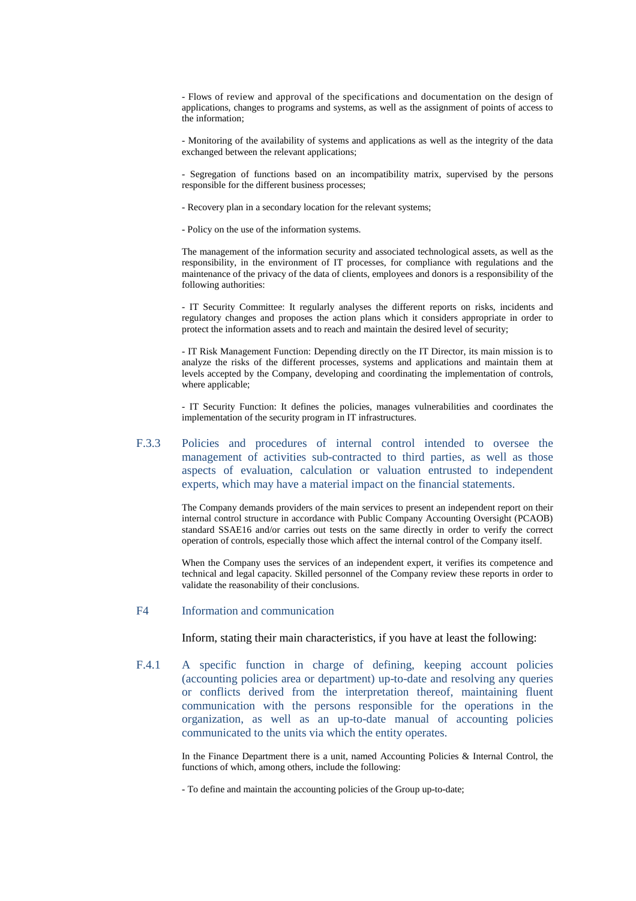- Flows of review and approval of the specifications and documentation on the design of applications, changes to programs and systems, as well as the assignment of points of access to the information;

- Monitoring of the availability of systems and applications as well as the integrity of the data exchanged between the relevant applications;

- Segregation of functions based on an incompatibility matrix, supervised by the persons responsible for the different business processes;

- Recovery plan in a secondary location for the relevant systems;

- Policy on the use of the information systems.

The management of the information security and associated technological assets, as well as the responsibility, in the environment of IT processes, for compliance with regulations and the maintenance of the privacy of the data of clients, employees and donors is a responsibility of the following authorities:

- IT Security Committee: It regularly analyses the different reports on risks, incidents and regulatory changes and proposes the action plans which it considers appropriate in order to protect the information assets and to reach and maintain the desired level of security;

- IT Risk Management Function: Depending directly on the IT Director, its main mission is to analyze the risks of the different processes, systems and applications and maintain them at levels accepted by the Company, developing and coordinating the implementation of controls, where applicable;

- IT Security Function: It defines the policies, manages vulnerabilities and coordinates the implementation of the security program in IT infrastructures.

### F.3.3 Policies and procedures of internal control intended to oversee the management of activities sub-contracted to third parties, as well as those aspects of evaluation, calculation or valuation entrusted to independent experts, which may have a material impact on the financial statements.

The Company demands providers of the main services to present an independent report on their internal control structure in accordance with Public Company Accounting Oversight (PCAOB) standard SSAE16 and/or carries out tests on the same directly in order to verify the correct operation of controls, especially those which affect the internal control of the Company itself.

When the Company uses the services of an independent expert, it verifies its competence and technical and legal capacity. Skilled personnel of the Company review these reports in order to validate the reasonability of their conclusions.

## F4 Information and communication

Inform, stating their main characteristics, if you have at least the following:

### F.4.1 A specific function in charge of defining, keeping account policies (accounting policies area or department) up-to-date and resolving any queries or conflicts derived from the interpretation thereof, maintaining fluent communication with the persons responsible for the operations in the organization, as well as an up-to-date manual of accounting policies communicated to the units via which the entity operates.

In the Finance Department there is a unit, named Accounting Policies & Internal Control, the functions of which, among others, include the following:

- To define and maintain the accounting policies of the Group up-to-date;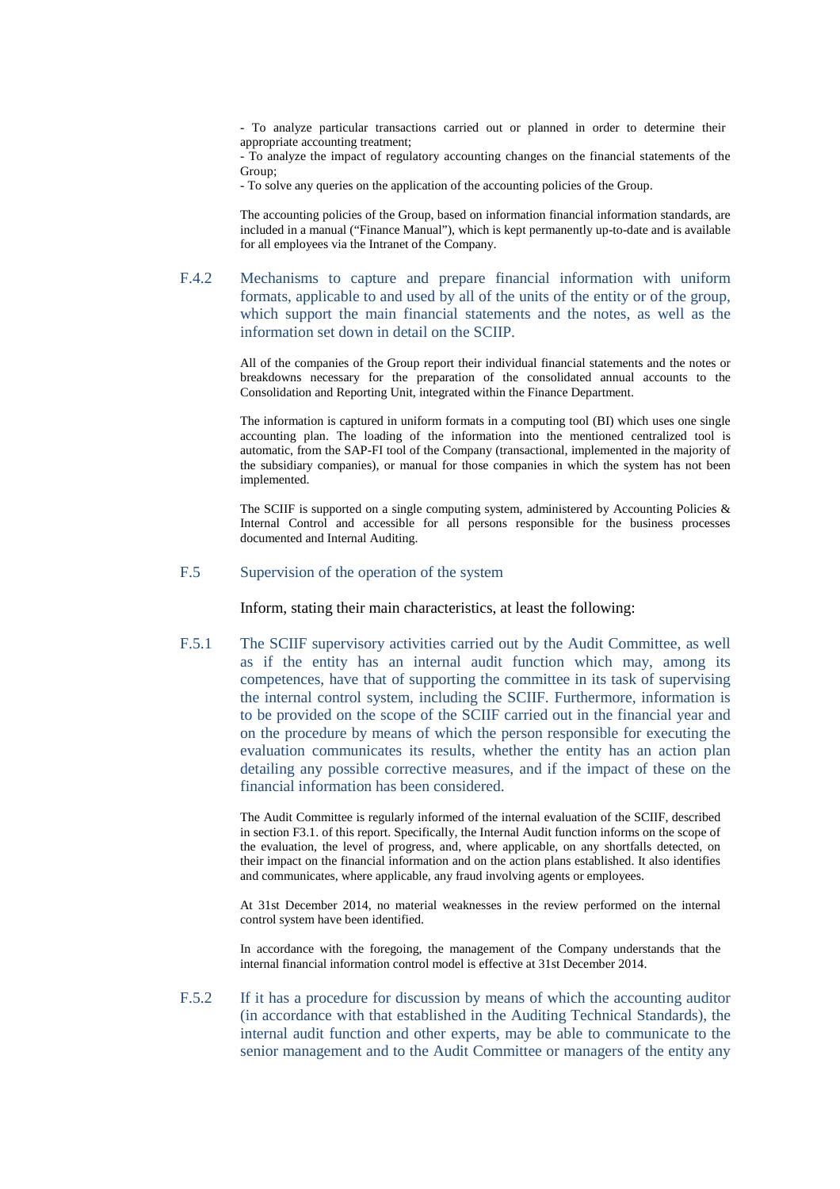- To analyze particular transactions carried out or planned in order to determine their appropriate accounting treatment;
- To analyze the impact of regulatory accounting changes on the financial statements of the Group;
- To solve any queries on the application of the accounting policies of the Group.

The accounting policies of the Group, based on information financial information standards, are included in a manual ("Finance Manual"), which is kept permanently up-to-date and is available for all employees via the Intranet of the Company.

### F.4.2 Mechanisms to capture and prepare financial information with uniform formats, applicable to and used by all of the units of the entity or of the group, which support the main financial statements and the notes, as well as the information set down in detail on the SCIIP.

All of the companies of the Group report their individual financial statements and the notes or breakdowns necessary for the preparation of the consolidated annual accounts to the Consolidation and Reporting Unit, integrated within the Finance Department.

The information is captured in uniform formats in a computing tool (BI) which uses one single accounting plan. The loading of the information into the mentioned centralized tool is automatic, from the SAP-FI tool of the Company (transactional, implemented in the majority of the subsidiary companies), or manual for those companies in which the system has not been implemented.

The SCIIF is supported on a single computing system, administered by Accounting Policies & Internal Control and accessible for all persons responsible for the business processes documented and Internal Auditing.

## F.5 Supervision of the operation of the system

Inform, stating their main characteristics, at least the following:

### F.5.1 The SCIIF supervisory activities carried out by the Audit Committee, as well as if the entity has an internal audit function which may, among its competences, have that of supporting the committee in its task of supervising the internal control system, including the SCIIF. Furthermore, information is to be provided on the scope of the SCIIF carried out in the financial year and on the procedure by means of which the person responsible for executing the evaluation communicates its results, whether the entity has an action plan detailing any possible corrective measures, and if the impact of these on the financial information has been considered.

The Audit Committee is regularly informed of the internal evaluation of the SCIIF, described in section F3.1. of this report. Specifically, the Internal Audit function informs on the scope of the evaluation, the level of progress, and, where applicable, on any shortfalls detected, on their impact on the financial information and on the action plans established. It also identifies and communicates, where applicable, any fraud involving agents or employees.

At 31st December 2014, no material weaknesses in the review performed on the internal control system have been identified.

In accordance with the foregoing, the management of the Company understands that the internal financial information control model is effective at 31st December 2014.

### F.5.2 If it has a procedure for discussion by means of which the accounting auditor (in accordance with that established in the Auditing Technical Standards), the internal audit function and other experts, may be able to communicate to the senior management and to the Audit Committee or managers of the entity any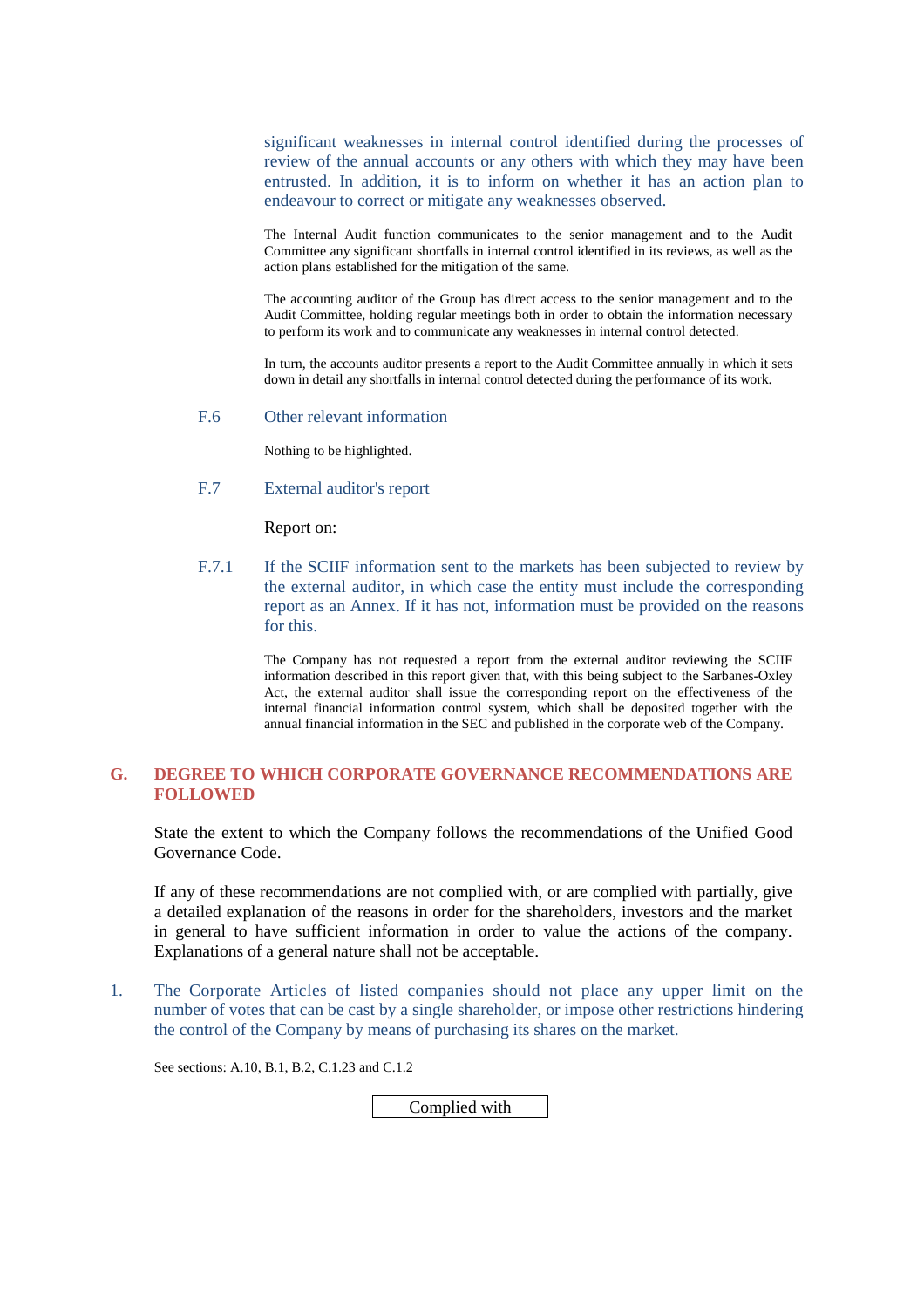significant weaknesses in internal control identified during the processes of review of the annual accounts or any others with which they may have been entrusted. In addition, it is to inform on whether it has an action plan to endeavour to correct or mitigate any weaknesses observed.

The Internal Audit function communicates to the senior management and to the Audit Committee any significant shortfalls in internal control identified in its reviews, as well as the action plans established for the mitigation of the same.

The accounting auditor of the Group has direct access to the senior management and to the Audit Committee, holding regular meetings both in order to obtain the information necessary to perform its work and to communicate any weaknesses in internal control detected.

In turn, the accounts auditor presents a report to the Audit Committee annually in which it sets down in detail any shortfalls in internal control detected during the performance of its work.

### F.6 Other relevant information

Nothing to be highlighted.

### F.7 External auditor's report

Report on:

**F.7.1** If the SCIIF information sent to the markets has been subjected to review by the external auditor, in which case the entity must include the corresponding report as an Annex. If it has not, information must be provided on the reasons for this.

The Company has not requested a report from the external auditor reviewing the SCIIF information described in this report given that, with this being subject to the Sarbanes-Oxley Act, the external auditor shall issue the corresponding report on the effectiveness of the internal financial information control system, which shall be deposited together with the annual financial information in the SEC and published in the corporate web of the Company.

## G. DEGREE TO WHICH CORPORATE GOVERNANCE RECOMMENDATIONS ARE FOLLOWED

State the extent to which the Company follows the recommendations of the Unified Good Governance Code.

If any of these recommendations are not complied with, or are complied with partially, give a detailed explanation of the reasons in order for the shareholders, investors and the market in general to have sufficient information in order to value the actions of the company. Explanations of a general nature shall not be acceptable.

1. The Corporate Articles of listed companies should not place any upper limit on the number of votes that can be cast by a single shareholder, or impose other restrictions hindering the control of the Company by means of purchasing its shares on the market.

See sections: A.10, B.1, B.2, C.1.23 and C.1.2

Complied with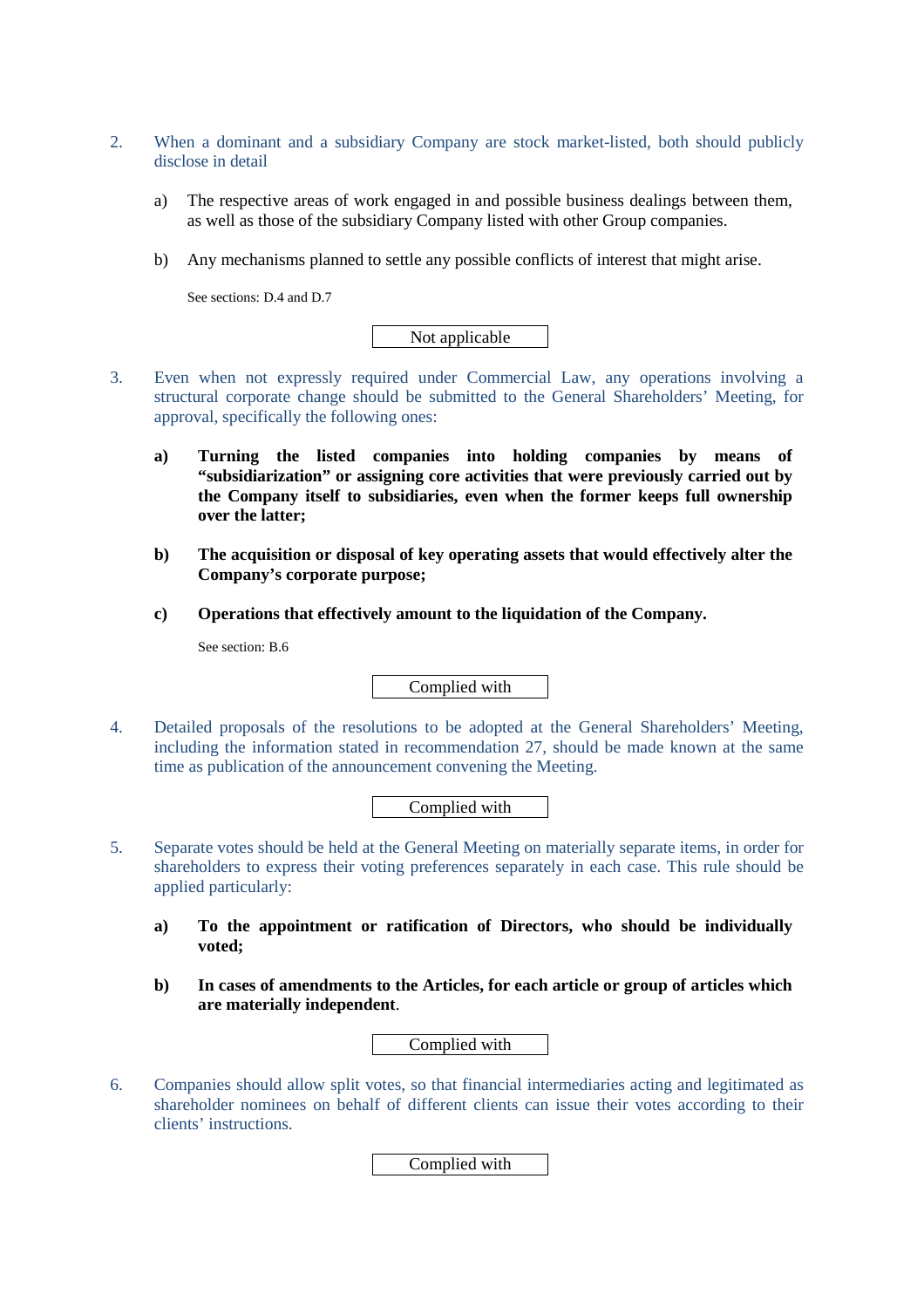2. When a dominant and a subsidiary Company are stock market-listed, both should publicly disclose in detail

   a) The respective areas of work engaged in and possible business dealings between them, as well as those of the subsidiary Company listed with other Group companies.

   b) Any mechanisms planned to settle any possible conflicts of interest that might arise.

   See sections: D.4 and D.7

   Not applicable

3. Even when not expressly required under Commercial Law, any operations involving a structural corporate change should be submitted to the General Shareholders' Meeting, for approval, specifically the following ones:

   **a) Turning the listed companies into holding companies by means of "subsidiarization" or assigning core activities that were previously carried out by the Company itself to subsidiaries, even when the former keeps full ownership over the latter;**

   **b) The acquisition or disposal of key operating assets that would effectively alter the Company's corporate purpose;**

   **c) Operations that effectively amount to the liquidation of the Company.**

   See section: B.6

   Complied with

4. Detailed proposals of the resolutions to be adopted at the General Shareholders' Meeting, including the information stated in recommendation 27, should be made known at the same time as publication of the announcement convening the Meeting.

   Complied with

5. Separate votes should be held at the General Meeting on materially separate items, in order for shareholders to express their voting preferences separately in each case. This rule should be applied particularly:

   **a) To the appointment or ratification of Directors, who should be individually voted;**

   **b) In cases of amendments to the Articles, for each article or group of articles which are materially independent.**

   Complied with

6. Companies should allow split votes, so that financial intermediaries acting and legitimated as shareholder nominees on behalf of different clients can issue their votes according to their clients' instructions.

   Complied with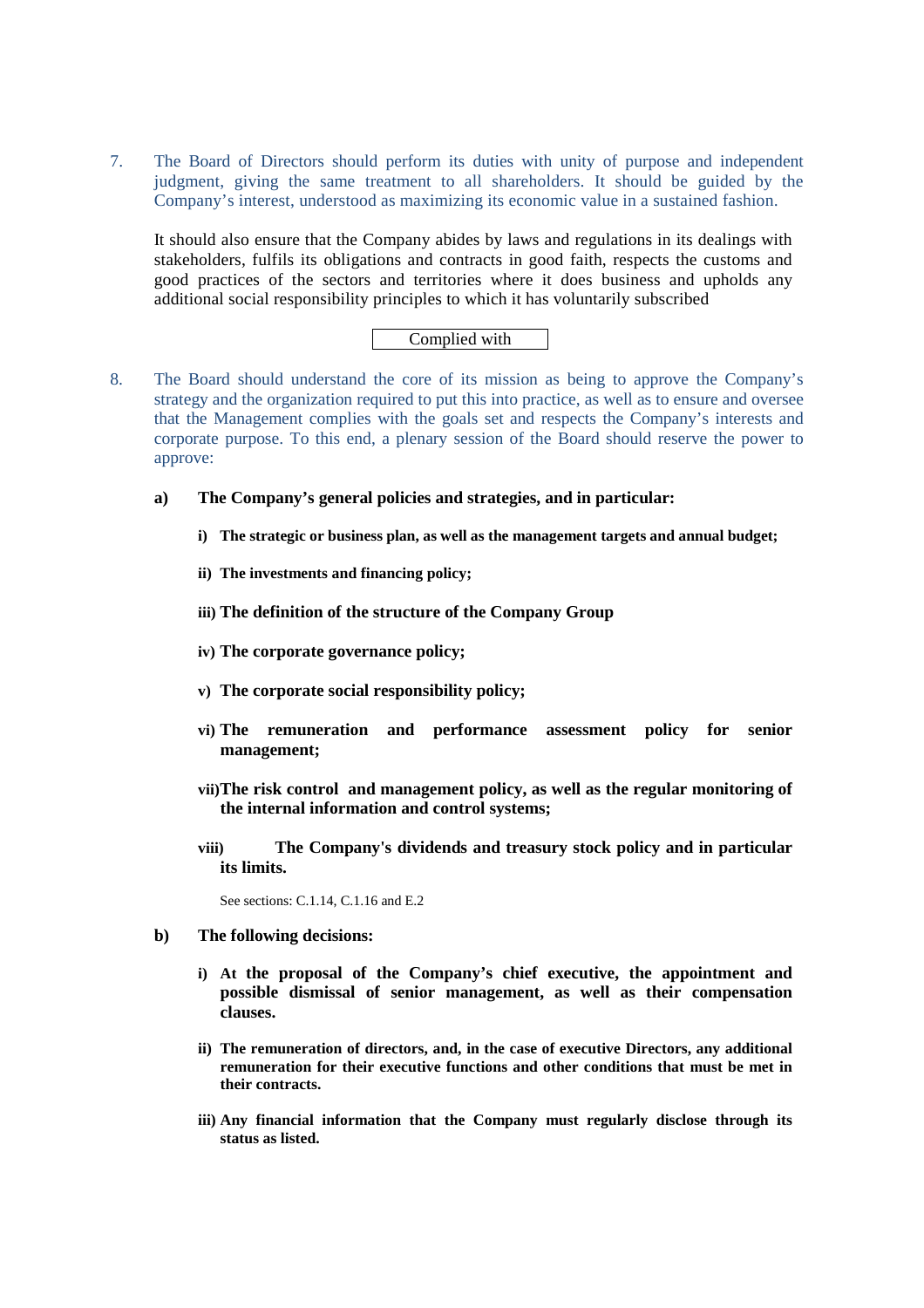7. The Board of Directors should perform its duties with unity of purpose and independent judgment, giving the same treatment to all shareholders. It should be guided by the Company's interest, understood as maximizing its economic value in a sustained fashion.

   It should also ensure that the Company abides by laws and regulations in its dealings with stakeholders, fulfils its obligations and contracts in good faith, respects the customs and good practices of the sectors and territories where it does business and upholds any additional social responsibility principles to which it has voluntarily subscribed

   Complied with

8. The Board should understand the core of its mission as being to approve the Company's strategy and the organization required to put this into practice, as well as to ensure and oversee that the Management complies with the goals set and respects the Company's interests and corporate purpose. To this end, a plenary session of the Board should reserve the power to approve:

   **a) The Company's general policies and strategies, and in particular:**

   - **i) The strategic or business plan, as well as the management targets and annual budget;**
   - **ii) The investments and financing policy;**
   - **iii) The definition of the structure of the Company Group**
   - **iv) The corporate governance policy;**
   - **v) The corporate social responsibility policy;**
   - **vi) The remuneration and performance assessment policy for senior management;**
   - **vii) The risk control and management policy, as well as the regular monitoring of the internal information and control systems;**
   - **viii) The Company's dividends and treasury stock policy and in particular its limits.**

   See sections: C.1.14, C.1.16 and E.2

   **b) The following decisions:**

   - **i) At the proposal of the Company's chief executive, the appointment and possible dismissal of senior management, as well as their compensation clauses.**
   - **ii) The remuneration of directors, and, in the case of executive Directors, any additional remuneration for their executive functions and other conditions that must be met in their contracts.**
   - **iii) Any financial information that the Company must regularly disclose through its status as listed.**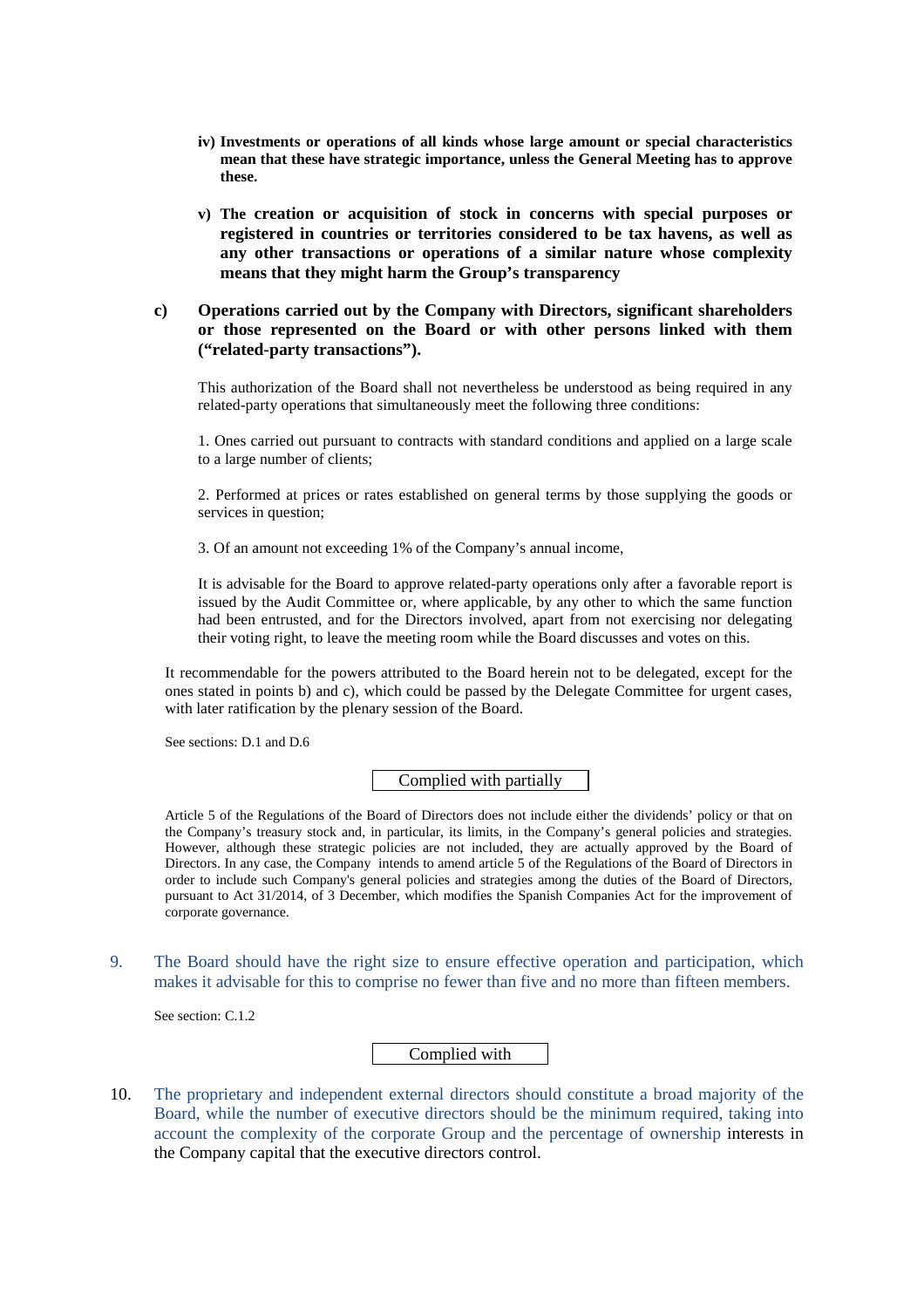**iv) Investments or operations of all kinds whose large amount or special characteristics mean that these have strategic importance, unless the General Meeting has to approve these.**

**v) The creation or acquisition of stock in concerns with special purposes or registered in countries or territories considered to be tax havens, as well as any other transactions or operations of a similar nature whose complexity means that they might harm the Group's transparency**

**c) Operations carried out by the Company with Directors, significant shareholders or those represented on the Board or with other persons linked with them ("related-party transactions").**

This authorization of the Board shall not nevertheless be understood as being required in any related-party operations that simultaneously meet the following three conditions:

1. Ones carried out pursuant to contracts with standard conditions and applied on a large scale to a large number of clients;

2. Performed at prices or rates established on general terms by those supplying the goods or services in question;

3. Of an amount not exceeding 1% of the Company's annual income,

It is advisable for the Board to approve related-party operations only after a favorable report is issued by the Audit Committee or, where applicable, by any other to which the same function had been entrusted, and for the Directors involved, apart from not exercising nor delegating their voting right, to leave the meeting room while the Board discusses and votes on this.

It recommendable for the powers attributed to the Board herein not to be delegated, except for the ones stated in points b) and c), which could be passed by the Delegate Committee for urgent cases, with later ratification by the plenary session of the Board.

See sections: D.1 and D.6

Complied with partially

Article 5 of the Regulations of the Board of Directors does not include either the dividends' policy or that on the Company's treasury stock and, in particular, its limits, in the Company's general policies and strategies. However, although these strategic policies are not included, they are actually approved by the Board of Directors. In any case, the Company intends to amend article 5 of the Regulations of the Board of Directors in order to include such Company's general policies and strategies among the duties of the Board of Directors, pursuant to Act 31/2014, of 3 December, which modifies the Spanish Companies Act for the improvement of corporate governance.

9. The Board should have the right size to ensure effective operation and participation, which makes it advisable for this to comprise no fewer than five and no more than fifteen members.

See section: C.1.2

Complied with

10. The proprietary and independent external directors should constitute a broad majority of the Board, while the number of executive directors should be the minimum required, taking into account the complexity of the corporate Group and the percentage of ownership interests in the Company capital that the executive directors control.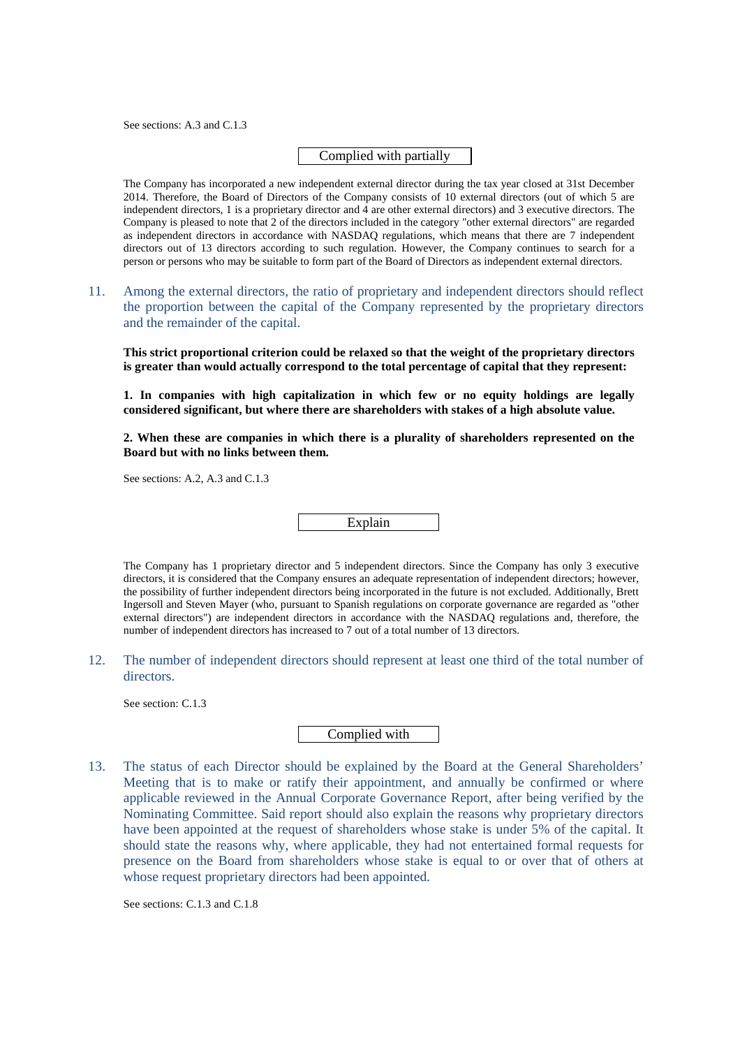See sections: A.3 and C.1.3

Complied with partially

The Company has incorporated a new independent external director during the tax year closed at 31st December 2014. Therefore, the Board of Directors of the Company consists of 10 external directors (out of which 5 are independent directors, 1 is a proprietary director and 4 are other external directors) and 3 executive directors. The Company is pleased to note that 2 of the directors included in the category "other external directors" are regarded as independent directors in accordance with NASDAQ regulations, which means that there are 7 independent directors out of 13 directors according to such regulation. However, the Company continues to search for a person or persons who may be suitable to form part of the Board of Directors as independent external directors.

11. Among the external directors, the ratio of proprietary and independent directors should reflect the proportion between the capital of the Company represented by the proprietary directors and the remainder of the capital.

**This strict proportional criterion could be relaxed so that the weight of the proprietary directors is greater than would actually correspond to the total percentage of capital that they represent:**

**1. In companies with high capitalization in which few or no equity holdings are legally considered significant, but where there are shareholders with stakes of a high absolute value.**

**2. When these are companies in which there is a plurality of shareholders represented on the Board but with no links between them.**

See sections: A.2, A.3 and C.1.3

Explain

The Company has 1 proprietary director and 5 independent directors. Since the Company has only 3 executive directors, it is considered that the Company ensures an adequate representation of independent directors; however, the possibility of further independent directors being incorporated in the future is not excluded. Additionally, Brett Ingersoll and Steven Mayer (who, pursuant to Spanish regulations on corporate governance are regarded as "other external directors") are independent directors in accordance with the NASDAQ regulations and, therefore, the number of independent directors has increased to 7 out of a total number of 13 directors.

12. The number of independent directors should represent at least one third of the total number of directors.

See section: C.1.3

Complied with

13. The status of each Director should be explained by the Board at the General Shareholders' Meeting that is to make or ratify their appointment, and annually be confirmed or where applicable reviewed in the Annual Corporate Governance Report, after being verified by the Nominating Committee. Said report should also explain the reasons why proprietary directors have been appointed at the request of shareholders whose stake is under 5% of the capital. It should state the reasons why, where applicable, they had not entertained formal requests for presence on the Board from shareholders whose stake is equal to or over that of others at whose request proprietary directors had been appointed.

See sections: C.1.3 and C.1.8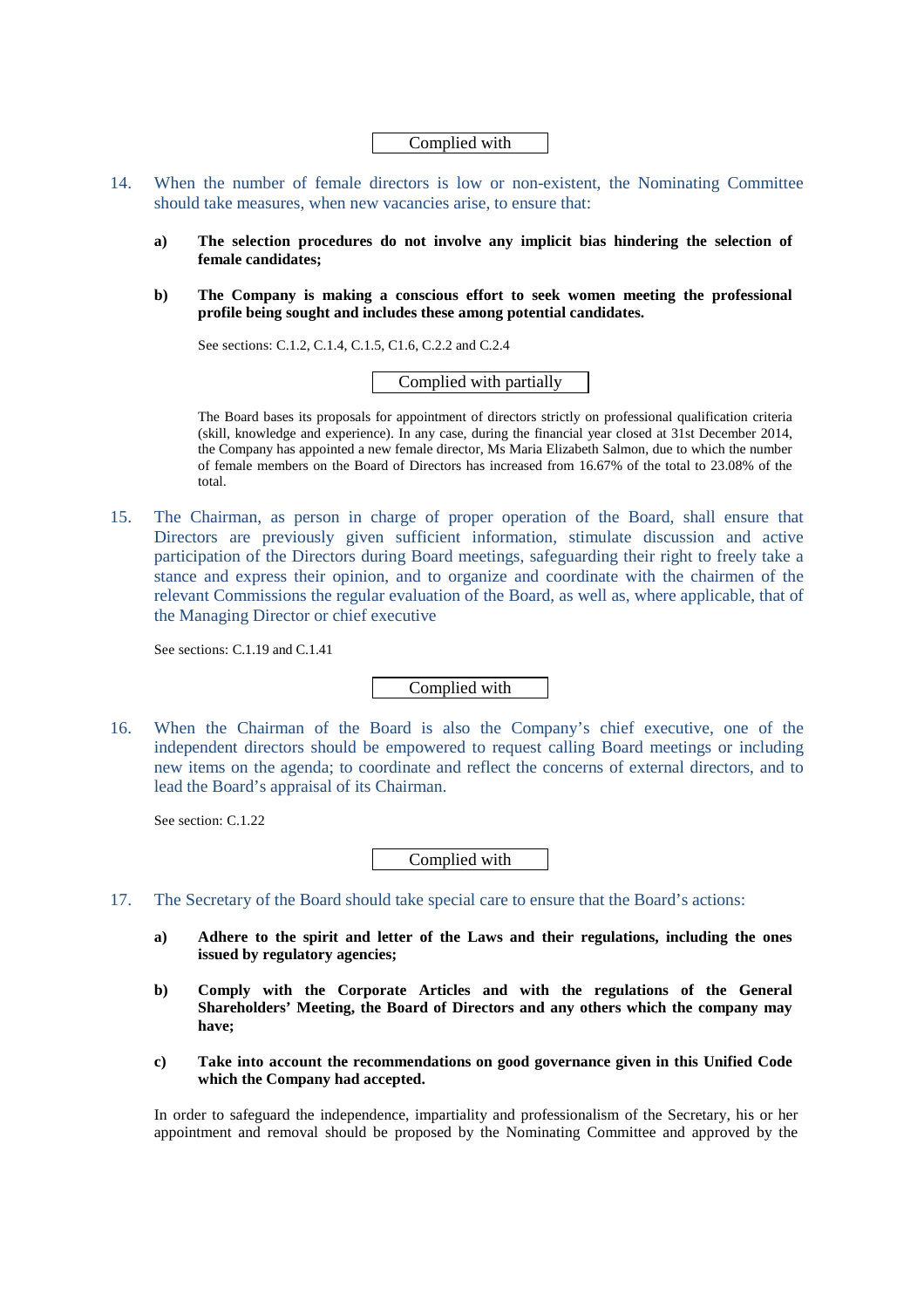Complied with

14. When the number of female directors is low or non-existent, the Nominating Committee should take measures, when new vacancies arise, to ensure that:

    **a)** **The selection procedures do not involve any implicit bias hindering the selection of female candidates;**

    **b)** **The Company is making a conscious effort to seek women meeting the professional profile being sought and includes these among potential candidates.**

    See sections: C.1.2, C.1.4, C.1.5, C1.6, C.2.2 and C.2.4

    Complied with partially

    The Board bases its proposals for appointment of directors strictly on professional qualification criteria (skill, knowledge and experience). In any case, during the financial year closed at 31st December 2014, the Company has appointed a new female director, Ms Maria Elizabeth Salmon, due to which the number of female members on the Board of Directors has increased from 16.67% of the total to 23.08% of the total.

15. The Chairman, as person in charge of proper operation of the Board, shall ensure that Directors are previously given sufficient information, stimulate discussion and active participation of the Directors during Board meetings, safeguarding their right to freely take a stance and express their opinion, and to organize and coordinate with the chairmen of the relevant Commissions the regular evaluation of the Board, as well as, where applicable, that of the Managing Director or chief executive

    See sections: C.1.19 and C.1.41

    Complied with

16. When the Chairman of the Board is also the Company's chief executive, one of the independent directors should be empowered to request calling Board meetings or including new items on the agenda; to coordinate and reflect the concerns of external directors, and to lead the Board's appraisal of its Chairman.

    See section: C.1.22

    Complied with

17. The Secretary of the Board should take special care to ensure that the Board's actions:

    **a)** **Adhere to the spirit and letter of the Laws and their regulations, including the ones issued by regulatory agencies;**

    **b)** **Comply with the Corporate Articles and with the regulations of the General Shareholders' Meeting, the Board of Directors and any others which the company may have;**

    **c)** **Take into account the recommendations on good governance given in this Unified Code which the Company had accepted.**

    In order to safeguard the independence, impartiality and professionalism of the Secretary, his or her appointment and removal should be proposed by the Nominating Committee and approved by the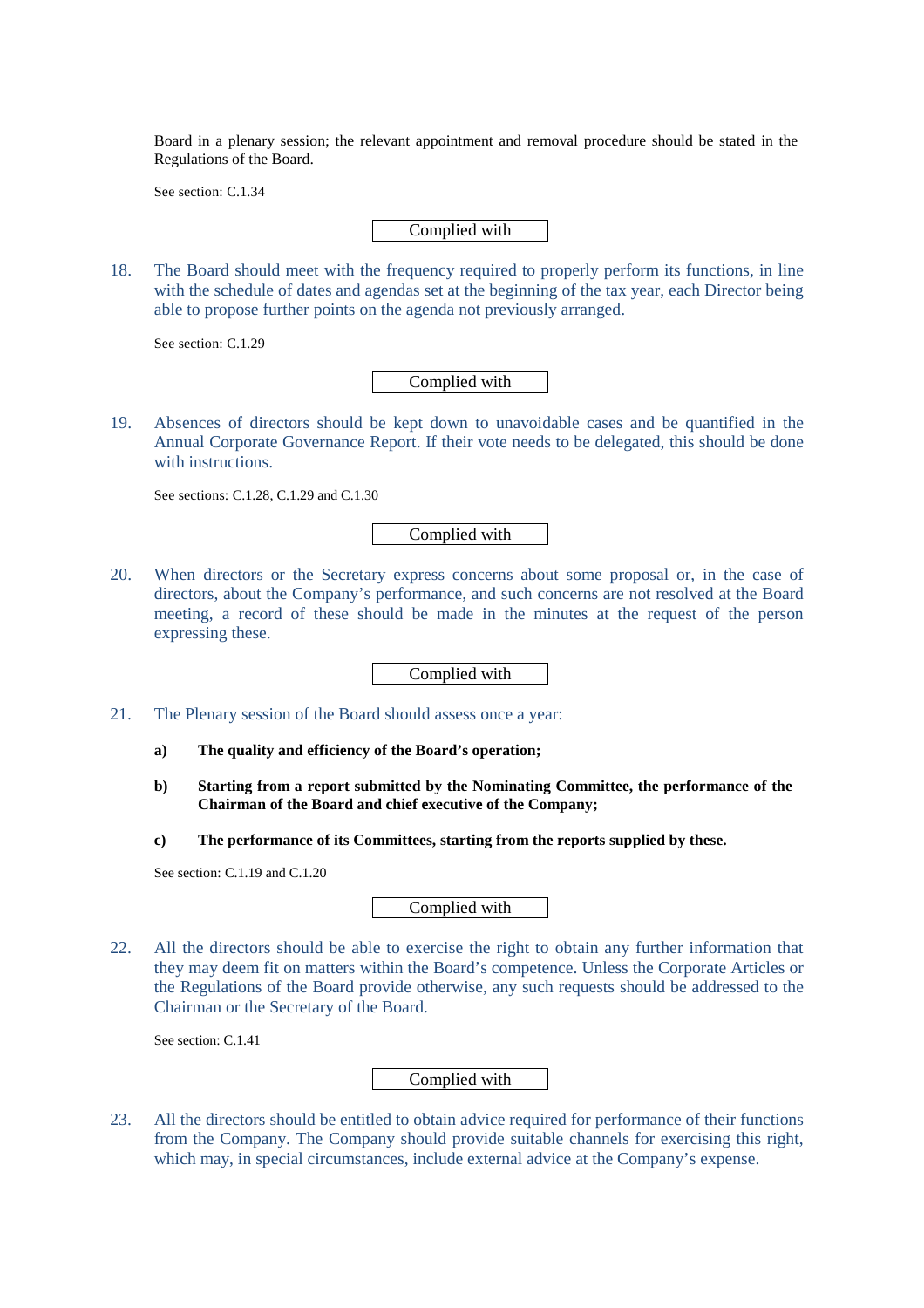Board in a plenary session; the relevant appointment and removal procedure should be stated in the Regulations of the Board.

See section: C.1.34

Complied with

18. The Board should meet with the frequency required to properly perform its functions, in line with the schedule of dates and agendas set at the beginning of the tax year, each Director being able to propose further points on the agenda not previously arranged.

See section: C.1.29

Complied with

19. Absences of directors should be kept down to unavoidable cases and be quantified in the Annual Corporate Governance Report. If their vote needs to be delegated, this should be done with instructions.

See sections: C.1.28, C.1.29 and C.1.30

Complied with

20. When directors or the Secretary express concerns about some proposal or, in the case of directors, about the Company's performance, and such concerns are not resolved at the Board meeting, a record of these should be made in the minutes at the request of the person expressing these.

Complied with

21. The Plenary session of the Board should assess once a year:

    **a) The quality and efficiency of the Board's operation;**

    **b) Starting from a report submitted by the Nominating Committee, the performance of the Chairman of the Board and chief executive of the Company;**

    **c) The performance of its Committees, starting from the reports supplied by these.**

See section: C.1.19 and C.1.20

Complied with

22. All the directors should be able to exercise the right to obtain any further information that they may deem fit on matters within the Board's competence. Unless the Corporate Articles or the Regulations of the Board provide otherwise, any such requests should be addressed to the Chairman or the Secretary of the Board.

See section: C.1.41

Complied with

23. All the directors should be entitled to obtain advice required for performance of their functions from the Company. The Company should provide suitable channels for exercising this right, which may, in special circumstances, include external advice at the Company's expense.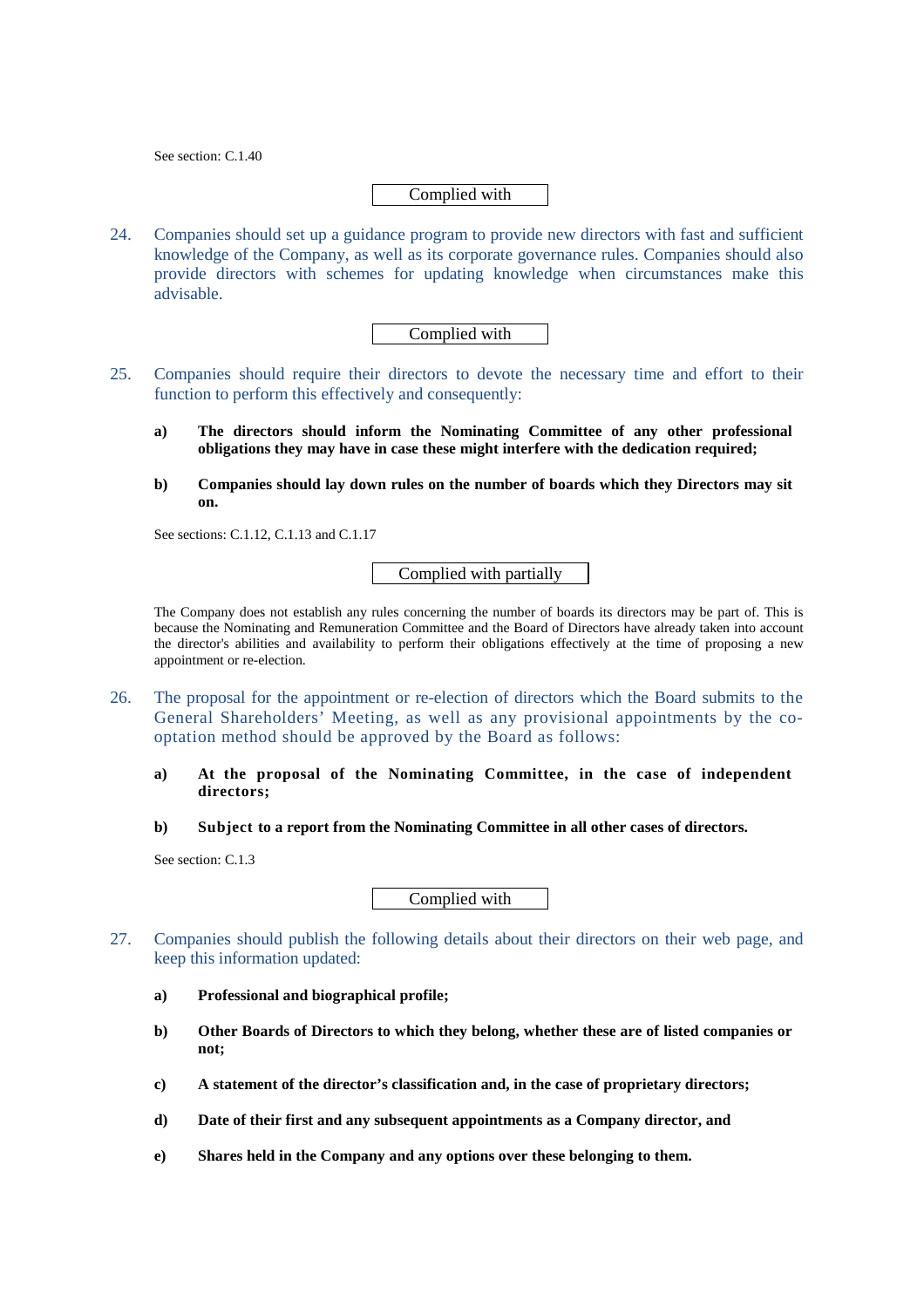See section: C.1.40

Complied with

24. Companies should set up a guidance program to provide new directors with fast and sufficient knowledge of the Company, as well as its corporate governance rules. Companies should also provide directors with schemes for updating knowledge when circumstances make this advisable.

Complied with

25. Companies should require their directors to devote the necessary time and effort to their function to perform this effectively and consequently:

    **a) The directors should inform the Nominating Committee of any other professional obligations they may have in case these might interfere with the dedication required;**

    **b) Companies should lay down rules on the number of boards which they Directors may sit on.**

See sections: C.1.12, C.1.13 and C.1.17

Complied with partially

The Company does not establish any rules concerning the number of boards its directors may be part of. This is because the Nominating and Remuneration Committee and the Board of Directors have already taken into account the director's abilities and availability to perform their obligations effectively at the time of proposing a new appointment or re-election.

26. The proposal for the appointment or re-election of directors which the Board submits to the General Shareholders' Meeting, as well as any provisional appointments by the co-optation method should be approved by the Board as follows:

    **a) At the proposal of the Nominating Committee, in the case of independent directors;**

    **b) Subject to a report from the Nominating Committee in all other cases of directors.**

See section: C.1.3

Complied with

27. Companies should publish the following details about their directors on their web page, and keep this information updated:

    **a) Professional and biographical profile;**

    **b) Other Boards of Directors to which they belong, whether these are of listed companies or not;**

    **c) A statement of the director's classification and, in the case of proprietary directors;**

    **d) Date of their first and any subsequent appointments as a Company director, and**

    **e) Shares held in the Company and any options over these belonging to them.**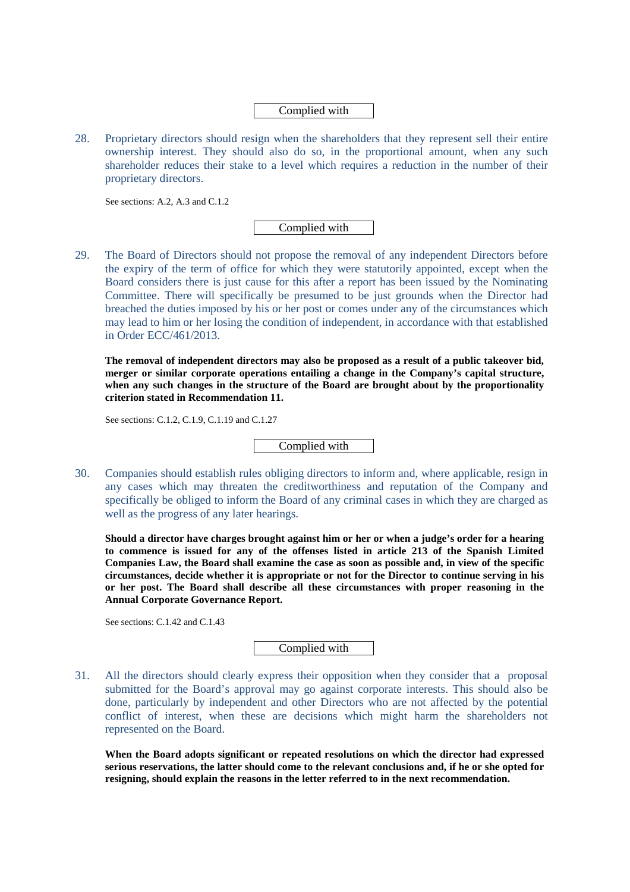Complied with

28. Proprietary directors should resign when the shareholders that they represent sell their entire ownership interest. They should also do so, in the proportional amount, when any such shareholder reduces their stake to a level which requires a reduction in the number of their proprietary directors.

See sections: A.2, A.3 and C.1.2

Complied with

29. The Board of Directors should not propose the removal of any independent Directors before the expiry of the term of office for which they were statutorily appointed, except when the Board considers there is just cause for this after a report has been issued by the Nominating Committee. There will specifically be presumed to be just grounds when the Director had breached the duties imposed by his or her post or comes under any of the circumstances which may lead to him or her losing the condition of independent, in accordance with that established in Order ECC/461/2013.

**The removal of independent directors may also be proposed as a result of a public takeover bid, merger or similar corporate operations entailing a change in the Company's capital structure, when any such changes in the structure of the Board are brought about by the proportionality criterion stated in Recommendation 11.**

See sections: C.1.2, C.1.9, C.1.19 and C.1.27

Complied with

30. Companies should establish rules obliging directors to inform and, where applicable, resign in any cases which may threaten the creditworthiness and reputation of the Company and specifically be obliged to inform the Board of any criminal cases in which they are charged as well as the progress of any later hearings.

**Should a director have charges brought against him or her or when a judge's order for a hearing to commence is issued for any of the offenses listed in article 213 of the Spanish Limited Companies Law, the Board shall examine the case as soon as possible and, in view of the specific circumstances, decide whether it is appropriate or not for the Director to continue serving in his or her post. The Board shall describe all these circumstances with proper reasoning in the Annual Corporate Governance Report.**

See sections: C.1.42 and C.1.43

Complied with

31. All the directors should clearly express their opposition when they consider that a proposal submitted for the Board's approval may go against corporate interests. This should also be done, particularly by independent and other Directors who are not affected by the potential conflict of interest, when these are decisions which might harm the shareholders not represented on the Board.

**When the Board adopts significant or repeated resolutions on which the director had expressed serious reservations, the latter should come to the relevant conclusions and, if he or she opted for resigning, should explain the reasons in the letter referred to in the next recommendation.**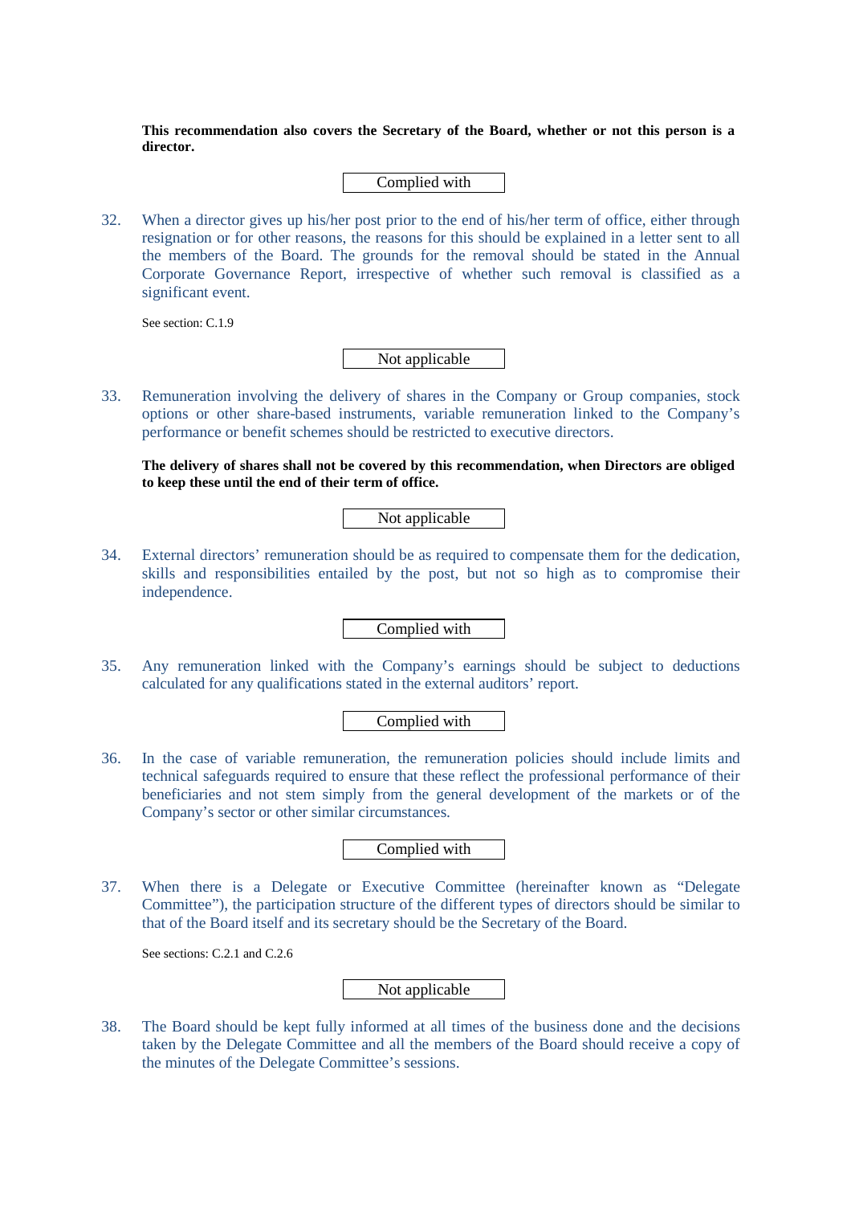**This recommendation also covers the Secretary of the Board, whether or not this person is a director.**

Complied with

32. When a director gives up his/her post prior to the end of his/her term of office, either through resignation or for other reasons, the reasons for this should be explained in a letter sent to all the members of the Board. The grounds for the removal should be stated in the Annual Corporate Governance Report, irrespective of whether such removal is classified as a significant event.

See section: C.1.9

Not applicable

33. Remuneration involving the delivery of shares in the Company or Group companies, stock options or other share-based instruments, variable remuneration linked to the Company's performance or benefit schemes should be restricted to executive directors.

**The delivery of shares shall not be covered by this recommendation, when Directors are obliged to keep these until the end of their term of office.**

Not applicable

34. External directors' remuneration should be as required to compensate them for the dedication, skills and responsibilities entailed by the post, but not so high as to compromise their independence.

Complied with

35. Any remuneration linked with the Company's earnings should be subject to deductions calculated for any qualifications stated in the external auditors' report.

Complied with

36. In the case of variable remuneration, the remuneration policies should include limits and technical safeguards required to ensure that these reflect the professional performance of their beneficiaries and not stem simply from the general development of the markets or of the Company's sector or other similar circumstances.

Complied with

37. When there is a Delegate or Executive Committee (hereinafter known as "Delegate Committee"), the participation structure of the different types of directors should be similar to that of the Board itself and its secretary should be the Secretary of the Board.

See sections: C.2.1 and C.2.6

Not applicable

38. The Board should be kept fully informed at all times of the business done and the decisions taken by the Delegate Committee and all the members of the Board should receive a copy of the minutes of the Delegate Committee's sessions.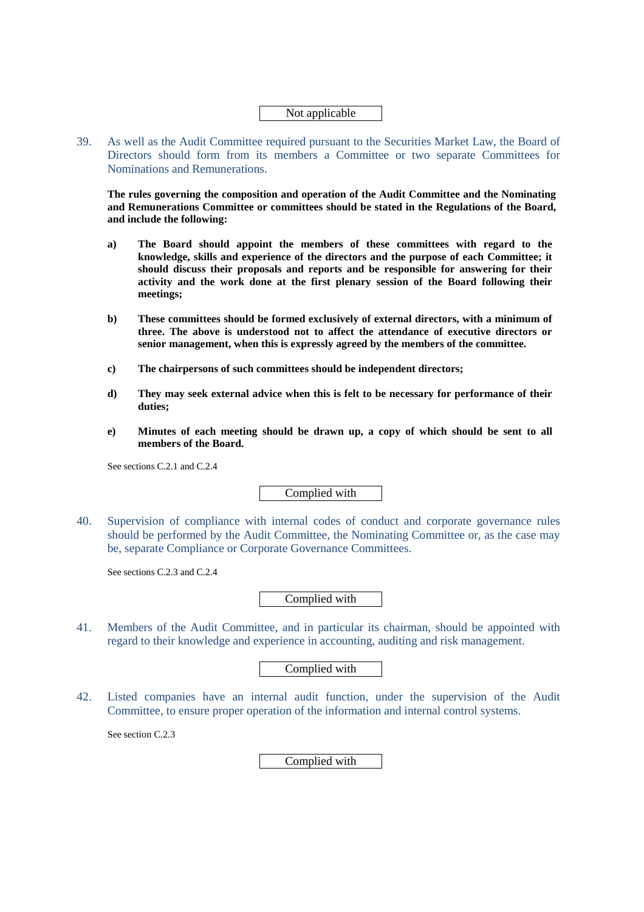Not applicable

39. As well as the Audit Committee required pursuant to the Securities Market Law, the Board of Directors should form from its members a Committee or two separate Committees for Nominations and Remunerations.

**The rules governing the composition and operation of the Audit Committee and the Nominating and Remunerations Committee or committees should be stated in the Regulations of the Board, and include the following:**

**a)** **The Board should appoint the members of these committees with regard to the knowledge, skills and experience of the directors and the purpose of each Committee; it should discuss their proposals and reports and be responsible for answering for their activity and the work done at the first plenary session of the Board following their meetings;**

**b)** **These committees should be formed exclusively of external directors, with a minimum of three. The above is understood not to affect the attendance of executive directors or senior management, when this is expressly agreed by the members of the committee.**

**c)** **The chairpersons of such committees should be independent directors;**

**d)** **They may seek external advice when this is felt to be necessary for performance of their duties;**

**e)** **Minutes of each meeting should be drawn up, a copy of which should be sent to all members of the Board.**

See sections C.2.1 and C.2.4

Complied with

40. Supervision of compliance with internal codes of conduct and corporate governance rules should be performed by the Audit Committee, the Nominating Committee or, as the case may be, separate Compliance or Corporate Governance Committees.

See sections C.2.3 and C.2.4

Complied with

41. Members of the Audit Committee, and in particular its chairman, should be appointed with regard to their knowledge and experience in accounting, auditing and risk management.

Complied with

42. Listed companies have an internal audit function, under the supervision of the Audit Committee, to ensure proper operation of the information and internal control systems.

See section C.2.3

Complied with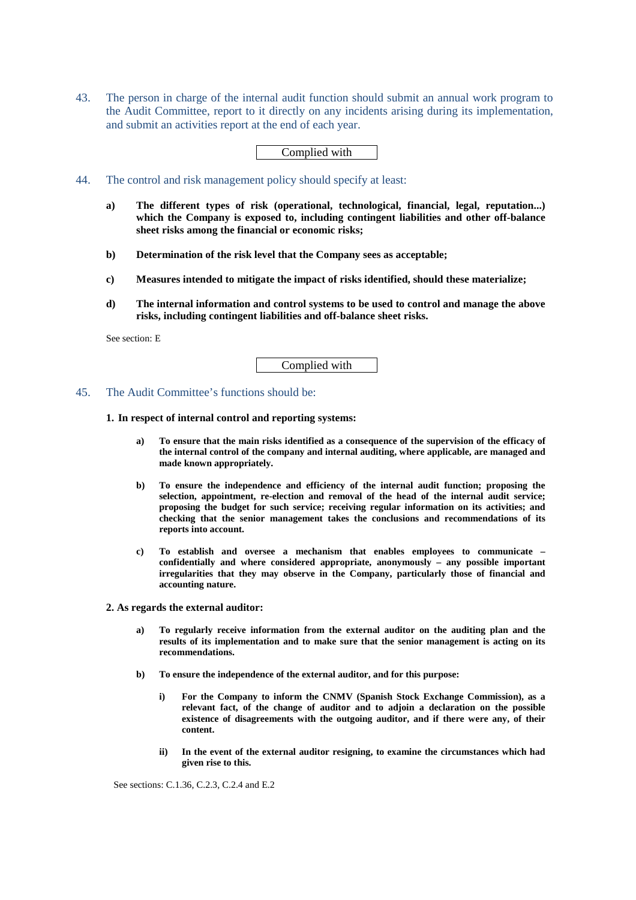43. The person in charge of the internal audit function should submit an annual work program to the Audit Committee, report to it directly on any incidents arising during its implementation, and submit an activities report at the end of each year.

Complied with

44. The control and risk management policy should specify at least:

**a)** **The different types of risk (operational, technological, financial, legal, reputation...) which the Company is exposed to, including contingent liabilities and other off-balance sheet risks among the financial or economic risks;**

**b)** **Determination of the risk level that the Company sees as acceptable;**

**c)** **Measures intended to mitigate the impact of risks identified, should these materialize;**

**d)** **The internal information and control systems to be used to control and manage the above risks, including contingent liabilities and off-balance sheet risks.**

See section: E

Complied with

45. The Audit Committee's functions should be:

**1. In respect of internal control and reporting systems:**

**a)** **To ensure that the main risks identified as a consequence of the supervision of the efficacy of the internal control of the company and internal auditing, where applicable, are managed and made known appropriately.**

**b)** **To ensure the independence and efficiency of the internal audit function; proposing the selection, appointment, re-election and removal of the head of the internal audit service; proposing the budget for such service; receiving regular information on its activities; and checking that the senior management takes the conclusions and recommendations of its reports into account.**

**c)** **To establish and oversee a mechanism that enables employees to communicate – confidentially and where considered appropriate, anonymously – any possible important irregularities that they may observe in the Company, particularly those of financial and accounting nature.**

**2. As regards the external auditor:**

**a)** **To regularly receive information from the external auditor on the auditing plan and the results of its implementation and to make sure that the senior management is acting on its recommendations.**

**b)** **To ensure the independence of the external auditor, and for this purpose:**

**i)** **For the Company to inform the CNMV (Spanish Stock Exchange Commission), as a relevant fact, of the change of auditor and to adjoin a declaration on the possible existence of disagreements with the outgoing auditor, and if there were any, of their content.**

**ii)** **In the event of the external auditor resigning, to examine the circumstances which had given rise to this.**

See sections: C.1.36, C.2.3, C.2.4 and E.2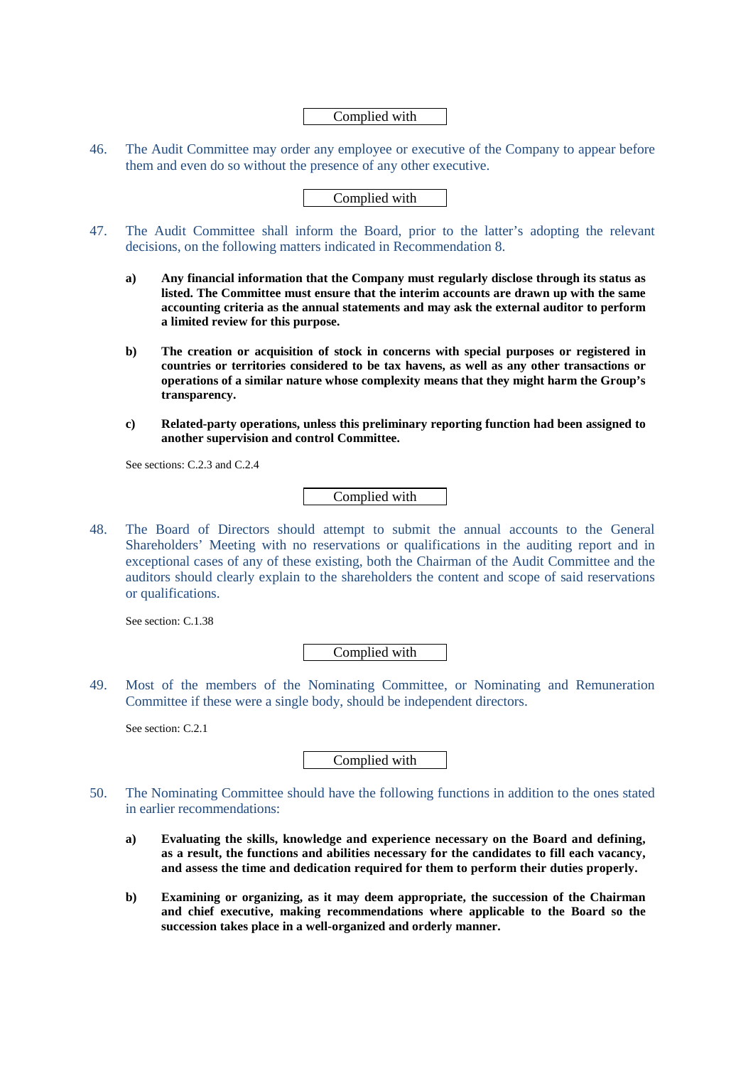Complied with

46. The Audit Committee may order any employee or executive of the Company to appear before them and even do so without the presence of any other executive.

Complied with

47. The Audit Committee shall inform the Board, prior to the latter's adopting the relevant decisions, on the following matters indicated in Recommendation 8.

    **a)** **Any financial information that the Company must regularly disclose through its status as listed. The Committee must ensure that the interim accounts are drawn up with the same accounting criteria as the annual statements and may ask the external auditor to perform a limited review for this purpose.**

    **b)** **The creation or acquisition of stock in concerns with special purposes or registered in countries or territories considered to be tax havens, as well as any other transactions or operations of a similar nature whose complexity means that they might harm the Group's transparency.**

    **c)** **Related-party operations, unless this preliminary reporting function had been assigned to another supervision and control Committee.**

    See sections: C.2.3 and C.2.4

Complied with

48. The Board of Directors should attempt to submit the annual accounts to the General Shareholders' Meeting with no reservations or qualifications in the auditing report and in exceptional cases of any of these existing, both the Chairman of the Audit Committee and the auditors should clearly explain to the shareholders the content and scope of said reservations or qualifications.

    See section: C.1.38

Complied with

49. Most of the members of the Nominating Committee, or Nominating and Remuneration Committee if these were a single body, should be independent directors.

    See section: C.2.1

Complied with

50. The Nominating Committee should have the following functions in addition to the ones stated in earlier recommendations:

    **a)** **Evaluating the skills, knowledge and experience necessary on the Board and defining, as a result, the functions and abilities necessary for the candidates to fill each vacancy, and assess the time and dedication required for them to perform their duties properly.**

    **b)** **Examining or organizing, as it may deem appropriate, the succession of the Chairman and chief executive, making recommendations where applicable to the Board so the succession takes place in a well-organized and orderly manner.**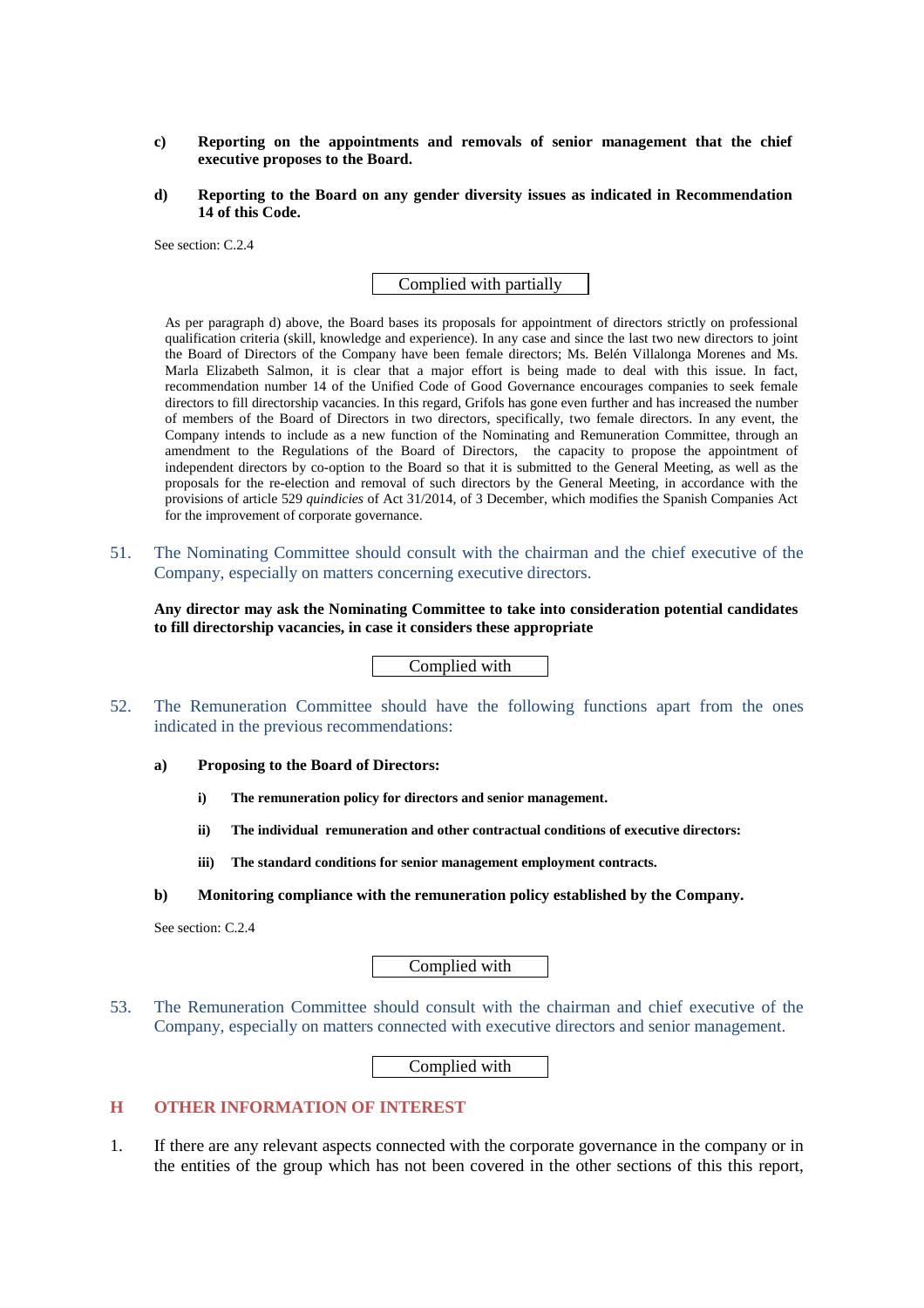**c) Reporting on the appointments and removals of senior management that the chief executive proposes to the Board.**

**d) Reporting to the Board on any gender diversity issues as indicated in Recommendation 14 of this Code.**

See section: C.2.4

Complied with partially

As per paragraph d) above, the Board bases its proposals for appointment of directors strictly on professional qualification criteria (skill, knowledge and experience). In any case and since the last two new directors to joint the Board of Directors of the Company have been female directors; Ms. Belén Villalonga Morenes and Ms. Marla Elizabeth Salmon, it is clear that a major effort is being made to deal with this issue. In fact, recommendation number 14 of the Unified Code of Good Governance encourages companies to seek female directors to fill directorship vacancies. In this regard, Grifols has gone even further and has increased the number of members of the Board of Directors in two directors, specifically, two female directors. In any event, the Company intends to include as a new function of the Nominating and Remuneration Committee, through an amendment to the Regulations of the Board of Directors, the capacity to propose the appointment of independent directors by co-option to the Board so that it is submitted to the General Meeting, as well as the proposals for the re-election and removal of such directors by the General Meeting, in accordance with the provisions of article 529 *quindicies* of Act 31/2014, of 3 December, which modifies the Spanish Companies Act for the improvement of corporate governance.

51. The Nominating Committee should consult with the chairman and the chief executive of the Company, especially on matters concerning executive directors.

**Any director may ask the Nominating Committee to take into consideration potential candidates to fill directorship vacancies, in case it considers these appropriate**

Complied with

52. The Remuneration Committee should have the following functions apart from the ones indicated in the previous recommendations:

**a) Proposing to the Board of Directors:**

**i) The remuneration policy for directors and senior management.**

**ii) The individual remuneration and other contractual conditions of executive directors:**

**iii) The standard conditions for senior management employment contracts.**

**b) Monitoring compliance with the remuneration policy established by the Company.**

See section: C.2.4

Complied with

53. The Remuneration Committee should consult with the chairman and chief executive of the Company, especially on matters connected with executive directors and senior management.

Complied with

## H OTHER INFORMATION OF INTEREST

1. If there are any relevant aspects connected with the corporate governance in the company or in the entities of the group which has not been covered in the other sections of this this report,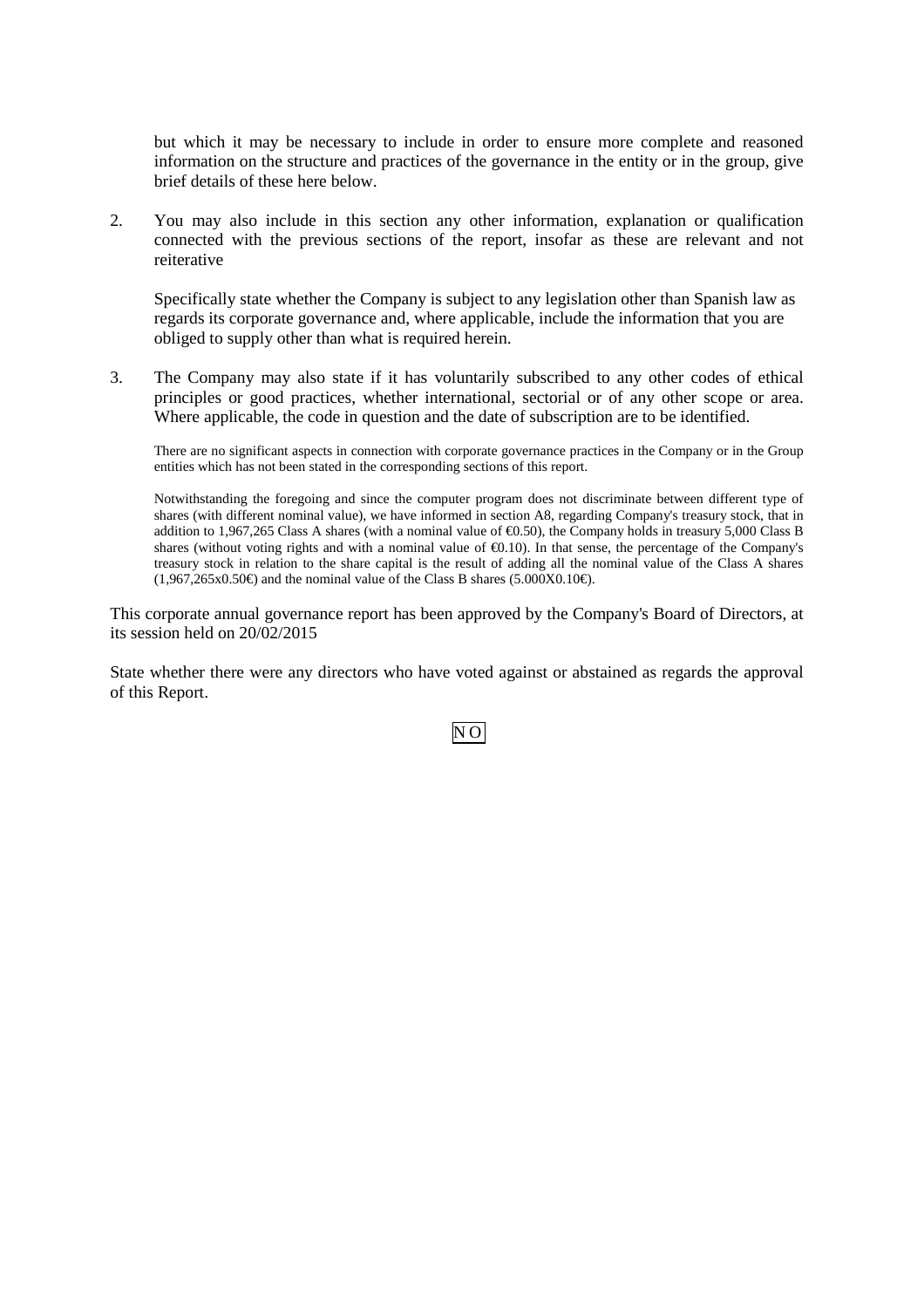but which it may be necessary to include in order to ensure more complete and reasoned information on the structure and practices of the governance in the entity or in the group, give brief details of these here below.

2. You may also include in this section any other information, explanation or qualification connected with the previous sections of the report, insofar as these are relevant and not reiterative

   Specifically state whether the Company is subject to any legislation other than Spanish law as regards its corporate governance and, where applicable, include the information that you are obliged to supply other than what is required herein.

3. The Company may also state if it has voluntarily subscribed to any other codes of ethical principles or good practices, whether international, sectorial or of any other scope or area. Where applicable, the code in question and the date of subscription are to be identified.

   There are no significant aspects in connection with corporate governance practices in the Company or in the Group entities which has not been stated in the corresponding sections of this report.

   Notwithstanding the foregoing and since the computer program does not discriminate between different type of shares (with different nominal value), we have informed in section A8, regarding Company's treasury stock, that in addition to 1,967,265 Class A shares (with a nominal value of €0.50), the Company holds in treasury 5,000 Class B shares (without voting rights and with a nominal value of €0.10). In that sense, the percentage of the Company's treasury stock in relation to the share capital is the result of adding all the nominal value of the Class A shares (1,967,265x0.50€) and the nominal value of the Class B shares (5.000X0.10€).

This corporate annual governance report has been approved by the Company's Board of Directors, at its session held on 20/02/2015

State whether there were any directors who have voted against or abstained as regards the approval of this Report.

NO